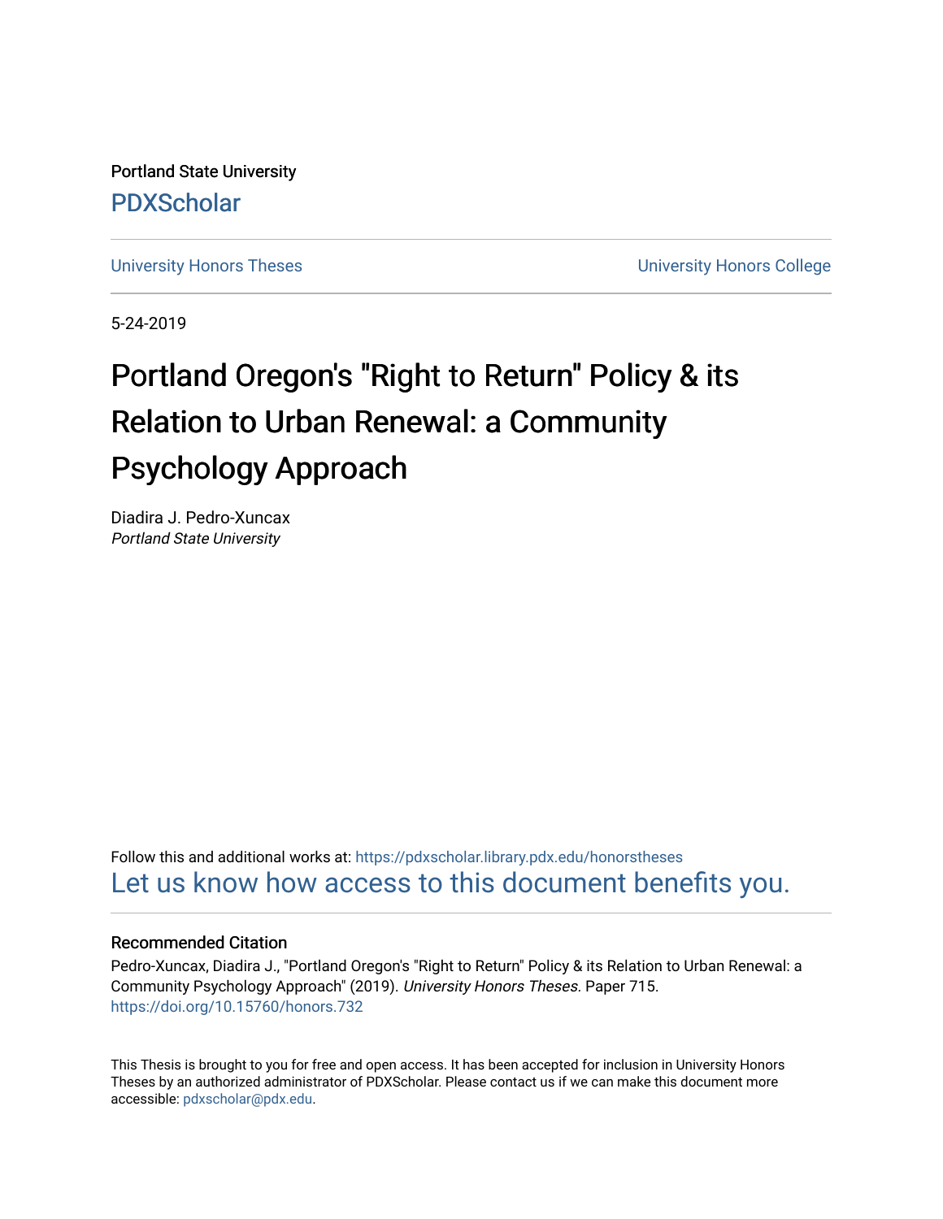Portland State University

PDXScholar

University Honors Theses

University Honors College

5-24-2019

# Portland Oregon's "Right to Return" Policy & its Relation to Urban Renewal: a Community Psychology Approach

Diadira J. Pedro-Xuncax
*Portland State University*

Follow this and additional works at: https://pdxscholar.library.pdx.edu/honorstheses

Let us know how access to this document benefits you.

### Recommended Citation

Pedro-Xuncax, Diadira J., "Portland Oregon's "Right to Return" Policy & its Relation to Urban Renewal: a Community Psychology Approach" (2019). *University Honors Theses*. Paper 715.
https://doi.org/10.15760/honors.732

This Thesis is brought to you for free and open access. It has been accepted for inclusion in University Honors Theses by an authorized administrator of PDXScholar. Please contact us if we can make this document more accessible: pdxscholar@pdx.edu.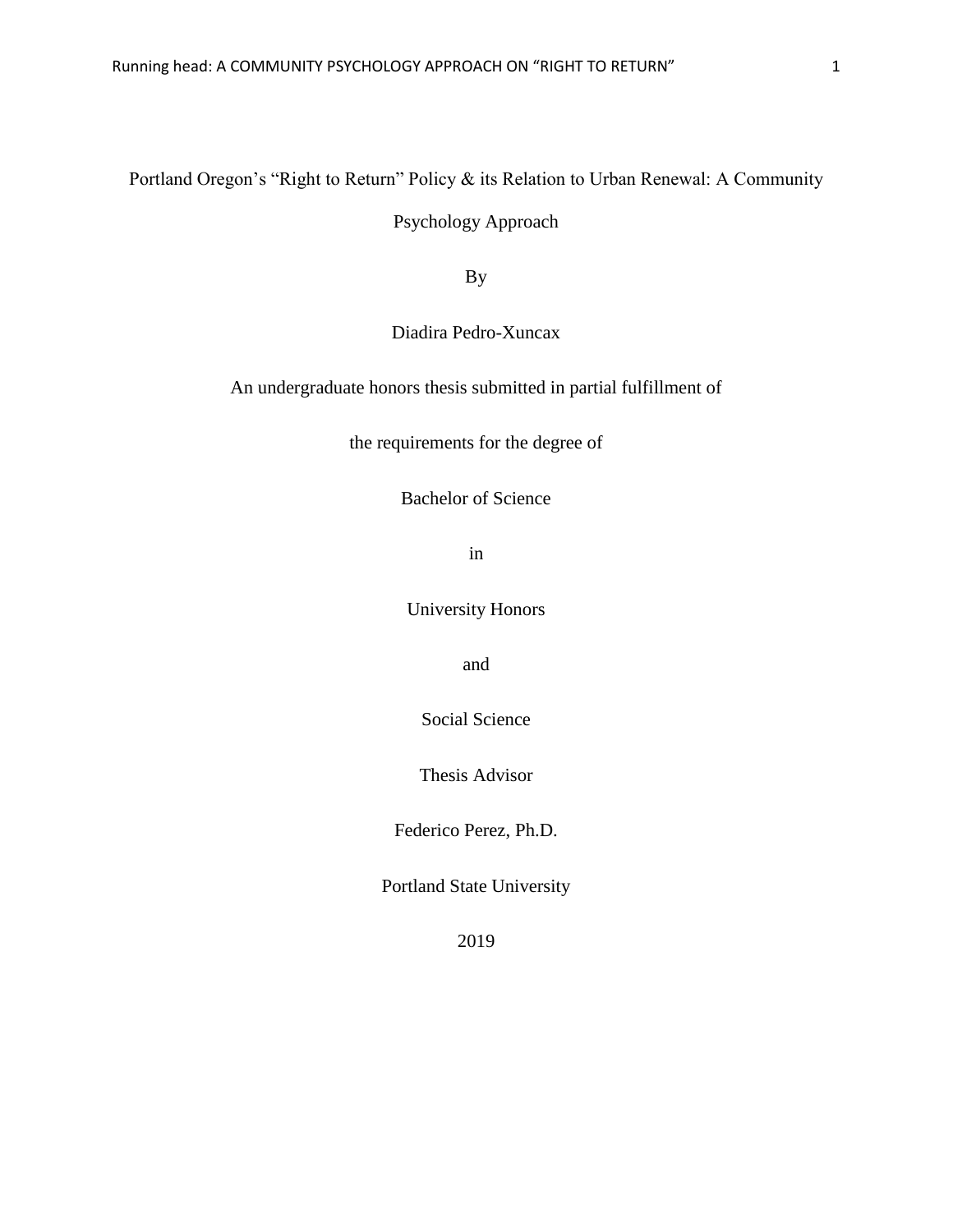Portland Oregon's "Right to Return" Policy & its Relation to Urban Renewal: A Community Psychology Approach

By

Diadira Pedro-Xuncax

An undergraduate honors thesis submitted in partial fulfillment of

the requirements for the degree of

Bachelor of Science

in

University Honors

and

Social Science

Thesis Advisor

Federico Perez, Ph.D.

Portland State University

2019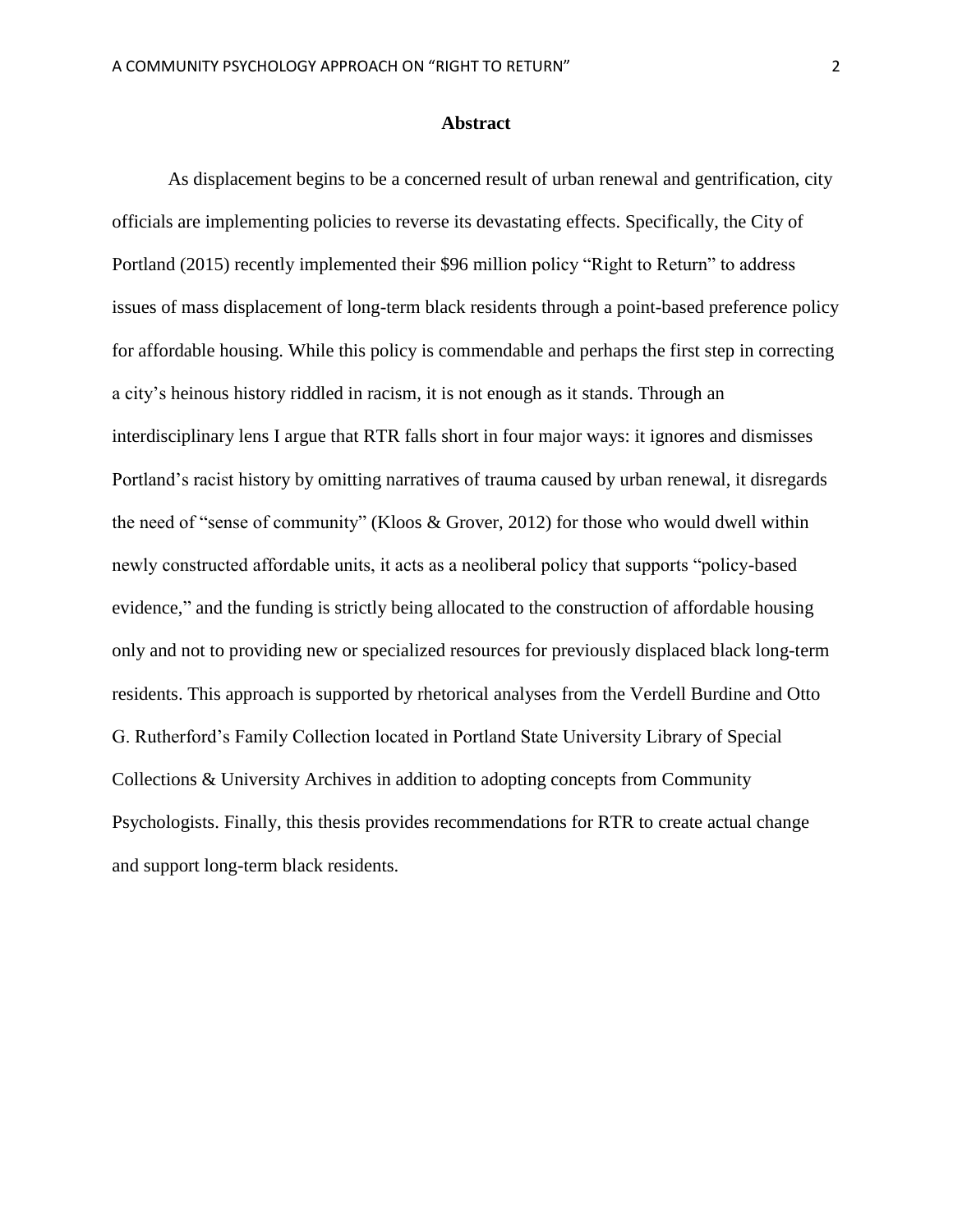## Abstract

As displacement begins to be a concerned result of urban renewal and gentrification, city officials are implementing policies to reverse its devastating effects. Specifically, the City of Portland (2015) recently implemented their $96 million policy “Right to Return” to address issues of mass displacement of long-term black residents through a point-based preference policy for affordable housing. While this policy is commendable and perhaps the first step in correcting a city’s heinous history riddled in racism, it is not enough as it stands. Through an interdisciplinary lens I argue that RTR falls short in four major ways: it ignores and dismisses Portland’s racist history by omitting narratives of trauma caused by urban renewal, it disregards the need of “sense of community” (Kloos & Grover, 2012) for those who would dwell within newly constructed affordable units, it acts as a neoliberal policy that supports “policy-based evidence,” and the funding is strictly being allocated to the construction of affordable housing only and not to providing new or specialized resources for previously displaced black long-term residents. This approach is supported by rhetorical analyses from the Verdell Burdine and Otto G. Rutherford’s Family Collection located in Portland State University Library of Special Collections & University Archives in addition to adopting concepts from Community Psychologists. Finally, this thesis provides recommendations for RTR to create actual change and support long-term black residents.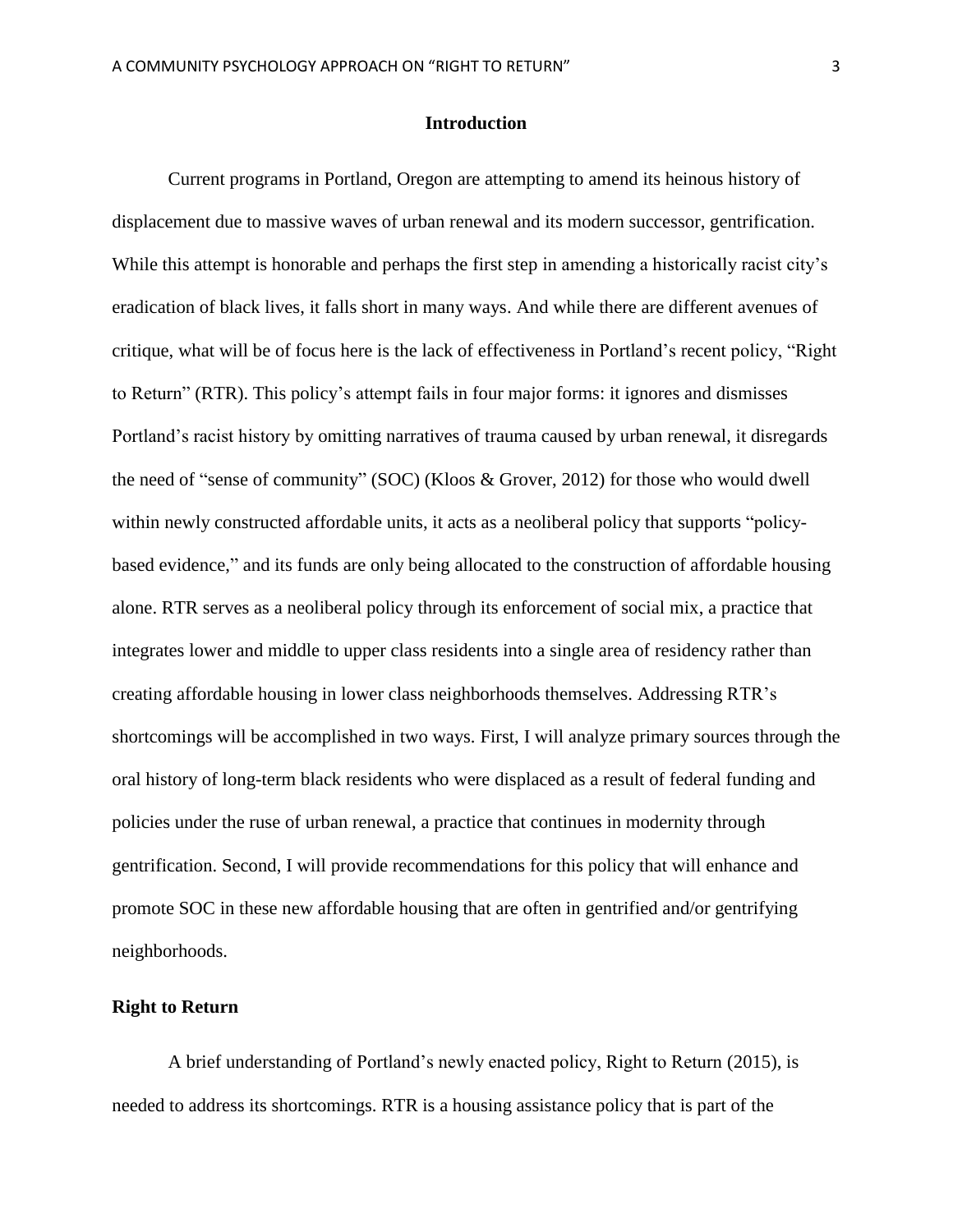## Introduction

Current programs in Portland, Oregon are attempting to amend its heinous history of displacement due to massive waves of urban renewal and its modern successor, gentrification. While this attempt is honorable and perhaps the first step in amending a historically racist city's eradication of black lives, it falls short in many ways. And while there are different avenues of critique, what will be of focus here is the lack of effectiveness in Portland's recent policy, "Right to Return" (RTR). This policy's attempt fails in four major forms: it ignores and dismisses Portland's racist history by omitting narratives of trauma caused by urban renewal, it disregards the need of "sense of community" (SOC) (Kloos & Grover, 2012) for those who would dwell within newly constructed affordable units, it acts as a neoliberal policy that supports "policy-based evidence," and its funds are only being allocated to the construction of affordable housing alone. RTR serves as a neoliberal policy through its enforcement of social mix, a practice that integrates lower and middle to upper class residents into a single area of residency rather than creating affordable housing in lower class neighborhoods themselves. Addressing RTR's shortcomings will be accomplished in two ways. First, I will analyze primary sources through the oral history of long-term black residents who were displaced as a result of federal funding and policies under the ruse of urban renewal, a practice that continues in modernity through gentrification. Second, I will provide recommendations for this policy that will enhance and promote SOC in these new affordable housing that are often in gentrified and/or gentrifying neighborhoods.

### Right to Return

A brief understanding of Portland's newly enacted policy, Right to Return (2015), is needed to address its shortcomings. RTR is a housing assistance policy that is part of the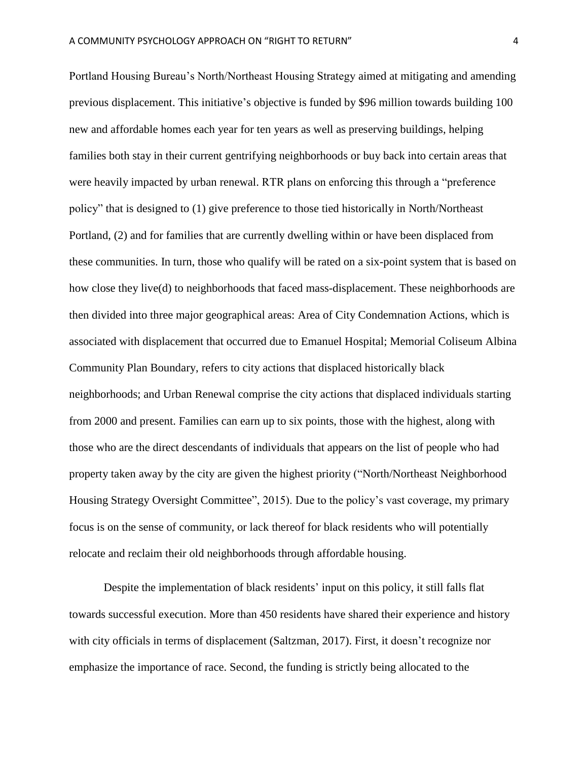Portland Housing Bureau's North/Northeast Housing Strategy aimed at mitigating and amending previous displacement. This initiative's objective is funded by $96 million towards building 100 new and affordable homes each year for ten years as well as preserving buildings, helping families both stay in their current gentrifying neighborhoods or buy back into certain areas that were heavily impacted by urban renewal. RTR plans on enforcing this through a "preference policy" that is designed to (1) give preference to those tied historically in North/Northeast Portland, (2) and for families that are currently dwelling within or have been displaced from these communities. In turn, those who qualify will be rated on a six-point system that is based on how close they live(d) to neighborhoods that faced mass-displacement. These neighborhoods are then divided into three major geographical areas: Area of City Condemnation Actions, which is associated with displacement that occurred due to Emanuel Hospital; Memorial Coliseum Albina Community Plan Boundary, refers to city actions that displaced historically black neighborhoods; and Urban Renewal comprise the city actions that displaced individuals starting from 2000 and present. Families can earn up to six points, those with the highest, along with those who are the direct descendants of individuals that appears on the list of people who had property taken away by the city are given the highest priority ("North/Northeast Neighborhood Housing Strategy Oversight Committee", 2015). Due to the policy's vast coverage, my primary focus is on the sense of community, or lack thereof for black residents who will potentially relocate and reclaim their old neighborhoods through affordable housing.

Despite the implementation of black residents' input on this policy, it still falls flat towards successful execution. More than 450 residents have shared their experience and history with city officials in terms of displacement (Saltzman, 2017). First, it doesn't recognize nor emphasize the importance of race. Second, the funding is strictly being allocated to the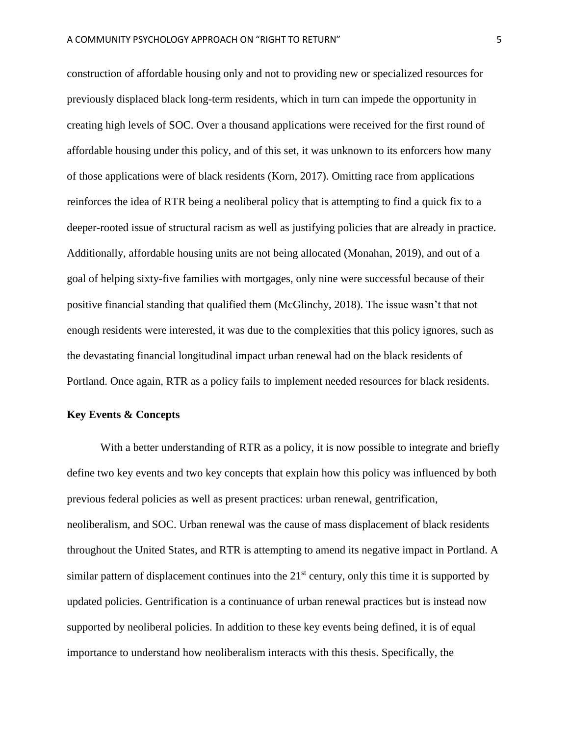construction of affordable housing only and not to providing new or specialized resources for previously displaced black long-term residents, which in turn can impede the opportunity in creating high levels of SOC. Over a thousand applications were received for the first round of affordable housing under this policy, and of this set, it was unknown to its enforcers how many of those applications were of black residents (Korn, 2017). Omitting race from applications reinforces the idea of RTR being a neoliberal policy that is attempting to find a quick fix to a deeper-rooted issue of structural racism as well as justifying policies that are already in practice. Additionally, affordable housing units are not being allocated (Monahan, 2019), and out of a goal of helping sixty-five families with mortgages, only nine were successful because of their positive financial standing that qualified them (McGlinchy, 2018). The issue wasn't that not enough residents were interested, it was due to the complexities that this policy ignores, such as the devastating financial longitudinal impact urban renewal had on the black residents of Portland. Once again, RTR as a policy fails to implement needed resources for black residents.

**Key Events & Concepts**

With a better understanding of RTR as a policy, it is now possible to integrate and briefly define two key events and two key concepts that explain how this policy was influenced by both previous federal policies as well as present practices: urban renewal, gentrification, neoliberalism, and SOC. Urban renewal was the cause of mass displacement of black residents throughout the United States, and RTR is attempting to amend its negative impact in Portland. A similar pattern of displacement continues into the 21st century, only this time it is supported by updated policies. Gentrification is a continuance of urban renewal practices but is instead now supported by neoliberal policies. In addition to these key events being defined, it is of equal importance to understand how neoliberalism interacts with this thesis. Specifically, the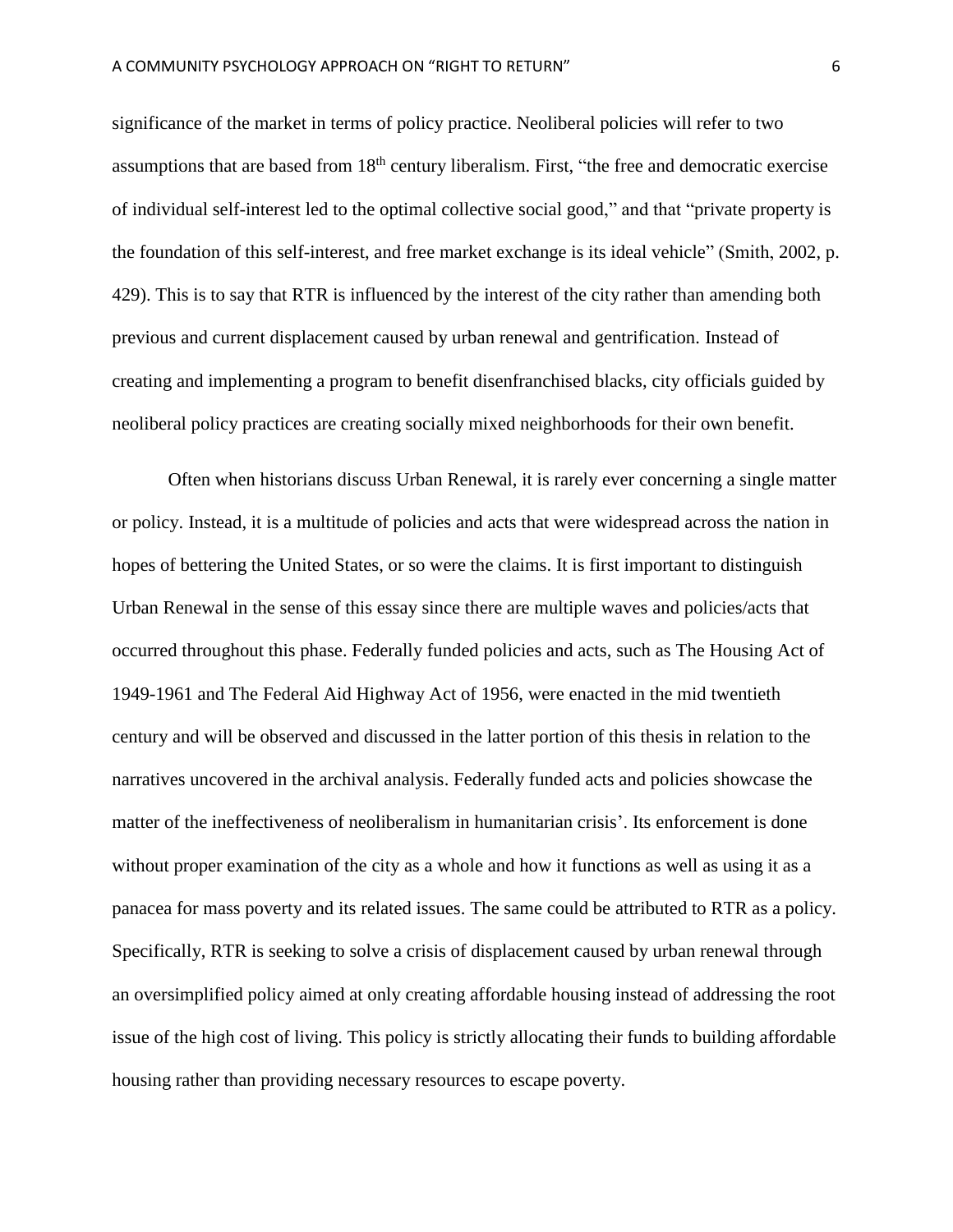significance of the market in terms of policy practice. Neoliberal policies will refer to two assumptions that are based from 18th century liberalism. First, "the free and democratic exercise of individual self-interest led to the optimal collective social good," and that "private property is the foundation of this self-interest, and free market exchange is its ideal vehicle" (Smith, 2002, p. 429). This is to say that RTR is influenced by the interest of the city rather than amending both previous and current displacement caused by urban renewal and gentrification. Instead of creating and implementing a program to benefit disenfranchised blacks, city officials guided by neoliberal policy practices are creating socially mixed neighborhoods for their own benefit.

Often when historians discuss Urban Renewal, it is rarely ever concerning a single matter or policy. Instead, it is a multitude of policies and acts that were widespread across the nation in hopes of bettering the United States, or so were the claims. It is first important to distinguish Urban Renewal in the sense of this essay since there are multiple waves and policies/acts that occurred throughout this phase. Federally funded policies and acts, such as The Housing Act of 1949-1961 and The Federal Aid Highway Act of 1956, were enacted in the mid twentieth century and will be observed and discussed in the latter portion of this thesis in relation to the narratives uncovered in the archival analysis. Federally funded acts and policies showcase the matter of the ineffectiveness of neoliberalism in humanitarian crisis'. Its enforcement is done without proper examination of the city as a whole and how it functions as well as using it as a panacea for mass poverty and its related issues. The same could be attributed to RTR as a policy. Specifically, RTR is seeking to solve a crisis of displacement caused by urban renewal through an oversimplified policy aimed at only creating affordable housing instead of addressing the root issue of the high cost of living. This policy is strictly allocating their funds to building affordable housing rather than providing necessary resources to escape poverty.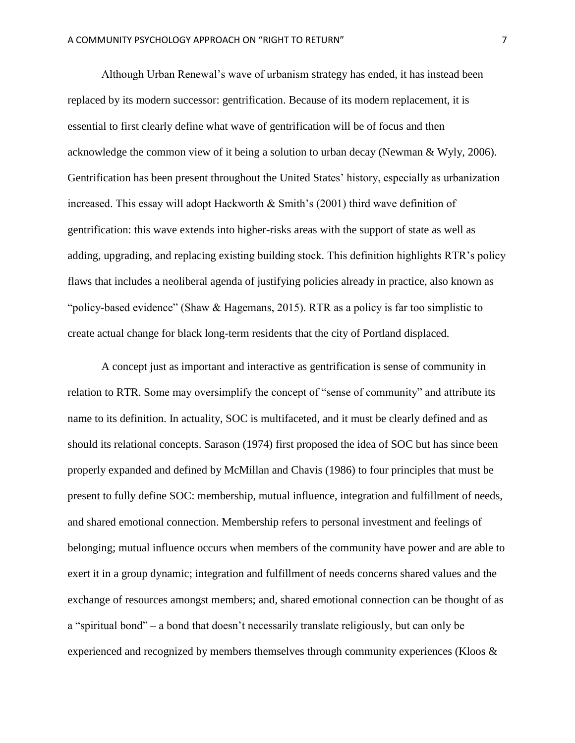Although Urban Renewal's wave of urbanism strategy has ended, it has instead been replaced by its modern successor: gentrification. Because of its modern replacement, it is essential to first clearly define what wave of gentrification will be of focus and then acknowledge the common view of it being a solution to urban decay (Newman & Wyly, 2006). Gentrification has been present throughout the United States' history, especially as urbanization increased. This essay will adopt Hackworth & Smith's (2001) third wave definition of gentrification: this wave extends into higher-risks areas with the support of state as well as adding, upgrading, and replacing existing building stock. This definition highlights RTR's policy flaws that includes a neoliberal agenda of justifying policies already in practice, also known as "policy-based evidence" (Shaw & Hagemans, 2015). RTR as a policy is far too simplistic to create actual change for black long-term residents that the city of Portland displaced.

A concept just as important and interactive as gentrification is sense of community in relation to RTR. Some may oversimplify the concept of "sense of community" and attribute its name to its definition. In actuality, SOC is multifaceted, and it must be clearly defined and as should its relational concepts. Sarason (1974) first proposed the idea of SOC but has since been properly expanded and defined by McMillan and Chavis (1986) to four principles that must be present to fully define SOC: membership, mutual influence, integration and fulfillment of needs, and shared emotional connection. Membership refers to personal investment and feelings of belonging; mutual influence occurs when members of the community have power and are able to exert it in a group dynamic; integration and fulfillment of needs concerns shared values and the exchange of resources amongst members; and, shared emotional connection can be thought of as a "spiritual bond" – a bond that doesn't necessarily translate religiously, but can only be experienced and recognized by members themselves through community experiences (Kloos &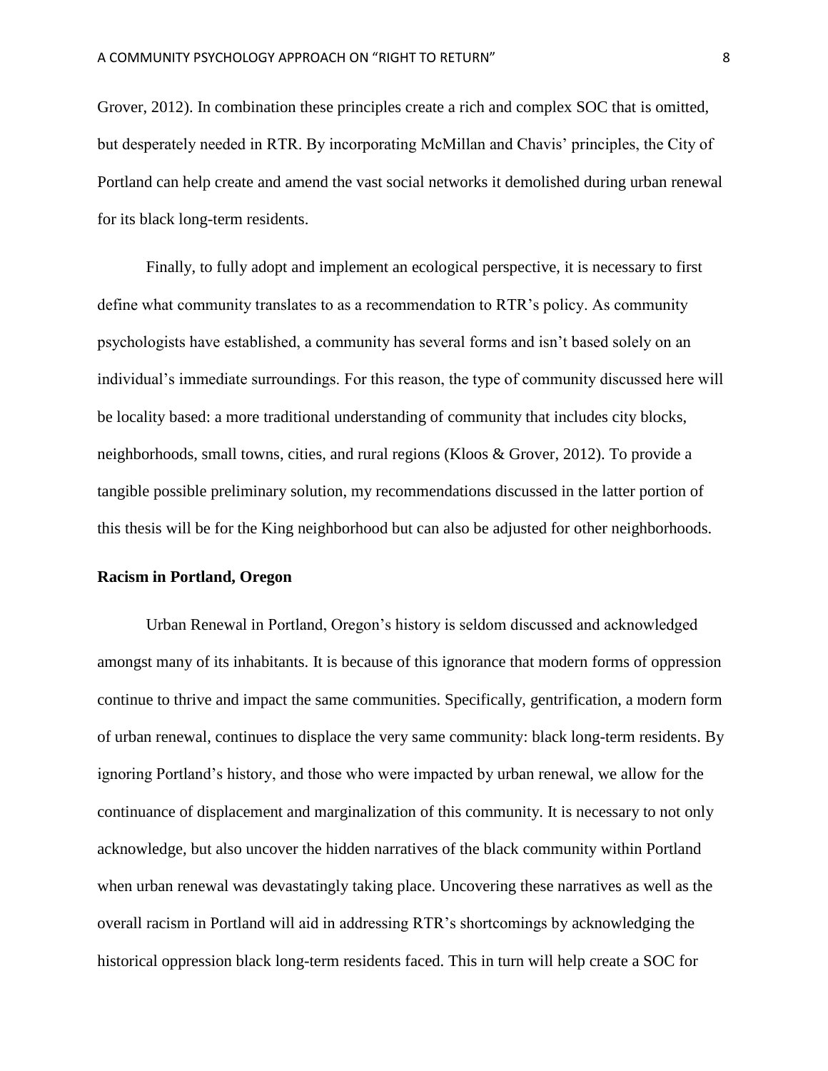Grover, 2012). In combination these principles create a rich and complex SOC that is omitted, but desperately needed in RTR. By incorporating McMillan and Chavis' principles, the City of Portland can help create and amend the vast social networks it demolished during urban renewal for its black long-term residents.

Finally, to fully adopt and implement an ecological perspective, it is necessary to first define what community translates to as a recommendation to RTR's policy. As community psychologists have established, a community has several forms and isn't based solely on an individual's immediate surroundings. For this reason, the type of community discussed here will be locality based: a more traditional understanding of community that includes city blocks, neighborhoods, small towns, cities, and rural regions (Kloos & Grover, 2012). To provide a tangible possible preliminary solution, my recommendations discussed in the latter portion of this thesis will be for the King neighborhood but can also be adjusted for other neighborhoods.

**Racism in Portland, Oregon**

Urban Renewal in Portland, Oregon's history is seldom discussed and acknowledged amongst many of its inhabitants. It is because of this ignorance that modern forms of oppression continue to thrive and impact the same communities. Specifically, gentrification, a modern form of urban renewal, continues to displace the very same community: black long-term residents. By ignoring Portland's history, and those who were impacted by urban renewal, we allow for the continuance of displacement and marginalization of this community. It is necessary to not only acknowledge, but also uncover the hidden narratives of the black community within Portland when urban renewal was devastatingly taking place. Uncovering these narratives as well as the overall racism in Portland will aid in addressing RTR's shortcomings by acknowledging the historical oppression black long-term residents faced. This in turn will help create a SOC for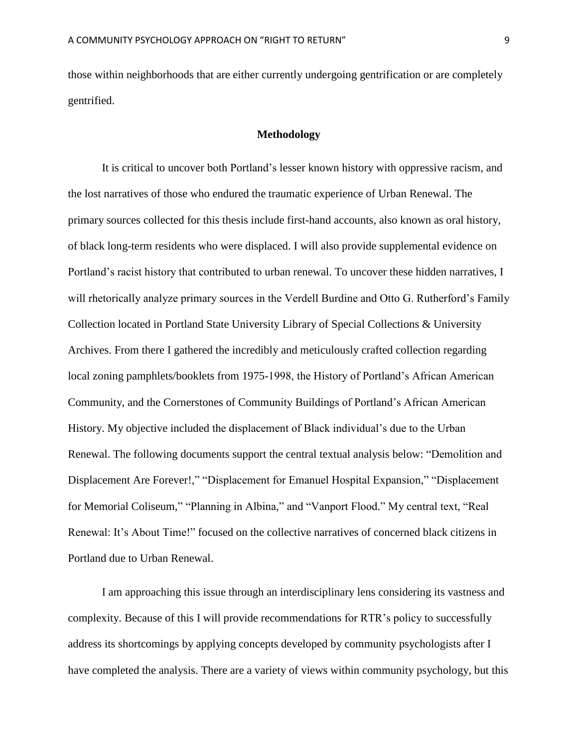those within neighborhoods that are either currently undergoing gentrification or are completely gentrified.

## Methodology

It is critical to uncover both Portland's lesser known history with oppressive racism, and the lost narratives of those who endured the traumatic experience of Urban Renewal. The primary sources collected for this thesis include first-hand accounts, also known as oral history, of black long-term residents who were displaced. I will also provide supplemental evidence on Portland's racist history that contributed to urban renewal. To uncover these hidden narratives, I will rhetorically analyze primary sources in the Verdell Burdine and Otto G. Rutherford's Family Collection located in Portland State University Library of Special Collections & University Archives. From there I gathered the incredibly and meticulously crafted collection regarding local zoning pamphlets/booklets from 1975-1998, the History of Portland's African American Community, and the Cornerstones of Community Buildings of Portland's African American History. My objective included the displacement of Black individual's due to the Urban Renewal. The following documents support the central textual analysis below: "Demolition and Displacement Are Forever!," "Displacement for Emanuel Hospital Expansion," "Displacement for Memorial Coliseum," "Planning in Albina," and "Vanport Flood." My central text, "Real Renewal: It's About Time!" focused on the collective narratives of concerned black citizens in Portland due to Urban Renewal.

I am approaching this issue through an interdisciplinary lens considering its vastness and complexity. Because of this I will provide recommendations for RTR's policy to successfully address its shortcomings by applying concepts developed by community psychologists after I have completed the analysis. There are a variety of views within community psychology, but this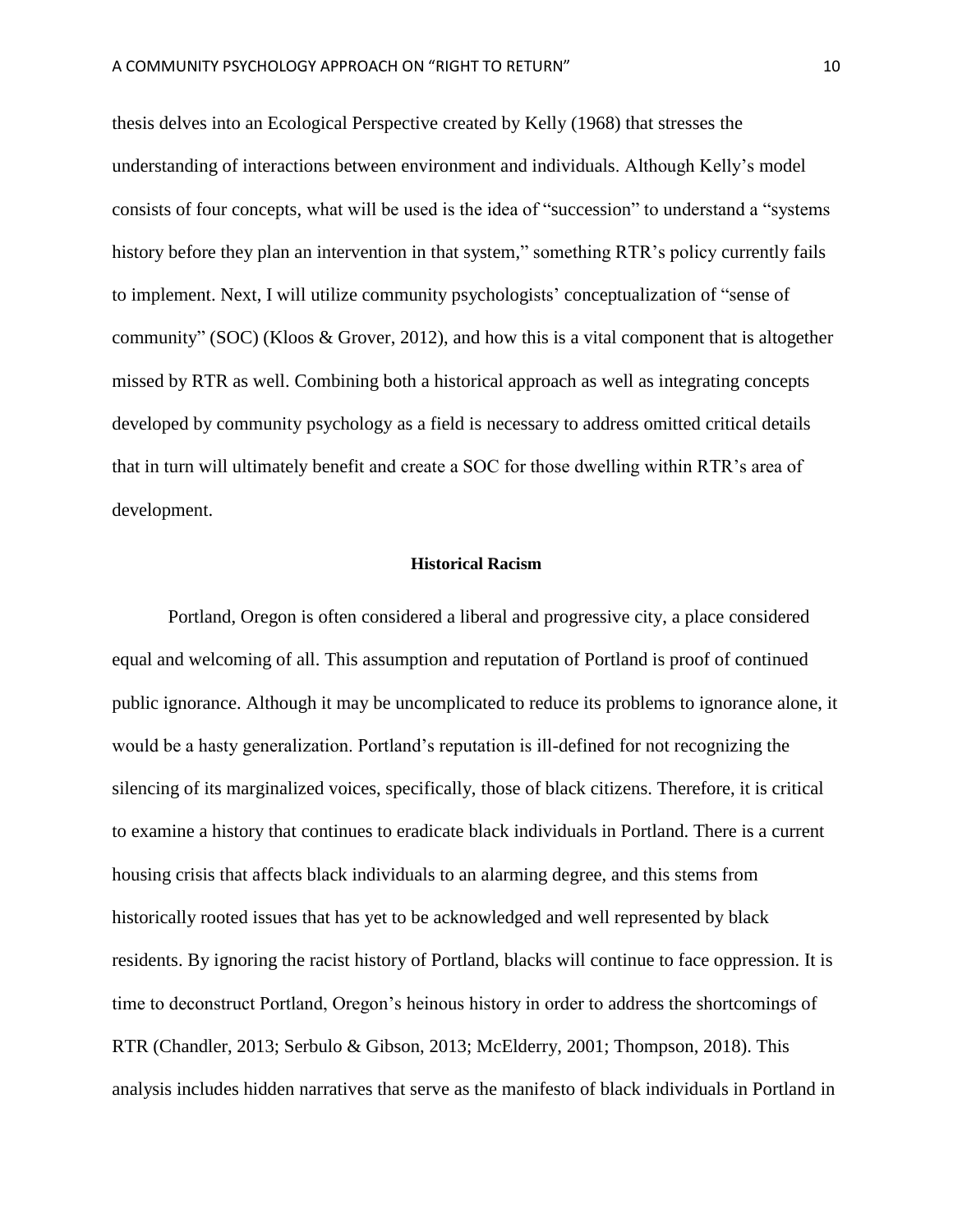thesis delves into an Ecological Perspective created by Kelly (1968) that stresses the understanding of interactions between environment and individuals. Although Kelly's model consists of four concepts, what will be used is the idea of "succession" to understand a "systems history before they plan an intervention in that system," something RTR's policy currently fails to implement. Next, I will utilize community psychologists' conceptualization of "sense of community" (SOC) (Kloos & Grover, 2012), and how this is a vital component that is altogether missed by RTR as well. Combining both a historical approach as well as integrating concepts developed by community psychology as a field is necessary to address omitted critical details that in turn will ultimately benefit and create a SOC for those dwelling within RTR's area of development.

## Historical Racism

Portland, Oregon is often considered a liberal and progressive city, a place considered equal and welcoming of all. This assumption and reputation of Portland is proof of continued public ignorance. Although it may be uncomplicated to reduce its problems to ignorance alone, it would be a hasty generalization. Portland's reputation is ill-defined for not recognizing the silencing of its marginalized voices, specifically, those of black citizens. Therefore, it is critical to examine a history that continues to eradicate black individuals in Portland. There is a current housing crisis that affects black individuals to an alarming degree, and this stems from historically rooted issues that has yet to be acknowledged and well represented by black residents. By ignoring the racist history of Portland, blacks will continue to face oppression. It is time to deconstruct Portland, Oregon's heinous history in order to address the shortcomings of RTR (Chandler, 2013; Serbulo & Gibson, 2013; McElderry, 2001; Thompson, 2018). This analysis includes hidden narratives that serve as the manifesto of black individuals in Portland in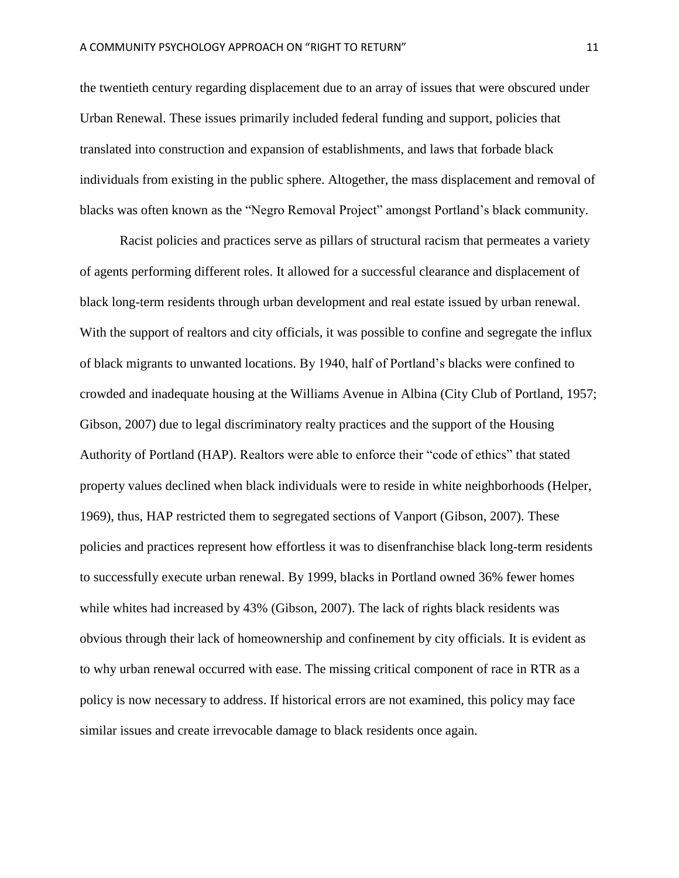the twentieth century regarding displacement due to an array of issues that were obscured under Urban Renewal. These issues primarily included federal funding and support, policies that translated into construction and expansion of establishments, and laws that forbade black individuals from existing in the public sphere. Altogether, the mass displacement and removal of blacks was often known as the "Negro Removal Project" amongst Portland's black community.

Racist policies and practices serve as pillars of structural racism that permeates a variety of agents performing different roles. It allowed for a successful clearance and displacement of black long-term residents through urban development and real estate issued by urban renewal. With the support of realtors and city officials, it was possible to confine and segregate the influx of black migrants to unwanted locations. By 1940, half of Portland's blacks were confined to crowded and inadequate housing at the Williams Avenue in Albina (City Club of Portland, 1957; Gibson, 2007) due to legal discriminatory realty practices and the support of the Housing Authority of Portland (HAP). Realtors were able to enforce their "code of ethics" that stated property values declined when black individuals were to reside in white neighborhoods (Helper, 1969), thus, HAP restricted them to segregated sections of Vanport (Gibson, 2007). These policies and practices represent how effortless it was to disenfranchise black long-term residents to successfully execute urban renewal. By 1999, blacks in Portland owned 36% fewer homes while whites had increased by 43% (Gibson, 2007). The lack of rights black residents was obvious through their lack of homeownership and confinement by city officials. It is evident as to why urban renewal occurred with ease. The missing critical component of race in RTR as a policy is now necessary to address. If historical errors are not examined, this policy may face similar issues and create irrevocable damage to black residents once again.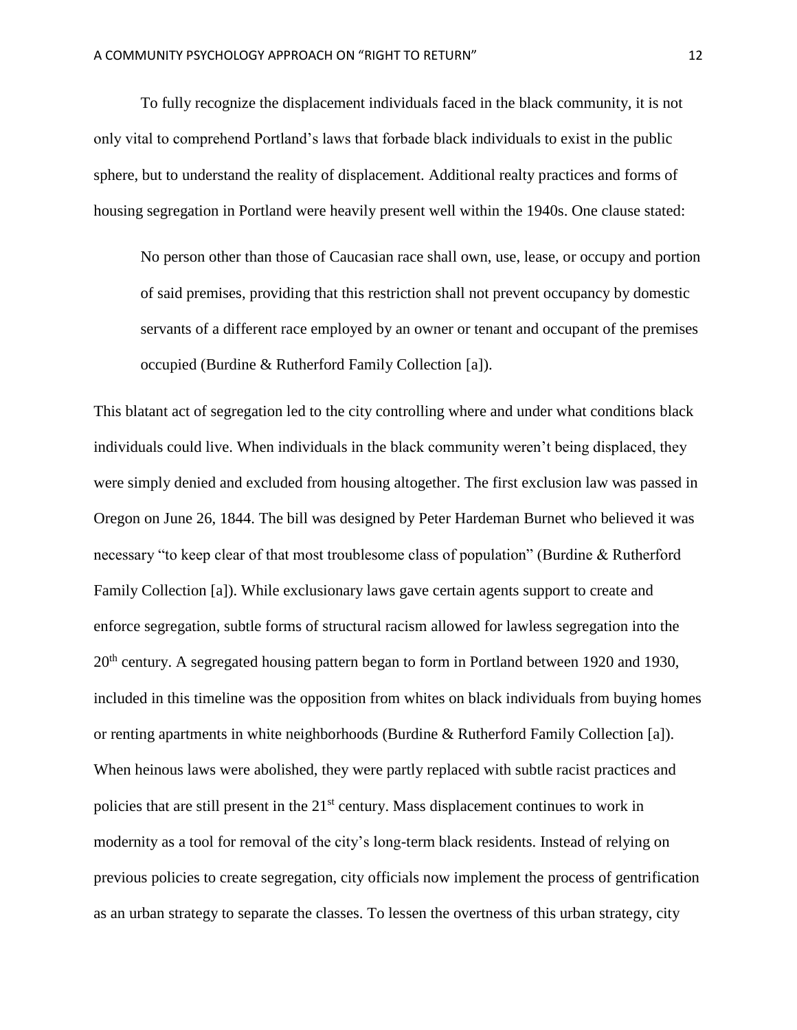To fully recognize the displacement individuals faced in the black community, it is not only vital to comprehend Portland's laws that forbade black individuals to exist in the public sphere, but to understand the reality of displacement. Additional realty practices and forms of housing segregation in Portland were heavily present well within the 1940s. One clause stated:

> No person other than those of Caucasian race shall own, use, lease, or occupy and portion of said premises, providing that this restriction shall not prevent occupancy by domestic servants of a different race employed by an owner or tenant and occupant of the premises occupied (Burdine & Rutherford Family Collection [a]).

This blatant act of segregation led to the city controlling where and under what conditions black individuals could live. When individuals in the black community weren't being displaced, they were simply denied and excluded from housing altogether. The first exclusion law was passed in Oregon on June 26, 1844. The bill was designed by Peter Hardeman Burnet who believed it was necessary "to keep clear of that most troublesome class of population" (Burdine & Rutherford Family Collection [a]). While exclusionary laws gave certain agents support to create and enforce segregation, subtle forms of structural racism allowed for lawless segregation into the 20th century. A segregated housing pattern began to form in Portland between 1920 and 1930, included in this timeline was the opposition from whites on black individuals from buying homes or renting apartments in white neighborhoods (Burdine & Rutherford Family Collection [a]). When heinous laws were abolished, they were partly replaced with subtle racist practices and policies that are still present in the 21st century. Mass displacement continues to work in modernity as a tool for removal of the city's long-term black residents. Instead of relying on previous policies to create segregation, city officials now implement the process of gentrification as an urban strategy to separate the classes. To lessen the overtness of this urban strategy, city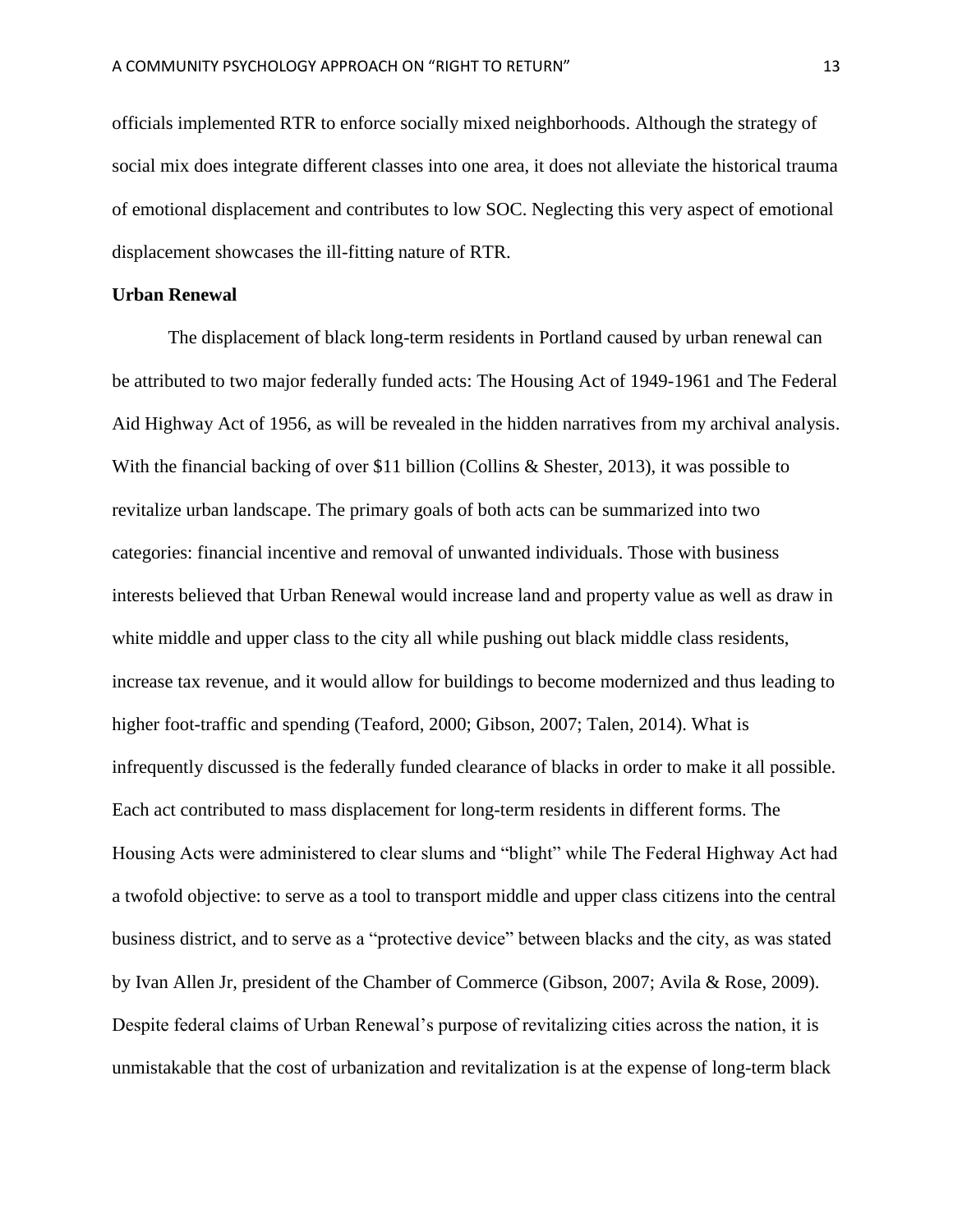officials implemented RTR to enforce socially mixed neighborhoods. Although the strategy of social mix does integrate different classes into one area, it does not alleviate the historical trauma of emotional displacement and contributes to low SOC. Neglecting this very aspect of emotional displacement showcases the ill-fitting nature of RTR.

**Urban Renewal**

The displacement of black long-term residents in Portland caused by urban renewal can be attributed to two major federally funded acts: The Housing Act of 1949-1961 and The Federal Aid Highway Act of 1956, as will be revealed in the hidden narratives from my archival analysis. With the financial backing of over $11 billion (Collins & Shester, 2013), it was possible to revitalize urban landscape. The primary goals of both acts can be summarized into two categories: financial incentive and removal of unwanted individuals. Those with business interests believed that Urban Renewal would increase land and property value as well as draw in white middle and upper class to the city all while pushing out black middle class residents, increase tax revenue, and it would allow for buildings to become modernized and thus leading to higher foot-traffic and spending (Teaford, 2000; Gibson, 2007; Talen, 2014). What is infrequently discussed is the federally funded clearance of blacks in order to make it all possible. Each act contributed to mass displacement for long-term residents in different forms. The Housing Acts were administered to clear slums and "blight" while The Federal Highway Act had a twofold objective: to serve as a tool to transport middle and upper class citizens into the central business district, and to serve as a "protective device" between blacks and the city, as was stated by Ivan Allen Jr, president of the Chamber of Commerce (Gibson, 2007; Avila & Rose, 2009). Despite federal claims of Urban Renewal's purpose of revitalizing cities across the nation, it is unmistakable that the cost of urbanization and revitalization is at the expense of long-term black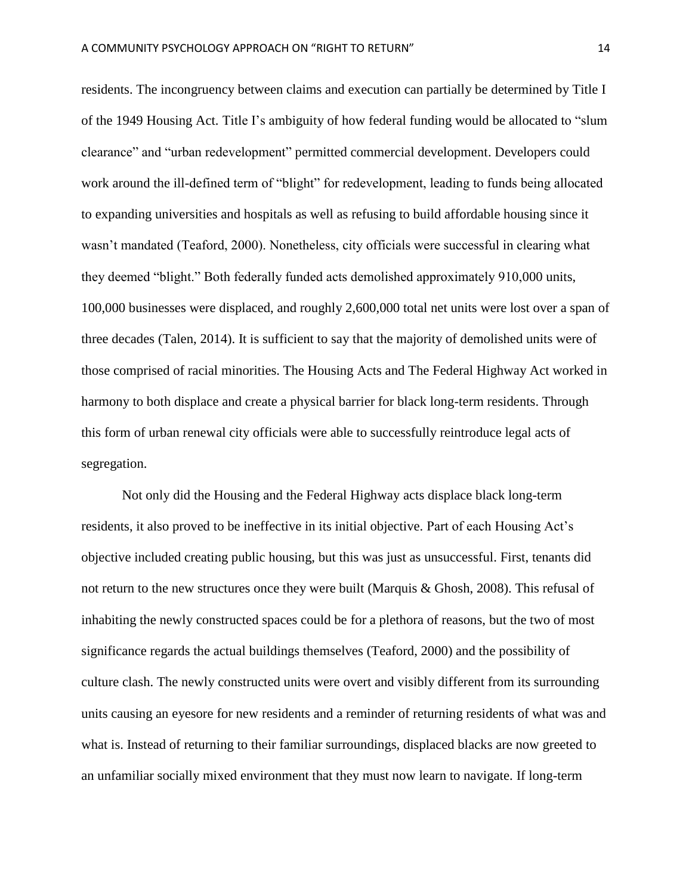residents. The incongruency between claims and execution can partially be determined by Title I of the 1949 Housing Act. Title I's ambiguity of how federal funding would be allocated to "slum clearance" and "urban redevelopment" permitted commercial development. Developers could work around the ill-defined term of "blight" for redevelopment, leading to funds being allocated to expanding universities and hospitals as well as refusing to build affordable housing since it wasn't mandated (Teaford, 2000). Nonetheless, city officials were successful in clearing what they deemed "blight." Both federally funded acts demolished approximately 910,000 units, 100,000 businesses were displaced, and roughly 2,600,000 total net units were lost over a span of three decades (Talen, 2014). It is sufficient to say that the majority of demolished units were of those comprised of racial minorities. The Housing Acts and The Federal Highway Act worked in harmony to both displace and create a physical barrier for black long-term residents. Through this form of urban renewal city officials were able to successfully reintroduce legal acts of segregation.

Not only did the Housing and the Federal Highway acts displace black long-term residents, it also proved to be ineffective in its initial objective. Part of each Housing Act's objective included creating public housing, but this was just as unsuccessful. First, tenants did not return to the new structures once they were built (Marquis & Ghosh, 2008). This refusal of inhabiting the newly constructed spaces could be for a plethora of reasons, but the two of most significance regards the actual buildings themselves (Teaford, 2000) and the possibility of culture clash. The newly constructed units were overt and visibly different from its surrounding units causing an eyesore for new residents and a reminder of returning residents of what was and what is. Instead of returning to their familiar surroundings, displaced blacks are now greeted to an unfamiliar socially mixed environment that they must now learn to navigate. If long-term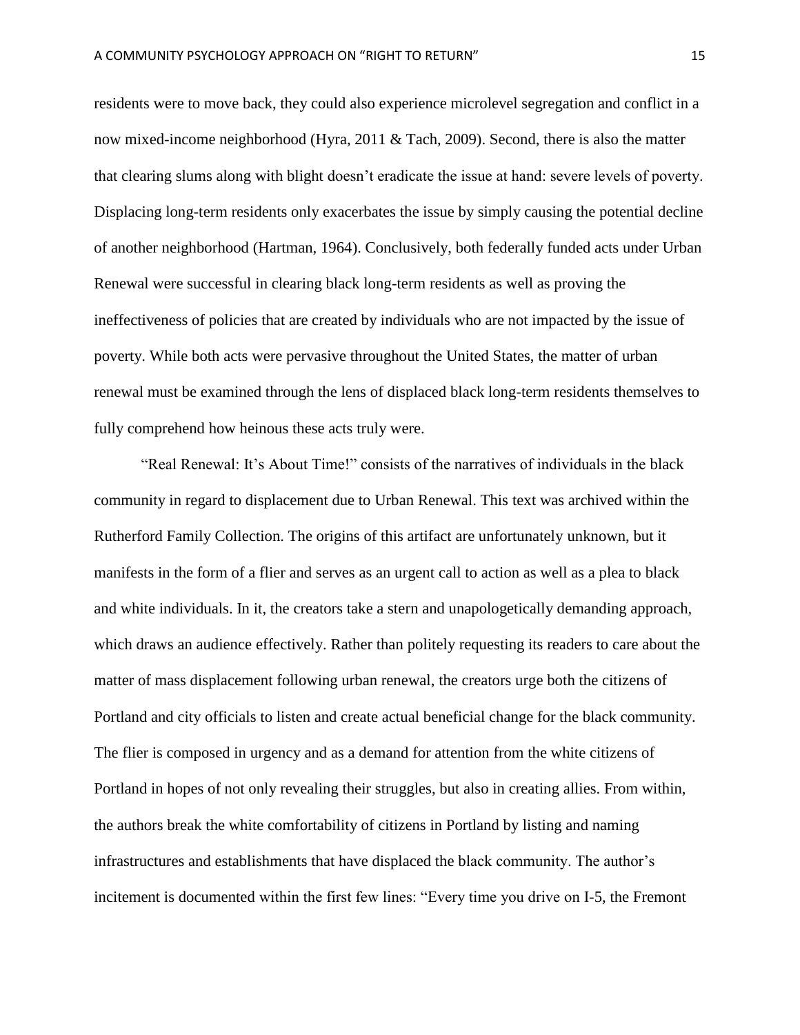residents were to move back, they could also experience microlevel segregation and conflict in a now mixed-income neighborhood (Hyra, 2011 & Tach, 2009). Second, there is also the matter that clearing slums along with blight doesn't eradicate the issue at hand: severe levels of poverty. Displacing long-term residents only exacerbates the issue by simply causing the potential decline of another neighborhood (Hartman, 1964). Conclusively, both federally funded acts under Urban Renewal were successful in clearing black long-term residents as well as proving the ineffectiveness of policies that are created by individuals who are not impacted by the issue of poverty. While both acts were pervasive throughout the United States, the matter of urban renewal must be examined through the lens of displaced black long-term residents themselves to fully comprehend how heinous these acts truly were.

"Real Renewal: It's About Time!" consists of the narratives of individuals in the black community in regard to displacement due to Urban Renewal. This text was archived within the Rutherford Family Collection. The origins of this artifact are unfortunately unknown, but it manifests in the form of a flier and serves as an urgent call to action as well as a plea to black and white individuals. In it, the creators take a stern and unapologetically demanding approach, which draws an audience effectively. Rather than politely requesting its readers to care about the matter of mass displacement following urban renewal, the creators urge both the citizens of Portland and city officials to listen and create actual beneficial change for the black community. The flier is composed in urgency and as a demand for attention from the white citizens of Portland in hopes of not only revealing their struggles, but also in creating allies. From within, the authors break the white comfortability of citizens in Portland by listing and naming infrastructures and establishments that have displaced the black community. The author's incitement is documented within the first few lines: "Every time you drive on I-5, the Fremont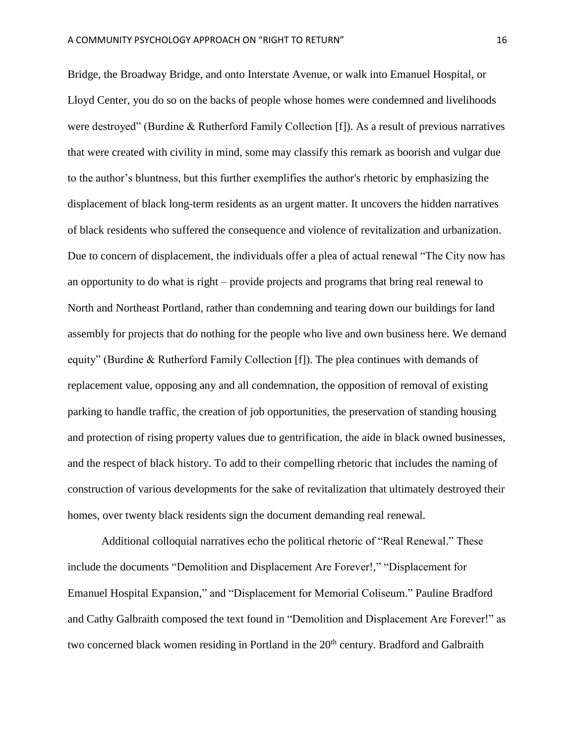Bridge, the Broadway Bridge, and onto Interstate Avenue, or walk into Emanuel Hospital, or Lloyd Center, you do so on the backs of people whose homes were condemned and livelihoods were destroyed" (Burdine & Rutherford Family Collection [f]). As a result of previous narratives that were created with civility in mind, some may classify this remark as boorish and vulgar due to the author's bluntness, but this further exemplifies the author's rhetoric by emphasizing the displacement of black long-term residents as an urgent matter. It uncovers the hidden narratives of black residents who suffered the consequence and violence of revitalization and urbanization. Due to concern of displacement, the individuals offer a plea of actual renewal "The City now has an opportunity to do what is right – provide projects and programs that bring real renewal to North and Northeast Portland, rather than condemning and tearing down our buildings for land assembly for projects that do nothing for the people who live and own business here. We demand equity" (Burdine & Rutherford Family Collection [f]). The plea continues with demands of replacement value, opposing any and all condemnation, the opposition of removal of existing parking to handle traffic, the creation of job opportunities, the preservation of standing housing and protection of rising property values due to gentrification, the aide in black owned businesses, and the respect of black history. To add to their compelling rhetoric that includes the naming of construction of various developments for the sake of revitalization that ultimately destroyed their homes, over twenty black residents sign the document demanding real renewal.

Additional colloquial narratives echo the political rhetoric of "Real Renewal." These include the documents "Demolition and Displacement Are Forever!," "Displacement for Emanuel Hospital Expansion," and "Displacement for Memorial Coliseum." Pauline Bradford and Cathy Galbraith composed the text found in "Demolition and Displacement Are Forever!" as two concerned black women residing in Portland in the 20th century. Bradford and Galbraith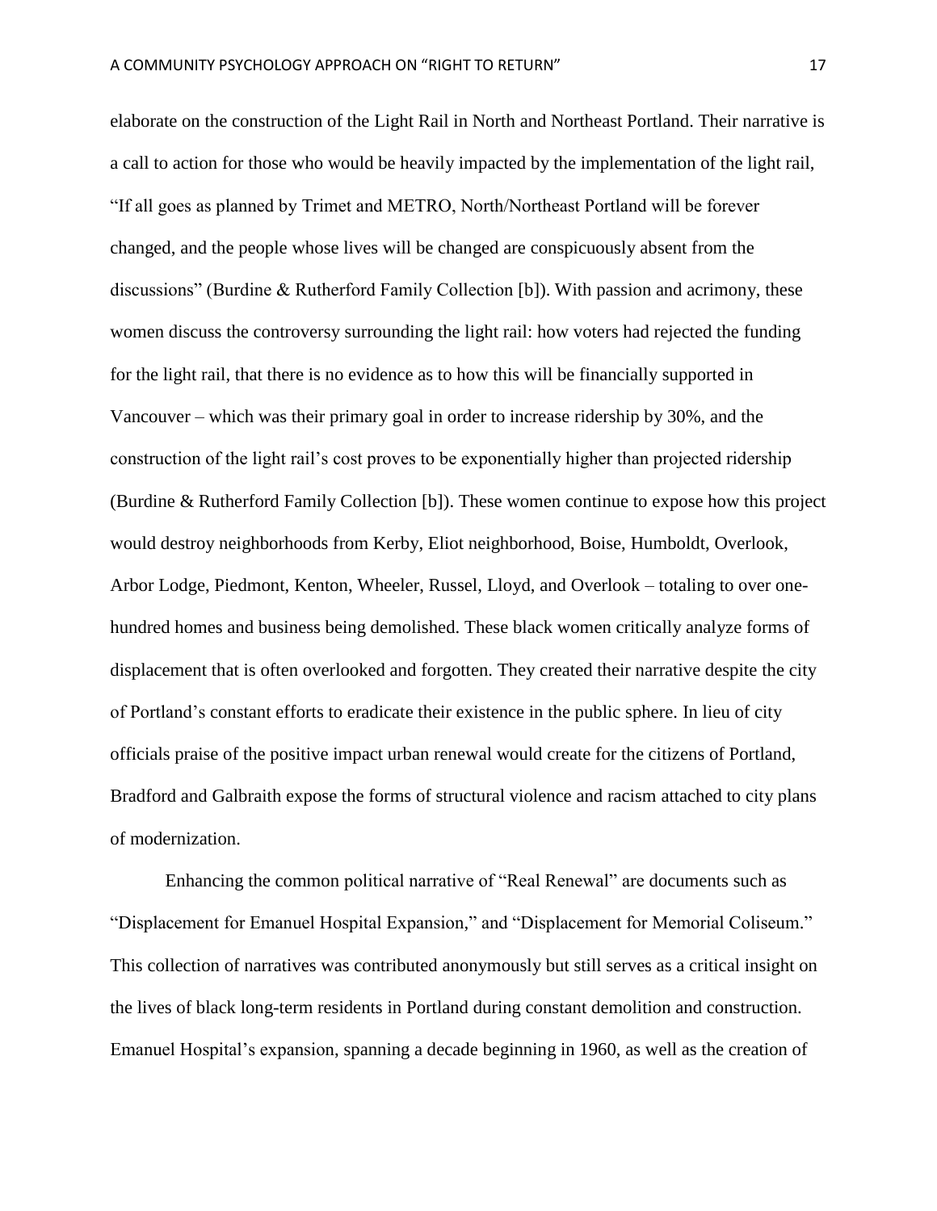elaborate on the construction of the Light Rail in North and Northeast Portland. Their narrative is a call to action for those who would be heavily impacted by the implementation of the light rail, "If all goes as planned by Trimet and METRO, North/Northeast Portland will be forever changed, and the people whose lives will be changed are conspicuously absent from the discussions" (Burdine & Rutherford Family Collection [b]). With passion and acrimony, these women discuss the controversy surrounding the light rail: how voters had rejected the funding for the light rail, that there is no evidence as to how this will be financially supported in Vancouver – which was their primary goal in order to increase ridership by 30%, and the construction of the light rail's cost proves to be exponentially higher than projected ridership (Burdine & Rutherford Family Collection [b]). These women continue to expose how this project would destroy neighborhoods from Kerby, Eliot neighborhood, Boise, Humboldt, Overlook, Arbor Lodge, Piedmont, Kenton, Wheeler, Russel, Lloyd, and Overlook – totaling to over one-hundred homes and business being demolished. These black women critically analyze forms of displacement that is often overlooked and forgotten. They created their narrative despite the city of Portland's constant efforts to eradicate their existence in the public sphere. In lieu of city officials praise of the positive impact urban renewal would create for the citizens of Portland, Bradford and Galbraith expose the forms of structural violence and racism attached to city plans of modernization.

Enhancing the common political narrative of "Real Renewal" are documents such as "Displacement for Emanuel Hospital Expansion," and "Displacement for Memorial Coliseum." This collection of narratives was contributed anonymously but still serves as a critical insight on the lives of black long-term residents in Portland during constant demolition and construction. Emanuel Hospital's expansion, spanning a decade beginning in 1960, as well as the creation of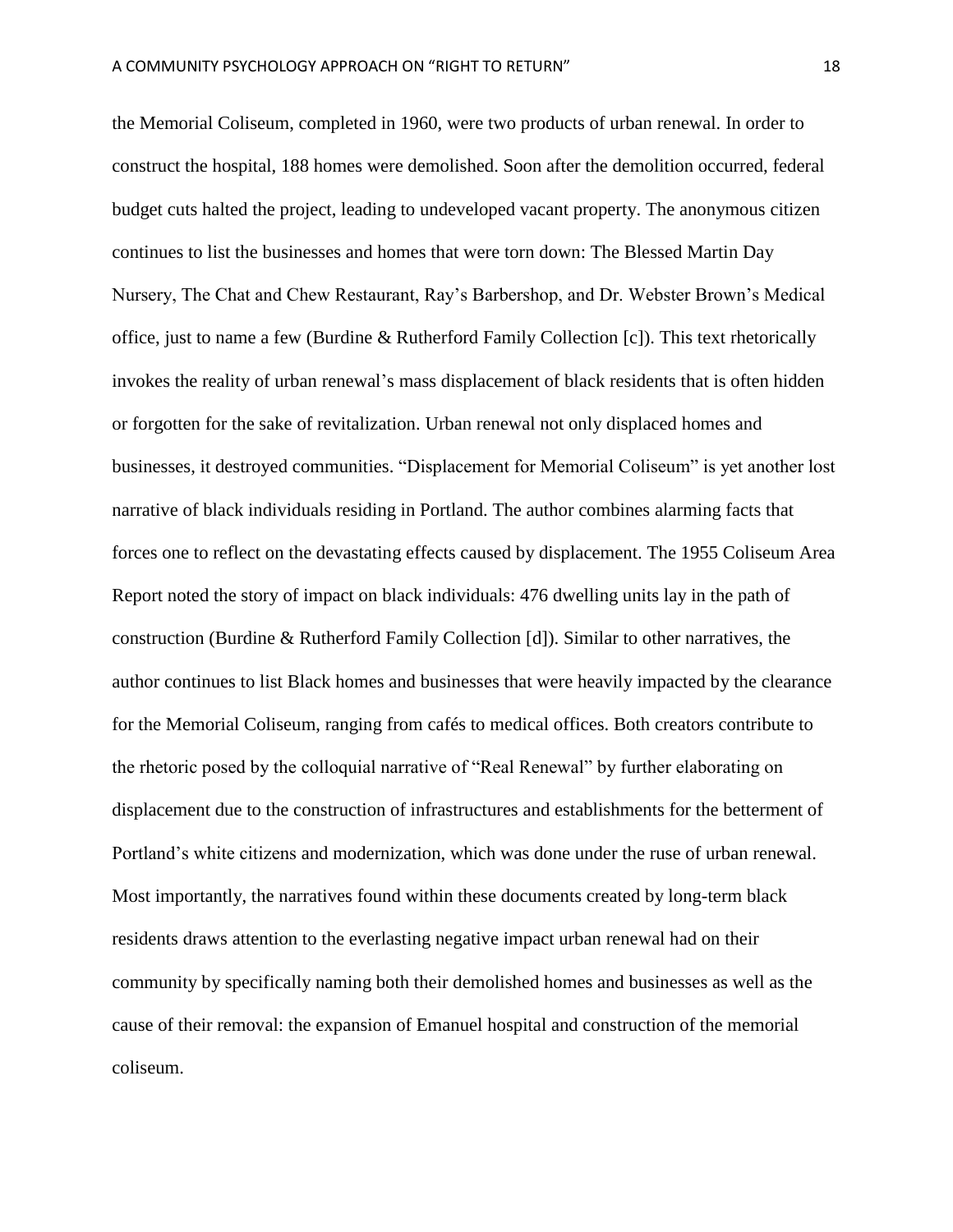the Memorial Coliseum, completed in 1960, were two products of urban renewal. In order to construct the hospital, 188 homes were demolished. Soon after the demolition occurred, federal budget cuts halted the project, leading to undeveloped vacant property. The anonymous citizen continues to list the businesses and homes that were torn down: The Blessed Martin Day Nursery, The Chat and Chew Restaurant, Ray's Barbershop, and Dr. Webster Brown's Medical office, just to name a few (Burdine & Rutherford Family Collection [c]). This text rhetorically invokes the reality of urban renewal's mass displacement of black residents that is often hidden or forgotten for the sake of revitalization. Urban renewal not only displaced homes and businesses, it destroyed communities. "Displacement for Memorial Coliseum" is yet another lost narrative of black individuals residing in Portland. The author combines alarming facts that forces one to reflect on the devastating effects caused by displacement. The 1955 Coliseum Area Report noted the story of impact on black individuals: 476 dwelling units lay in the path of construction (Burdine & Rutherford Family Collection [d]). Similar to other narratives, the author continues to list Black homes and businesses that were heavily impacted by the clearance for the Memorial Coliseum, ranging from cafés to medical offices. Both creators contribute to the rhetoric posed by the colloquial narrative of "Real Renewal" by further elaborating on displacement due to the construction of infrastructures and establishments for the betterment of Portland's white citizens and modernization, which was done under the ruse of urban renewal. Most importantly, the narratives found within these documents created by long-term black residents draws attention to the everlasting negative impact urban renewal had on their community by specifically naming both their demolished homes and businesses as well as the cause of their removal: the expansion of Emanuel hospital and construction of the memorial coliseum.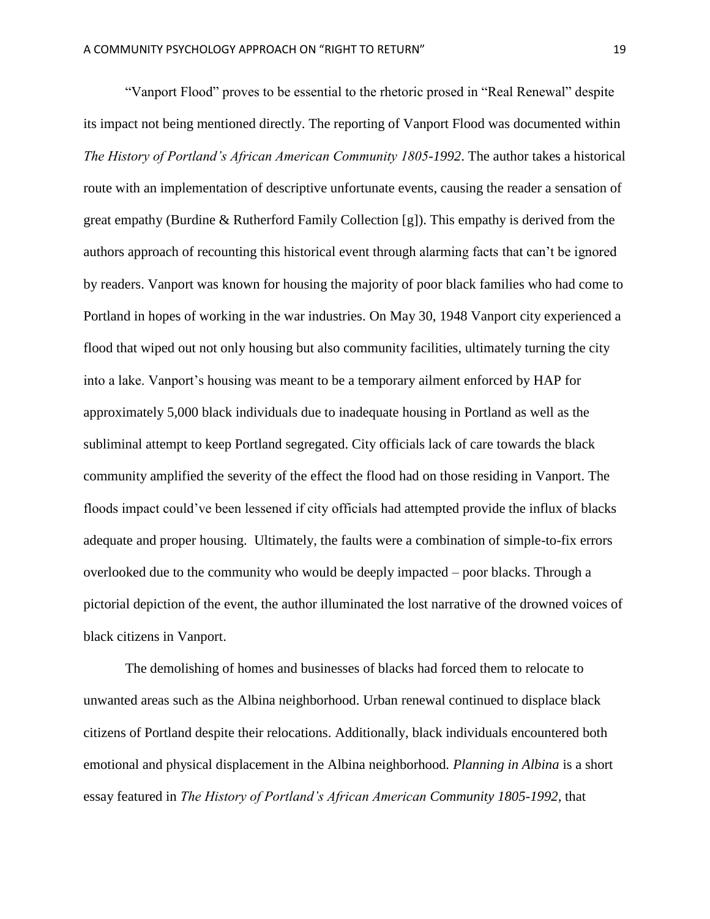"Vanport Flood" proves to be essential to the rhetoric prosed in "Real Renewal" despite its impact not being mentioned directly. The reporting of Vanport Flood was documented within *The History of Portland's African American Community 1805-1992*. The author takes a historical route with an implementation of descriptive unfortunate events, causing the reader a sensation of great empathy (Burdine & Rutherford Family Collection [g]). This empathy is derived from the authors approach of recounting this historical event through alarming facts that can't be ignored by readers. Vanport was known for housing the majority of poor black families who had come to Portland in hopes of working in the war industries. On May 30, 1948 Vanport city experienced a flood that wiped out not only housing but also community facilities, ultimately turning the city into a lake. Vanport's housing was meant to be a temporary ailment enforced by HAP for approximately 5,000 black individuals due to inadequate housing in Portland as well as the subliminal attempt to keep Portland segregated. City officials lack of care towards the black community amplified the severity of the effect the flood had on those residing in Vanport. The floods impact could've been lessened if city officials had attempted provide the influx of blacks adequate and proper housing. Ultimately, the faults were a combination of simple-to-fix errors overlooked due to the community who would be deeply impacted – poor blacks. Through a pictorial depiction of the event, the author illuminated the lost narrative of the drowned voices of black citizens in Vanport.

The demolishing of homes and businesses of blacks had forced them to relocate to unwanted areas such as the Albina neighborhood. Urban renewal continued to displace black citizens of Portland despite their relocations. Additionally, black individuals encountered both emotional and physical displacement in the Albina neighborhood. *Planning in Albina* is a short essay featured in *The History of Portland's African American Community 1805-1992*, that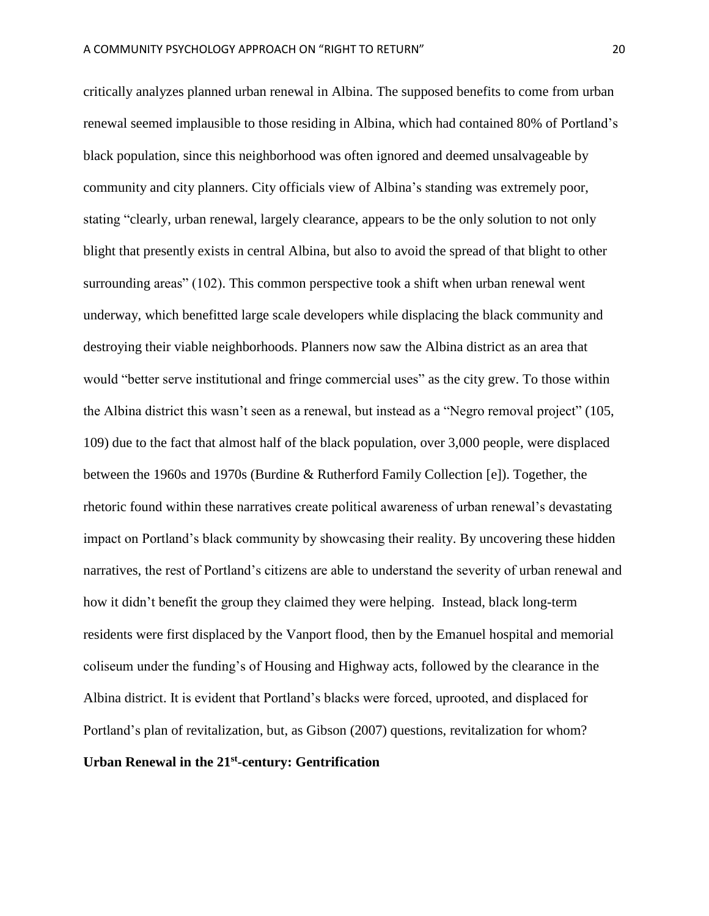critically analyzes planned urban renewal in Albina. The supposed benefits to come from urban renewal seemed implausible to those residing in Albina, which had contained 80% of Portland's black population, since this neighborhood was often ignored and deemed unsalvageable by community and city planners. City officials view of Albina's standing was extremely poor, stating "clearly, urban renewal, largely clearance, appears to be the only solution to not only blight that presently exists in central Albina, but also to avoid the spread of that blight to other surrounding areas" (102). This common perspective took a shift when urban renewal went underway, which benefitted large scale developers while displacing the black community and destroying their viable neighborhoods. Planners now saw the Albina district as an area that would "better serve institutional and fringe commercial uses" as the city grew. To those within the Albina district this wasn't seen as a renewal, but instead as a "Negro removal project" (105, 109) due to the fact that almost half of the black population, over 3,000 people, were displaced between the 1960s and 1970s (Burdine & Rutherford Family Collection [e]). Together, the rhetoric found within these narratives create political awareness of urban renewal's devastating impact on Portland's black community by showcasing their reality. By uncovering these hidden narratives, the rest of Portland's citizens are able to understand the severity of urban renewal and how it didn't benefit the group they claimed they were helping. Instead, black long-term residents were first displaced by the Vanport flood, then by the Emanuel hospital and memorial coliseum under the funding's of Housing and Highway acts, followed by the clearance in the Albina district. It is evident that Portland's blacks were forced, uprooted, and displaced for Portland's plan of revitalization, but, as Gibson (2007) questions, revitalization for whom?

**Urban Renewal in the 21st-century: Gentrification**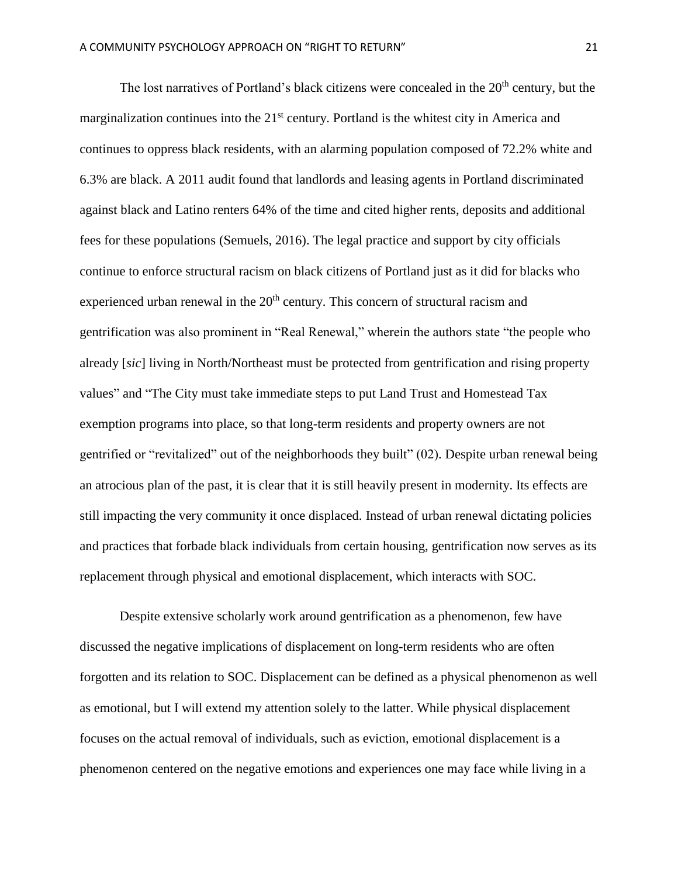The lost narratives of Portland's black citizens were concealed in the 20th century, but the marginalization continues into the 21st century. Portland is the whitest city in America and continues to oppress black residents, with an alarming population composed of 72.2% white and 6.3% are black. A 2011 audit found that landlords and leasing agents in Portland discriminated against black and Latino renters 64% of the time and cited higher rents, deposits and additional fees for these populations (Semuels, 2016). The legal practice and support by city officials continue to enforce structural racism on black citizens of Portland just as it did for blacks who experienced urban renewal in the 20th century. This concern of structural racism and gentrification was also prominent in "Real Renewal," wherein the authors state "the people who already [*sic*] living in North/Northeast must be protected from gentrification and rising property values" and "The City must take immediate steps to put Land Trust and Homestead Tax exemption programs into place, so that long-term residents and property owners are not gentrified or "revitalized" out of the neighborhoods they built" (02). Despite urban renewal being an atrocious plan of the past, it is clear that it is still heavily present in modernity. Its effects are still impacting the very community it once displaced. Instead of urban renewal dictating policies and practices that forbade black individuals from certain housing, gentrification now serves as its replacement through physical and emotional displacement, which interacts with SOC.

Despite extensive scholarly work around gentrification as a phenomenon, few have discussed the negative implications of displacement on long-term residents who are often forgotten and its relation to SOC. Displacement can be defined as a physical phenomenon as well as emotional, but I will extend my attention solely to the latter. While physical displacement focuses on the actual removal of individuals, such as eviction, emotional displacement is a phenomenon centered on the negative emotions and experiences one may face while living in a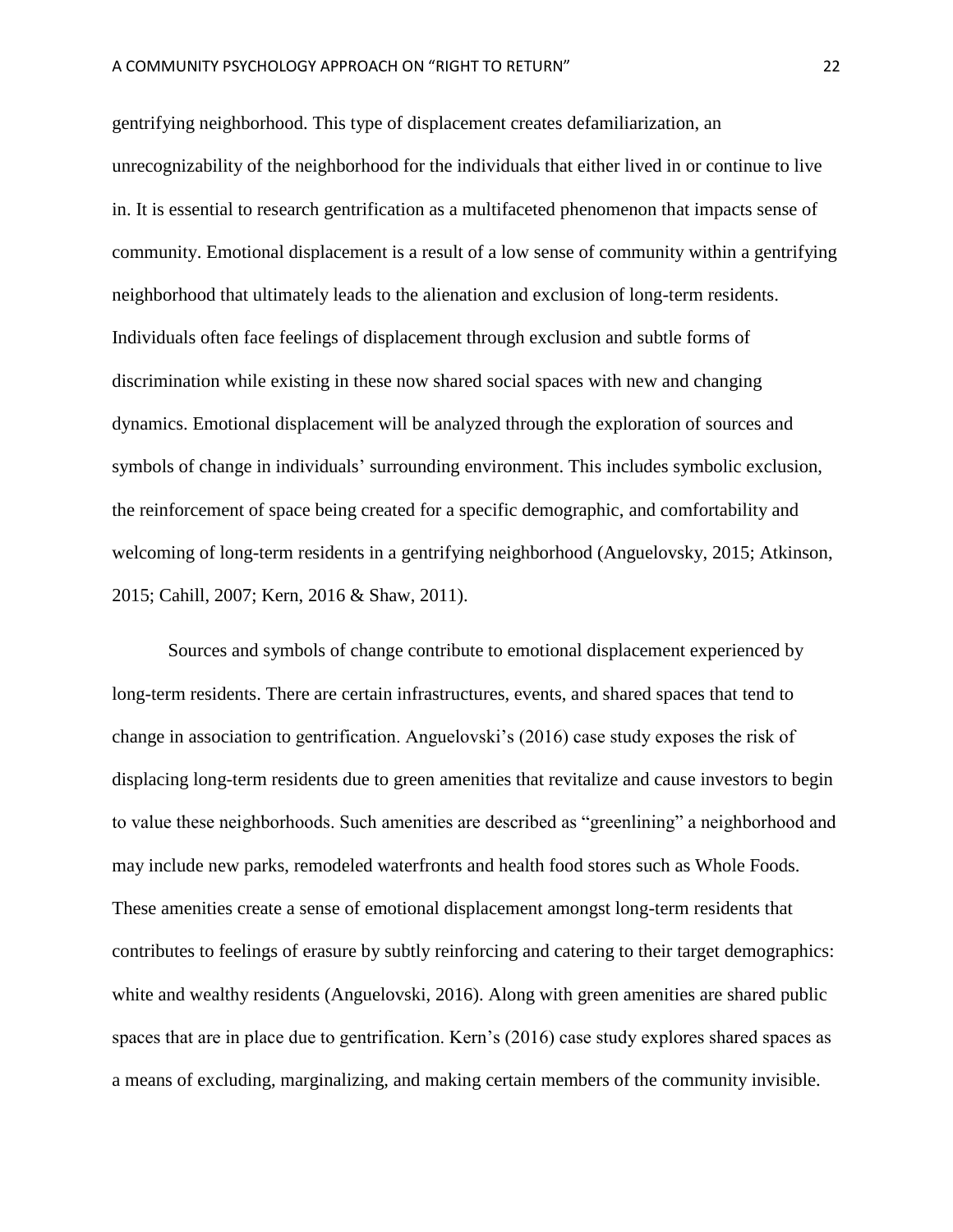gentrifying neighborhood. This type of displacement creates defamiliarization, an unrecognizability of the neighborhood for the individuals that either lived in or continue to live in. It is essential to research gentrification as a multifaceted phenomenon that impacts sense of community. Emotional displacement is a result of a low sense of community within a gentrifying neighborhood that ultimately leads to the alienation and exclusion of long-term residents. Individuals often face feelings of displacement through exclusion and subtle forms of discrimination while existing in these now shared social spaces with new and changing dynamics. Emotional displacement will be analyzed through the exploration of sources and symbols of change in individuals' surrounding environment. This includes symbolic exclusion, the reinforcement of space being created for a specific demographic, and comfortability and welcoming of long-term residents in a gentrifying neighborhood (Anguelovsky, 2015; Atkinson, 2015; Cahill, 2007; Kern, 2016 & Shaw, 2011).

Sources and symbols of change contribute to emotional displacement experienced by long-term residents. There are certain infrastructures, events, and shared spaces that tend to change in association to gentrification. Anguelovski's (2016) case study exposes the risk of displacing long-term residents due to green amenities that revitalize and cause investors to begin to value these neighborhoods. Such amenities are described as "greenlining" a neighborhood and may include new parks, remodeled waterfronts and health food stores such as Whole Foods. These amenities create a sense of emotional displacement amongst long-term residents that contributes to feelings of erasure by subtly reinforcing and catering to their target demographics: white and wealthy residents (Anguelovski, 2016). Along with green amenities are shared public spaces that are in place due to gentrification. Kern's (2016) case study explores shared spaces as a means of excluding, marginalizing, and making certain members of the community invisible.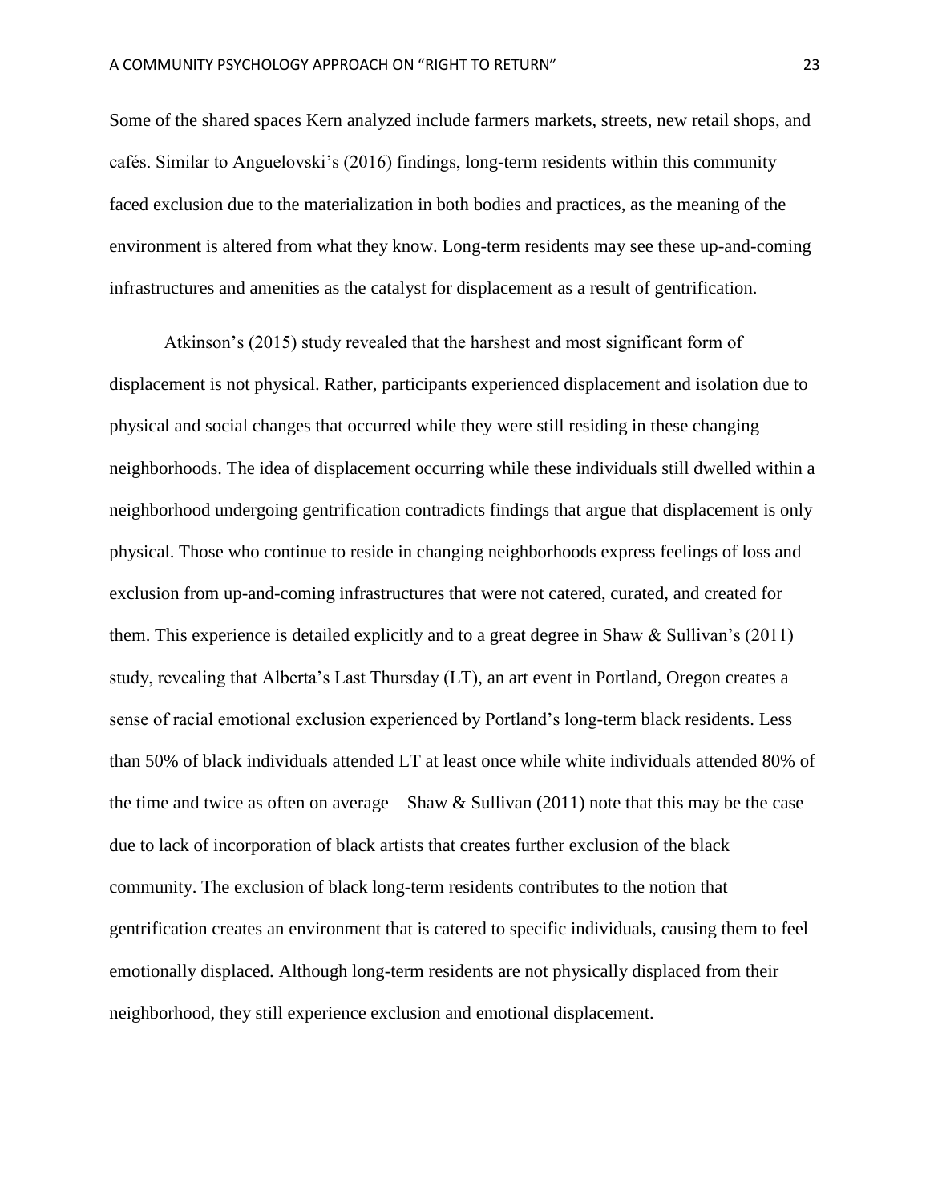Some of the shared spaces Kern analyzed include farmers markets, streets, new retail shops, and cafés. Similar to Anguelovski's (2016) findings, long-term residents within this community faced exclusion due to the materialization in both bodies and practices, as the meaning of the environment is altered from what they know. Long-term residents may see these up-and-coming infrastructures and amenities as the catalyst for displacement as a result of gentrification.

Atkinson's (2015) study revealed that the harshest and most significant form of displacement is not physical. Rather, participants experienced displacement and isolation due to physical and social changes that occurred while they were still residing in these changing neighborhoods. The idea of displacement occurring while these individuals still dwelled within a neighborhood undergoing gentrification contradicts findings that argue that displacement is only physical. Those who continue to reside in changing neighborhoods express feelings of loss and exclusion from up-and-coming infrastructures that were not catered, curated, and created for them. This experience is detailed explicitly and to a great degree in Shaw & Sullivan's (2011) study, revealing that Alberta's Last Thursday (LT), an art event in Portland, Oregon creates a sense of racial emotional exclusion experienced by Portland's long-term black residents. Less than 50% of black individuals attended LT at least once while white individuals attended 80% of the time and twice as often on average – Shaw & Sullivan (2011) note that this may be the case due to lack of incorporation of black artists that creates further exclusion of the black community. The exclusion of black long-term residents contributes to the notion that gentrification creates an environment that is catered to specific individuals, causing them to feel emotionally displaced. Although long-term residents are not physically displaced from their neighborhood, they still experience exclusion and emotional displacement.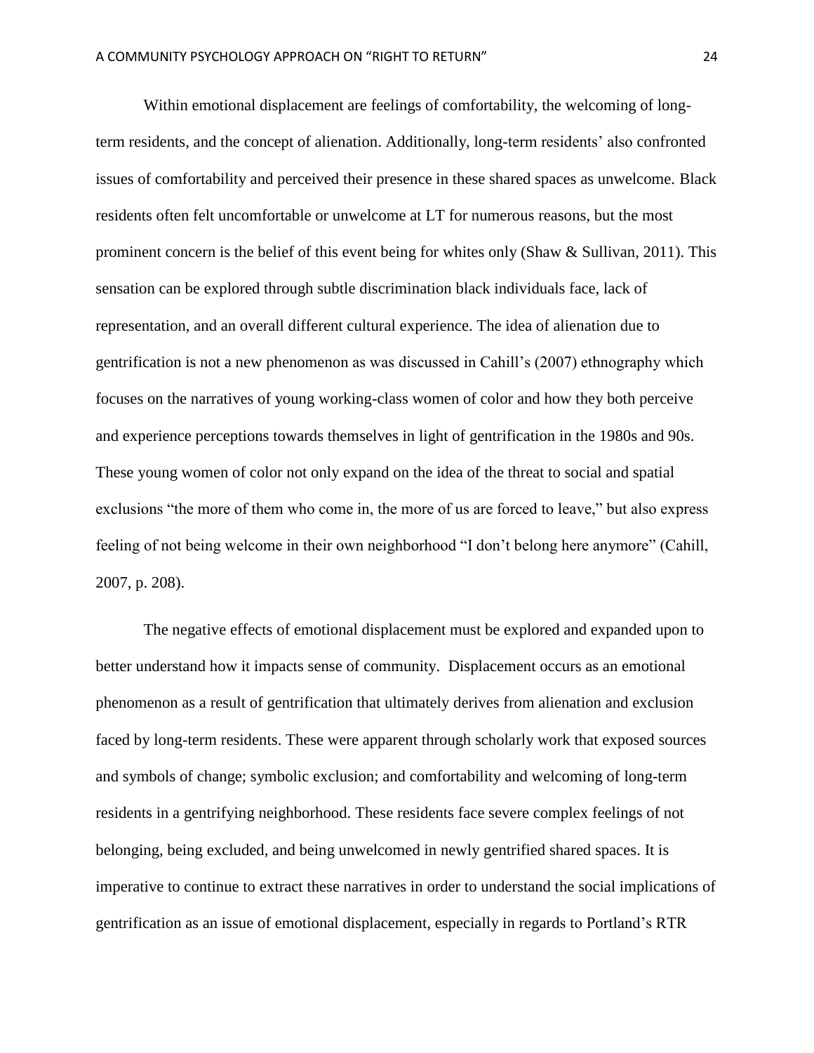Within emotional displacement are feelings of comfortability, the welcoming of long-term residents, and the concept of alienation. Additionally, long-term residents' also confronted issues of comfortability and perceived their presence in these shared spaces as unwelcome. Black residents often felt uncomfortable or unwelcome at LT for numerous reasons, but the most prominent concern is the belief of this event being for whites only (Shaw & Sullivan, 2011). This sensation can be explored through subtle discrimination black individuals face, lack of representation, and an overall different cultural experience. The idea of alienation due to gentrification is not a new phenomenon as was discussed in Cahill's (2007) ethnography which focuses on the narratives of young working-class women of color and how they both perceive and experience perceptions towards themselves in light of gentrification in the 1980s and 90s. These young women of color not only expand on the idea of the threat to social and spatial exclusions "the more of them who come in, the more of us are forced to leave," but also express feeling of not being welcome in their own neighborhood "I don't belong here anymore" (Cahill, 2007, p. 208).

The negative effects of emotional displacement must be explored and expanded upon to better understand how it impacts sense of community. Displacement occurs as an emotional phenomenon as a result of gentrification that ultimately derives from alienation and exclusion faced by long-term residents. These were apparent through scholarly work that exposed sources and symbols of change; symbolic exclusion; and comfortability and welcoming of long-term residents in a gentrifying neighborhood. These residents face severe complex feelings of not belonging, being excluded, and being unwelcomed in newly gentrified shared spaces. It is imperative to continue to extract these narratives in order to understand the social implications of gentrification as an issue of emotional displacement, especially in regards to Portland's RTR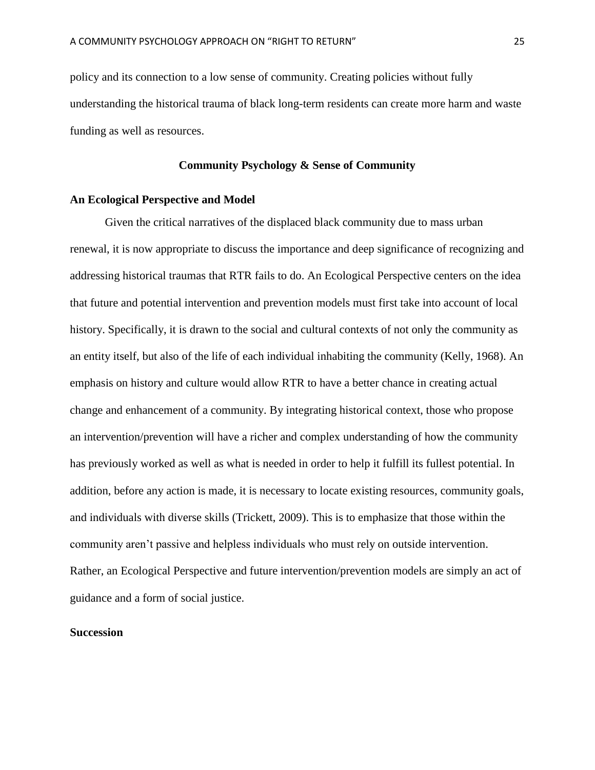policy and its connection to a low sense of community. Creating policies without fully understanding the historical trauma of black long-term residents can create more harm and waste funding as well as resources.

## Community Psychology & Sense of Community

### An Ecological Perspective and Model

Given the critical narratives of the displaced black community due to mass urban renewal, it is now appropriate to discuss the importance and deep significance of recognizing and addressing historical traumas that RTR fails to do. An Ecological Perspective centers on the idea that future and potential intervention and prevention models must first take into account of local history. Specifically, it is drawn to the social and cultural contexts of not only the community as an entity itself, but also of the life of each individual inhabiting the community (Kelly, 1968). An emphasis on history and culture would allow RTR to have a better chance in creating actual change and enhancement of a community. By integrating historical context, those who propose an intervention/prevention will have a richer and complex understanding of how the community has previously worked as well as what is needed in order to help it fulfill its fullest potential. In addition, before any action is made, it is necessary to locate existing resources, community goals, and individuals with diverse skills (Trickett, 2009). This is to emphasize that those within the community aren't passive and helpless individuals who must rely on outside intervention. Rather, an Ecological Perspective and future intervention/prevention models are simply an act of guidance and a form of social justice.

### Succession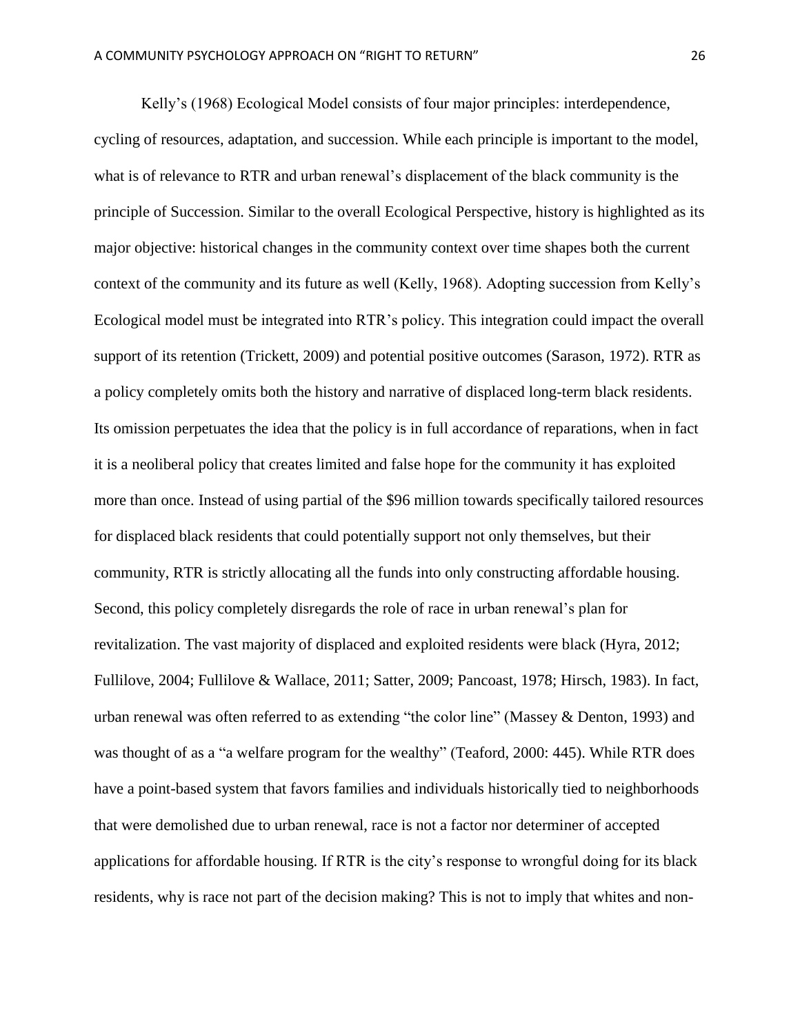Kelly's (1968) Ecological Model consists of four major principles: interdependence, cycling of resources, adaptation, and succession. While each principle is important to the model, what is of relevance to RTR and urban renewal's displacement of the black community is the principle of Succession. Similar to the overall Ecological Perspective, history is highlighted as its major objective: historical changes in the community context over time shapes both the current context of the community and its future as well (Kelly, 1968). Adopting succession from Kelly's Ecological model must be integrated into RTR's policy. This integration could impact the overall support of its retention (Trickett, 2009) and potential positive outcomes (Sarason, 1972). RTR as a policy completely omits both the history and narrative of displaced long-term black residents. Its omission perpetuates the idea that the policy is in full accordance of reparations, when in fact it is a neoliberal policy that creates limited and false hope for the community it has exploited more than once. Instead of using partial of the $96 million towards specifically tailored resources for displaced black residents that could potentially support not only themselves, but their community, RTR is strictly allocating all the funds into only constructing affordable housing. Second, this policy completely disregards the role of race in urban renewal's plan for revitalization. The vast majority of displaced and exploited residents were black (Hyra, 2012; Fullilove, 2004; Fullilove & Wallace, 2011; Satter, 2009; Pancoast, 1978; Hirsch, 1983). In fact, urban renewal was often referred to as extending "the color line" (Massey & Denton, 1993) and was thought of as a "a welfare program for the wealthy" (Teaford, 2000: 445). While RTR does have a point-based system that favors families and individuals historically tied to neighborhoods that were demolished due to urban renewal, race is not a factor nor determiner of accepted applications for affordable housing. If RTR is the city's response to wrongful doing for its black residents, why is race not part of the decision making? This is not to imply that whites and non-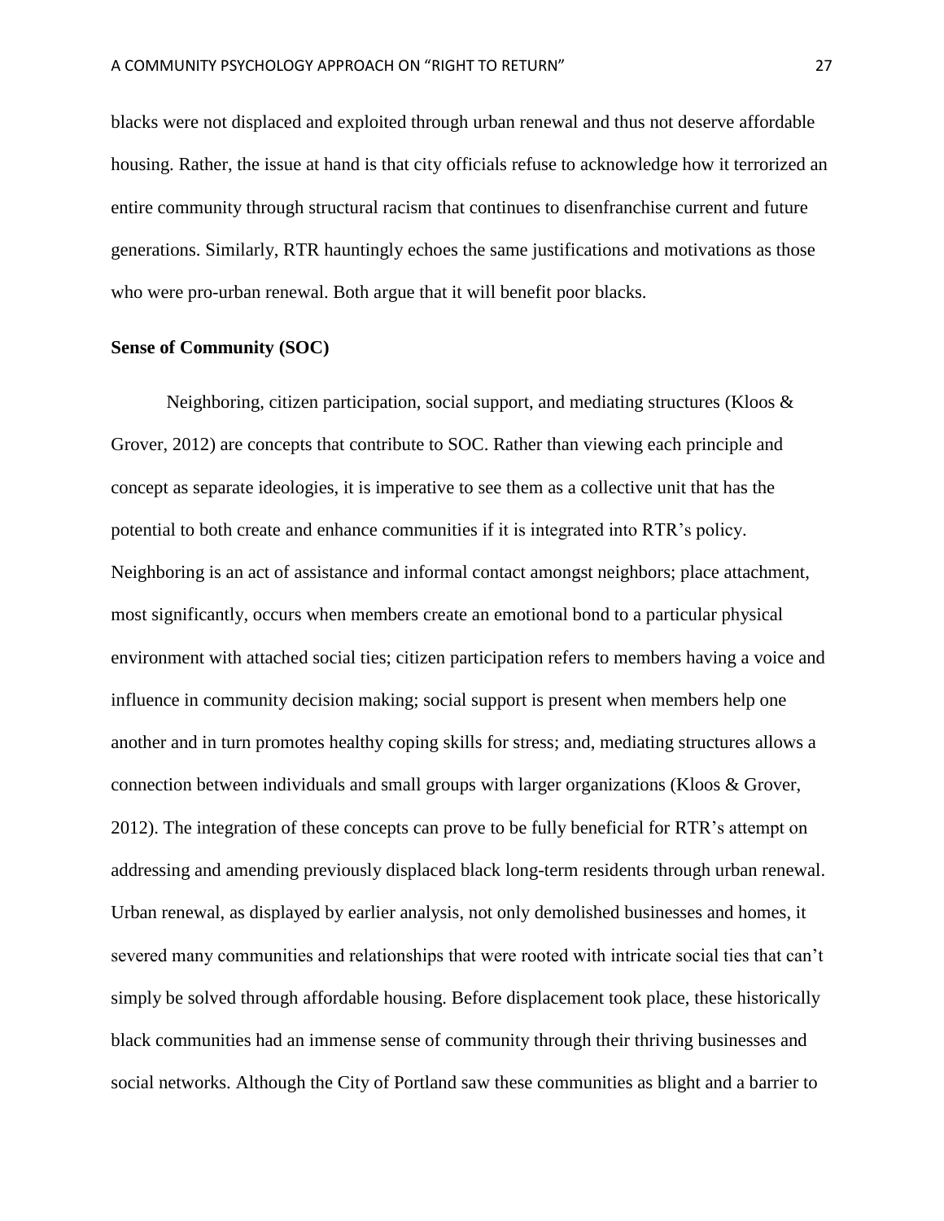blacks were not displaced and exploited through urban renewal and thus not deserve affordable housing. Rather, the issue at hand is that city officials refuse to acknowledge how it terrorized an entire community through structural racism that continues to disenfranchise current and future generations. Similarly, RTR hauntingly echoes the same justifications and motivations as those who were pro-urban renewal. Both argue that it will benefit poor blacks.

**Sense of Community (SOC)**

Neighboring, citizen participation, social support, and mediating structures (Kloos & Grover, 2012) are concepts that contribute to SOC. Rather than viewing each principle and concept as separate ideologies, it is imperative to see them as a collective unit that has the potential to both create and enhance communities if it is integrated into RTR's policy. Neighboring is an act of assistance and informal contact amongst neighbors; place attachment, most significantly, occurs when members create an emotional bond to a particular physical environment with attached social ties; citizen participation refers to members having a voice and influence in community decision making; social support is present when members help one another and in turn promotes healthy coping skills for stress; and, mediating structures allows a connection between individuals and small groups with larger organizations (Kloos & Grover, 2012). The integration of these concepts can prove to be fully beneficial for RTR's attempt on addressing and amending previously displaced black long-term residents through urban renewal. Urban renewal, as displayed by earlier analysis, not only demolished businesses and homes, it severed many communities and relationships that were rooted with intricate social ties that can't simply be solved through affordable housing. Before displacement took place, these historically black communities had an immense sense of community through their thriving businesses and social networks. Although the City of Portland saw these communities as blight and a barrier to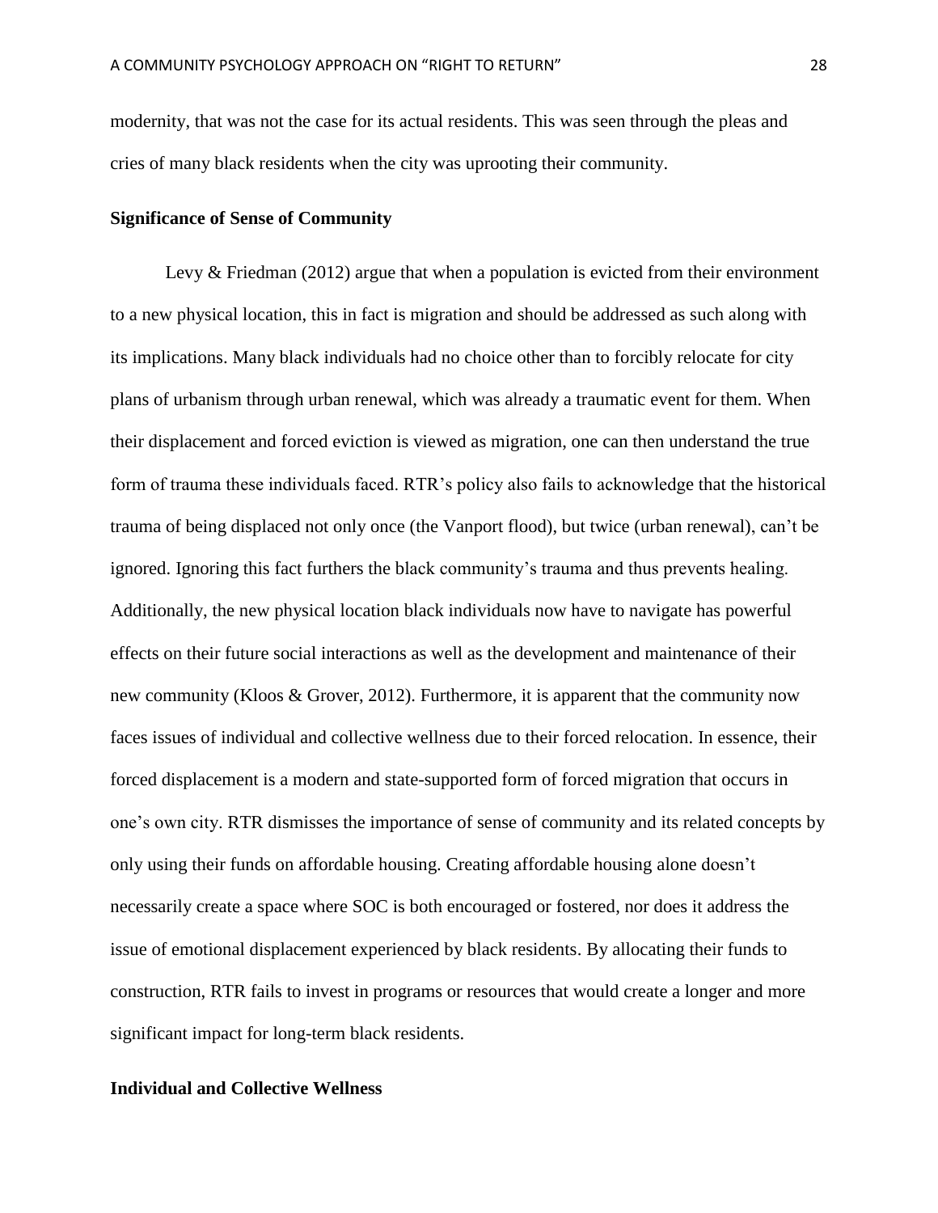modernity, that was not the case for its actual residents. This was seen through the pleas and cries of many black residents when the city was uprooting their community.

## Significance of Sense of Community

Levy & Friedman (2012) argue that when a population is evicted from their environment to a new physical location, this in fact is migration and should be addressed as such along with its implications. Many black individuals had no choice other than to forcibly relocate for city plans of urbanism through urban renewal, which was already a traumatic event for them. When their displacement and forced eviction is viewed as migration, one can then understand the true form of trauma these individuals faced. RTR's policy also fails to acknowledge that the historical trauma of being displaced not only once (the Vanport flood), but twice (urban renewal), can't be ignored. Ignoring this fact furthers the black community's trauma and thus prevents healing. Additionally, the new physical location black individuals now have to navigate has powerful effects on their future social interactions as well as the development and maintenance of their new community (Kloos & Grover, 2012). Furthermore, it is apparent that the community now faces issues of individual and collective wellness due to their forced relocation. In essence, their forced displacement is a modern and state-supported form of forced migration that occurs in one's own city. RTR dismisses the importance of sense of community and its related concepts by only using their funds on affordable housing. Creating affordable housing alone doesn't necessarily create a space where SOC is both encouraged or fostered, nor does it address the issue of emotional displacement experienced by black residents. By allocating their funds to construction, RTR fails to invest in programs or resources that would create a longer and more significant impact for long-term black residents.

## Individual and Collective Wellness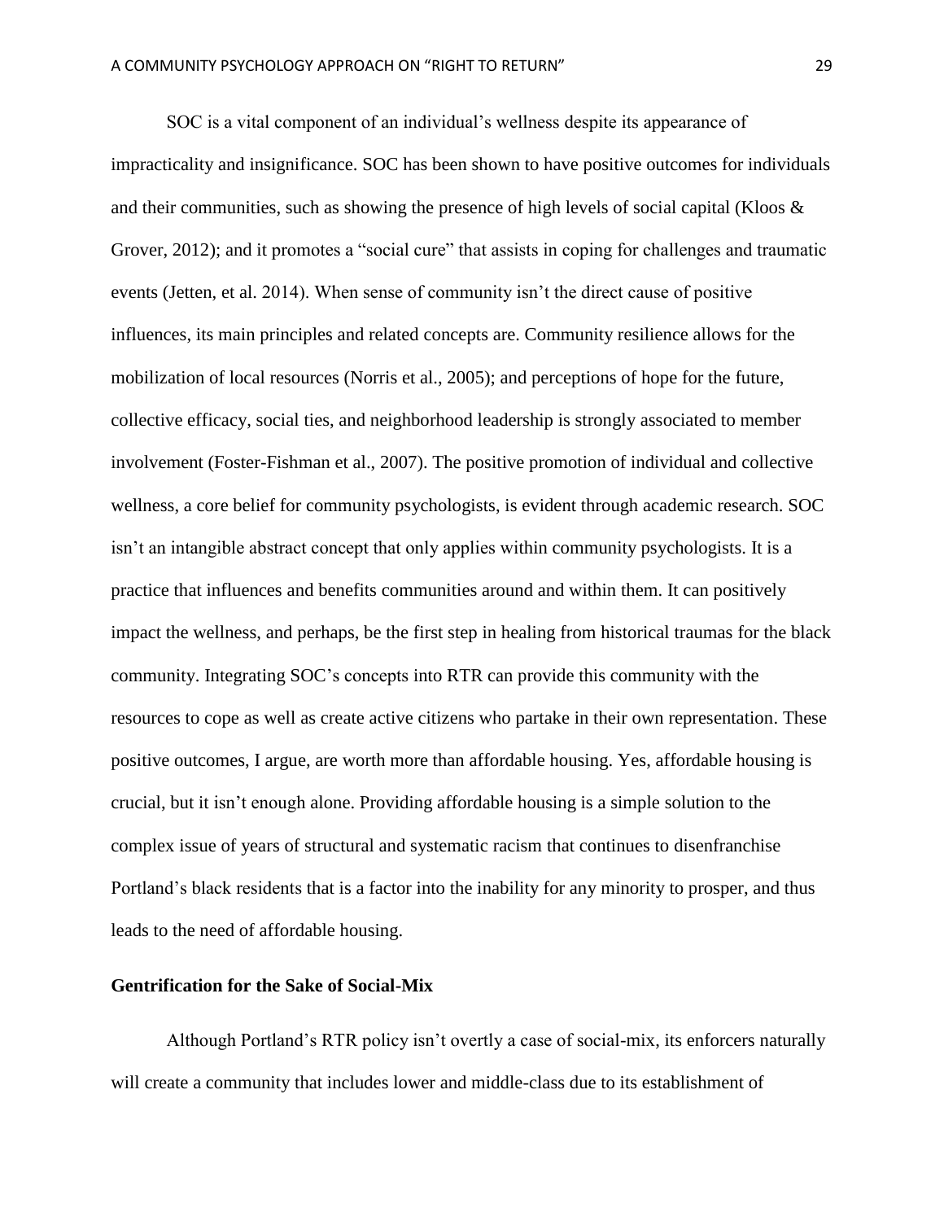SOC is a vital component of an individual's wellness despite its appearance of impracticality and insignificance. SOC has been shown to have positive outcomes for individuals and their communities, such as showing the presence of high levels of social capital (Kloos & Grover, 2012); and it promotes a "social cure" that assists in coping for challenges and traumatic events (Jetten, et al. 2014). When sense of community isn't the direct cause of positive influences, its main principles and related concepts are. Community resilience allows for the mobilization of local resources (Norris et al., 2005); and perceptions of hope for the future, collective efficacy, social ties, and neighborhood leadership is strongly associated to member involvement (Foster-Fishman et al., 2007). The positive promotion of individual and collective wellness, a core belief for community psychologists, is evident through academic research. SOC isn't an intangible abstract concept that only applies within community psychologists. It is a practice that influences and benefits communities around and within them. It can positively impact the wellness, and perhaps, be the first step in healing from historical traumas for the black community. Integrating SOC's concepts into RTR can provide this community with the resources to cope as well as create active citizens who partake in their own representation. These positive outcomes, I argue, are worth more than affordable housing. Yes, affordable housing is crucial, but it isn't enough alone. Providing affordable housing is a simple solution to the complex issue of years of structural and systematic racism that continues to disenfranchise Portland's black residents that is a factor into the inability for any minority to prosper, and thus leads to the need of affordable housing.

**Gentrification for the Sake of Social-Mix**

Although Portland's RTR policy isn't overtly a case of social-mix, its enforcers naturally will create a community that includes lower and middle-class due to its establishment of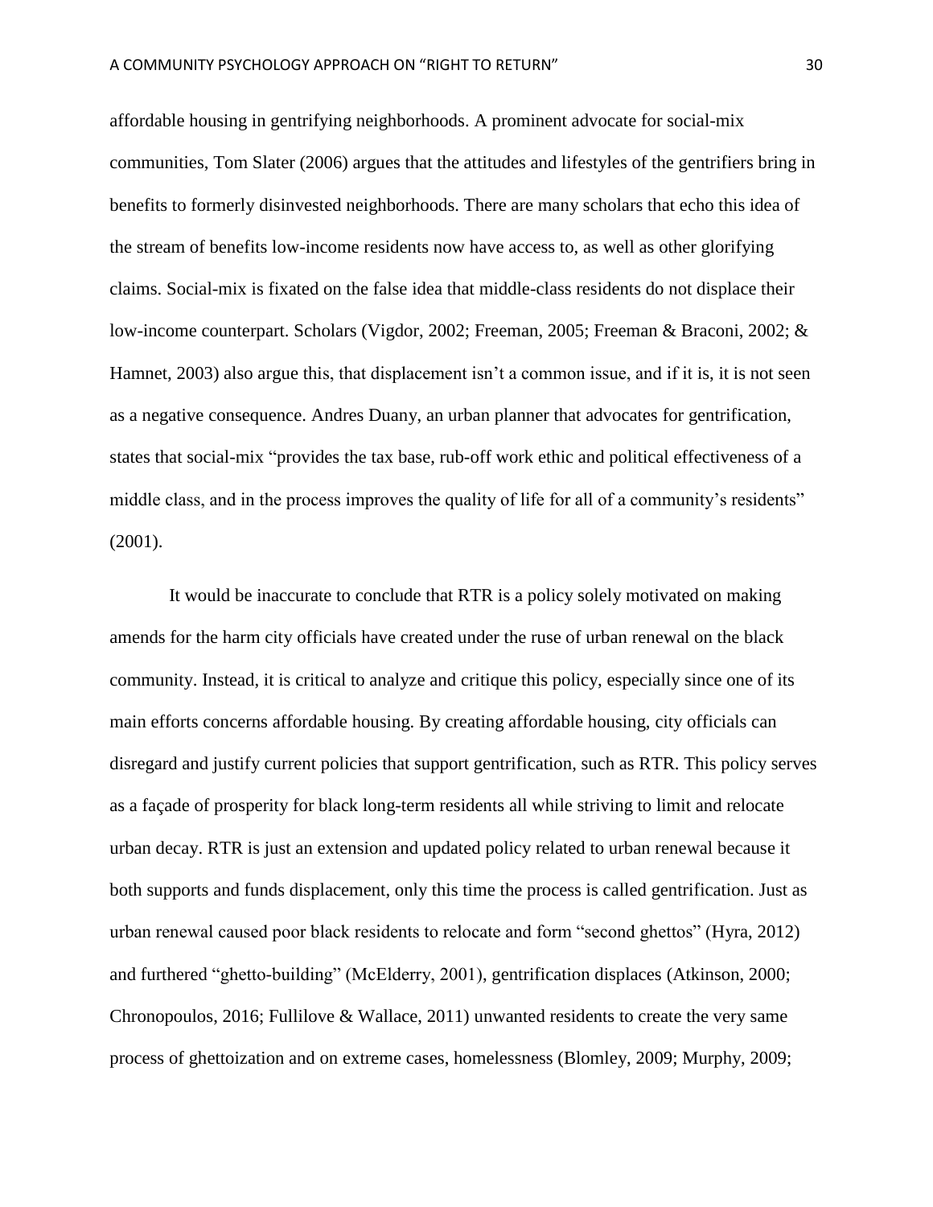affordable housing in gentrifying neighborhoods. A prominent advocate for social-mix communities, Tom Slater (2006) argues that the attitudes and lifestyles of the gentrifiers bring in benefits to formerly disinvested neighborhoods. There are many scholars that echo this idea of the stream of benefits low-income residents now have access to, as well as other glorifying claims. Social-mix is fixated on the false idea that middle-class residents do not displace their low-income counterpart. Scholars (Vigdor, 2002; Freeman, 2005; Freeman & Braconi, 2002; & Hamnet, 2003) also argue this, that displacement isn't a common issue, and if it is, it is not seen as a negative consequence. Andres Duany, an urban planner that advocates for gentrification, states that social-mix "provides the tax base, rub-off work ethic and political effectiveness of a middle class, and in the process improves the quality of life for all of a community's residents" (2001).

It would be inaccurate to conclude that RTR is a policy solely motivated on making amends for the harm city officials have created under the ruse of urban renewal on the black community. Instead, it is critical to analyze and critique this policy, especially since one of its main efforts concerns affordable housing. By creating affordable housing, city officials can disregard and justify current policies that support gentrification, such as RTR. This policy serves as a façade of prosperity for black long-term residents all while striving to limit and relocate urban decay. RTR is just an extension and updated policy related to urban renewal because it both supports and funds displacement, only this time the process is called gentrification. Just as urban renewal caused poor black residents to relocate and form "second ghettos" (Hyra, 2012) and furthered "ghetto-building" (McElderry, 2001), gentrification displaces (Atkinson, 2000; Chronopoulos, 2016; Fullilove & Wallace, 2011) unwanted residents to create the very same process of ghettoization and on extreme cases, homelessness (Blomley, 2009; Murphy, 2009;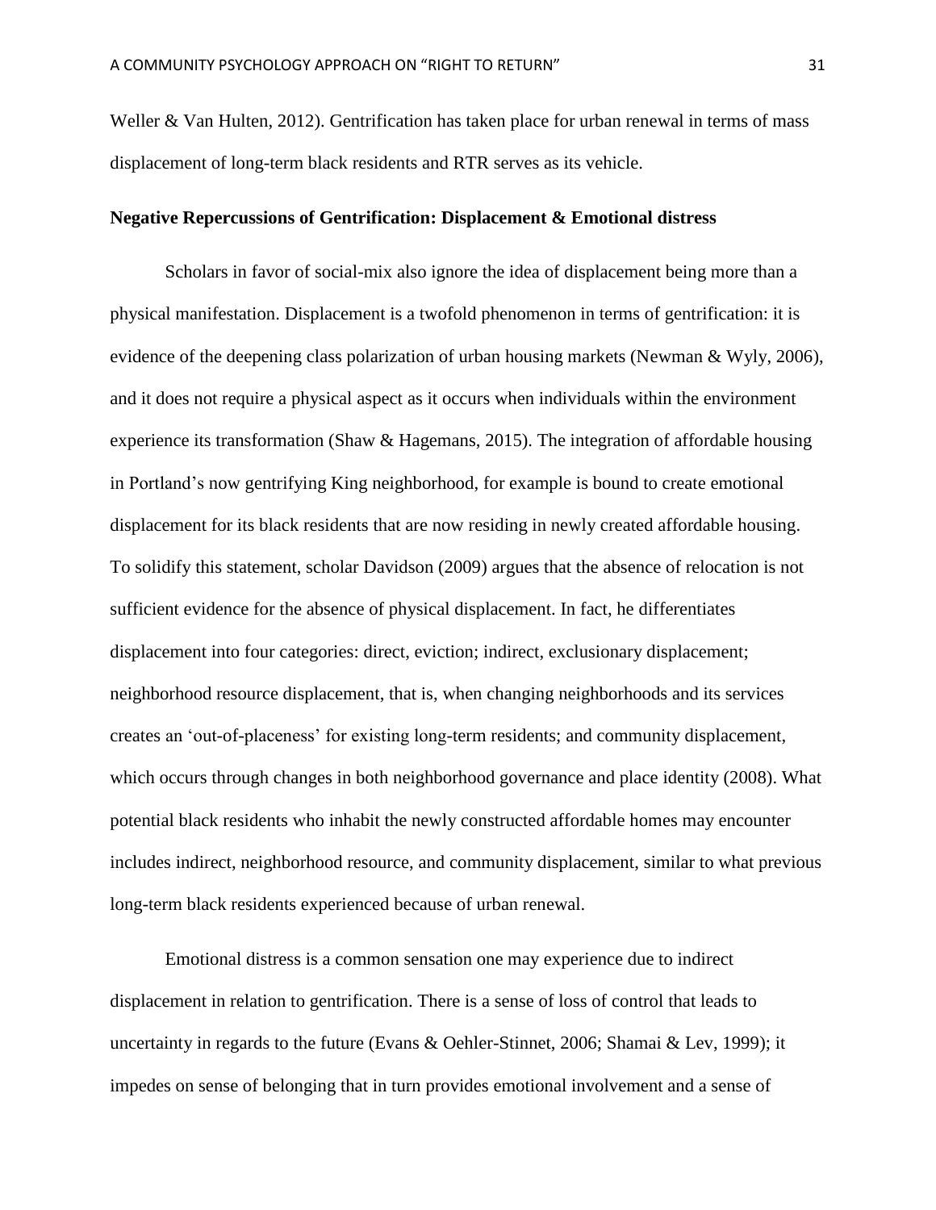Weller & Van Hulten, 2012). Gentrification has taken place for urban renewal in terms of mass displacement of long-term black residents and RTR serves as its vehicle.

**Negative Repercussions of Gentrification: Displacement & Emotional distress**

Scholars in favor of social-mix also ignore the idea of displacement being more than a physical manifestation. Displacement is a twofold phenomenon in terms of gentrification: it is evidence of the deepening class polarization of urban housing markets (Newman & Wyly, 2006), and it does not require a physical aspect as it occurs when individuals within the environment experience its transformation (Shaw & Hagemans, 2015). The integration of affordable housing in Portland's now gentrifying King neighborhood, for example is bound to create emotional displacement for its black residents that are now residing in newly created affordable housing. To solidify this statement, scholar Davidson (2009) argues that the absence of relocation is not sufficient evidence for the absence of physical displacement. In fact, he differentiates displacement into four categories: direct, eviction; indirect, exclusionary displacement; neighborhood resource displacement, that is, when changing neighborhoods and its services creates an 'out-of-placeness' for existing long-term residents; and community displacement, which occurs through changes in both neighborhood governance and place identity (2008). What potential black residents who inhabit the newly constructed affordable homes may encounter includes indirect, neighborhood resource, and community displacement, similar to what previous long-term black residents experienced because of urban renewal.

Emotional distress is a common sensation one may experience due to indirect displacement in relation to gentrification. There is a sense of loss of control that leads to uncertainty in regards to the future (Evans & Oehler-Stinnet, 2006; Shamai & Lev, 1999); it impedes on sense of belonging that in turn provides emotional involvement and a sense of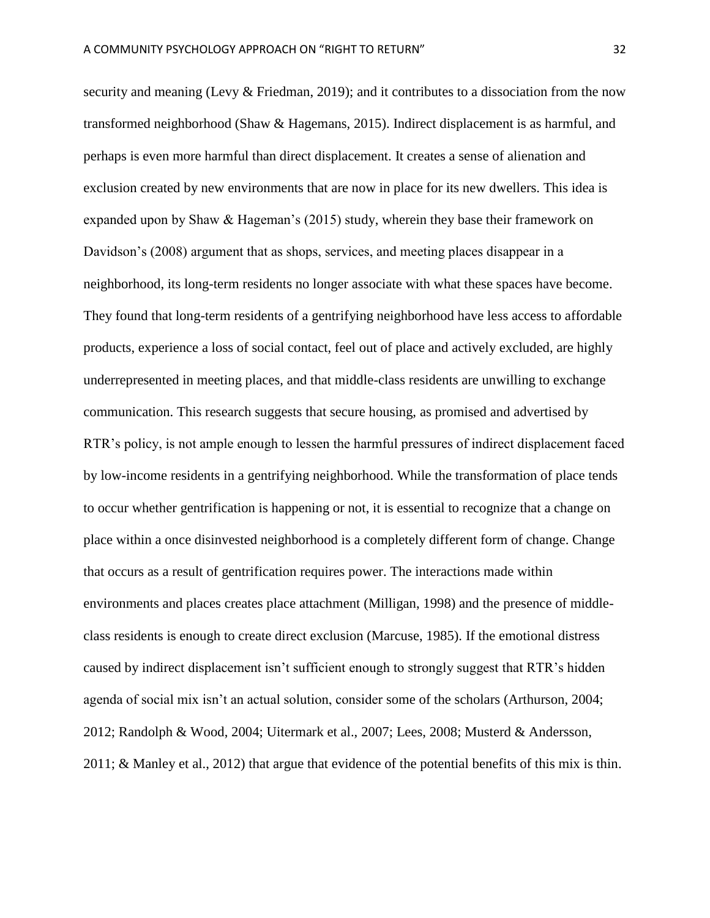security and meaning (Levy & Friedman, 2019); and it contributes to a dissociation from the now transformed neighborhood (Shaw & Hagemans, 2015). Indirect displacement is as harmful, and perhaps is even more harmful than direct displacement. It creates a sense of alienation and exclusion created by new environments that are now in place for its new dwellers. This idea is expanded upon by Shaw & Hageman's (2015) study, wherein they base their framework on Davidson's (2008) argument that as shops, services, and meeting places disappear in a neighborhood, its long-term residents no longer associate with what these spaces have become. They found that long-term residents of a gentrifying neighborhood have less access to affordable products, experience a loss of social contact, feel out of place and actively excluded, are highly underrepresented in meeting places, and that middle-class residents are unwilling to exchange communication. This research suggests that secure housing, as promised and advertised by RTR's policy, is not ample enough to lessen the harmful pressures of indirect displacement faced by low-income residents in a gentrifying neighborhood. While the transformation of place tends to occur whether gentrification is happening or not, it is essential to recognize that a change on place within a once disinvested neighborhood is a completely different form of change. Change that occurs as a result of gentrification requires power. The interactions made within environments and places creates place attachment (Milligan, 1998) and the presence of middle-class residents is enough to create direct exclusion (Marcuse, 1985). If the emotional distress caused by indirect displacement isn't sufficient enough to strongly suggest that RTR's hidden agenda of social mix isn't an actual solution, consider some of the scholars (Arthurson, 2004; 2012; Randolph & Wood, 2004; Uitermark et al., 2007; Lees, 2008; Musterd & Andersson, 2011; & Manley et al., 2012) that argue that evidence of the potential benefits of this mix is thin.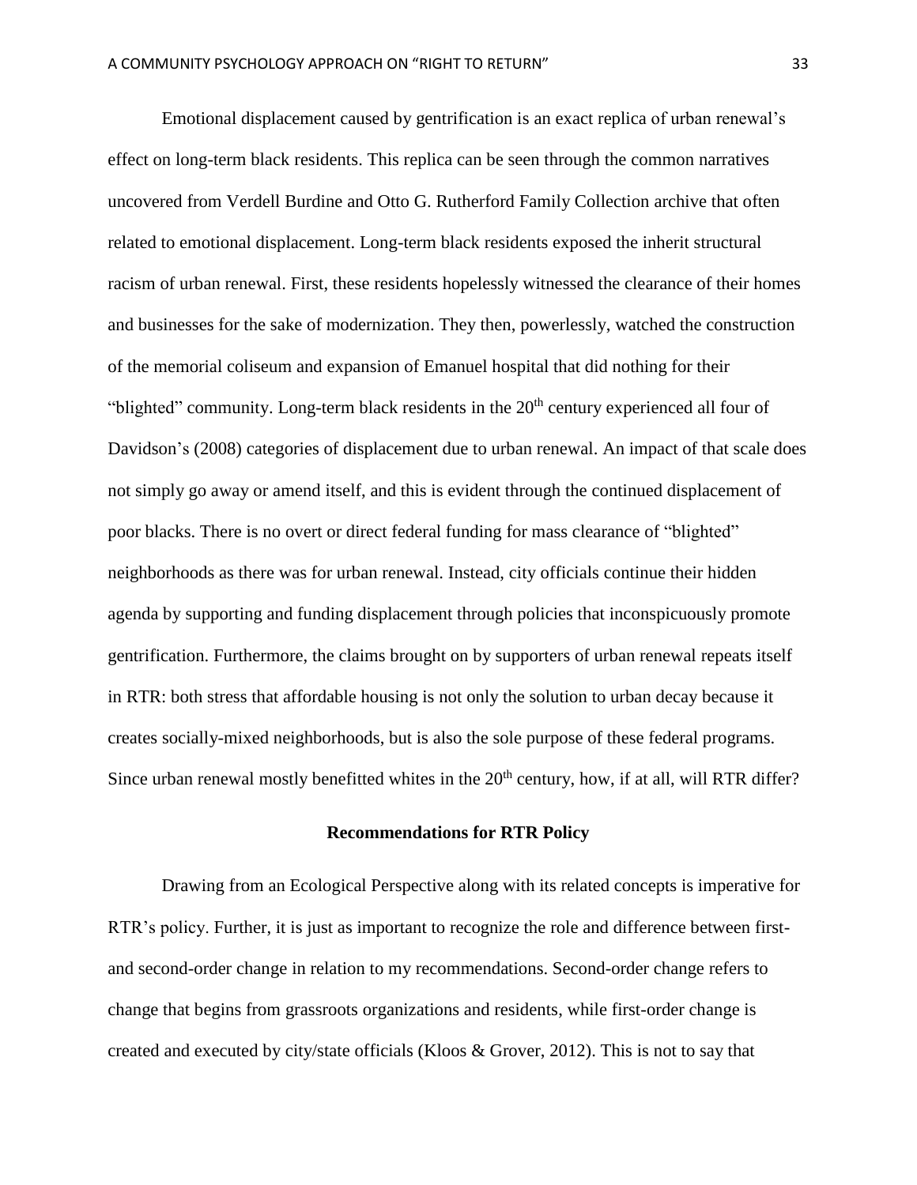Emotional displacement caused by gentrification is an exact replica of urban renewal's effect on long-term black residents. This replica can be seen through the common narratives uncovered from Verdell Burdine and Otto G. Rutherford Family Collection archive that often related to emotional displacement. Long-term black residents exposed the inherit structural racism of urban renewal. First, these residents hopelessly witnessed the clearance of their homes and businesses for the sake of modernization. They then, powerlessly, watched the construction of the memorial coliseum and expansion of Emanuel hospital that did nothing for their "blighted" community. Long-term black residents in the 20th century experienced all four of Davidson's (2008) categories of displacement due to urban renewal. An impact of that scale does not simply go away or amend itself, and this is evident through the continued displacement of poor blacks. There is no overt or direct federal funding for mass clearance of "blighted" neighborhoods as there was for urban renewal. Instead, city officials continue their hidden agenda by supporting and funding displacement through policies that inconspicuously promote gentrification. Furthermore, the claims brought on by supporters of urban renewal repeats itself in RTR: both stress that affordable housing is not only the solution to urban decay because it creates socially-mixed neighborhoods, but is also the sole purpose of these federal programs. Since urban renewal mostly benefitted whites in the 20th century, how, if at all, will RTR differ?

## Recommendations for RTR Policy

Drawing from an Ecological Perspective along with its related concepts is imperative for RTR's policy. Further, it is just as important to recognize the role and difference between first- and second-order change in relation to my recommendations. Second-order change refers to change that begins from grassroots organizations and residents, while first-order change is created and executed by city/state officials (Kloos & Grover, 2012). This is not to say that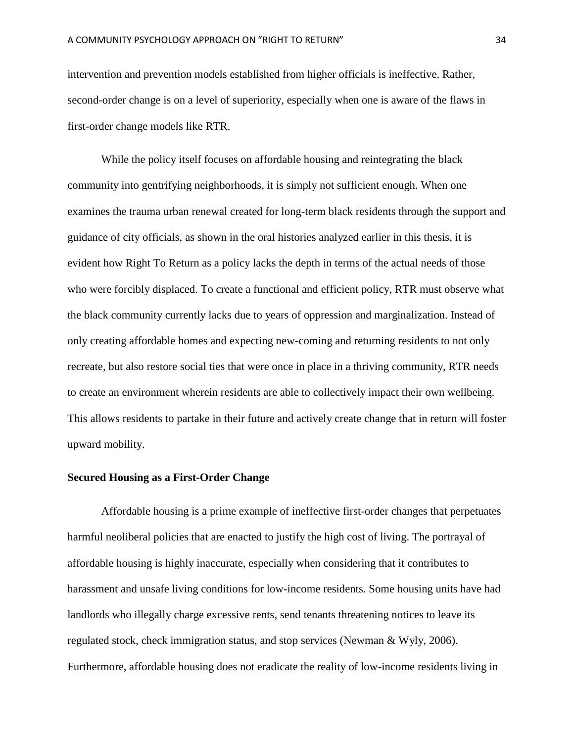intervention and prevention models established from higher officials is ineffective. Rather, second-order change is on a level of superiority, especially when one is aware of the flaws in first-order change models like RTR.

While the policy itself focuses on affordable housing and reintegrating the black community into gentrifying neighborhoods, it is simply not sufficient enough. When one examines the trauma urban renewal created for long-term black residents through the support and guidance of city officials, as shown in the oral histories analyzed earlier in this thesis, it is evident how Right To Return as a policy lacks the depth in terms of the actual needs of those who were forcibly displaced. To create a functional and efficient policy, RTR must observe what the black community currently lacks due to years of oppression and marginalization. Instead of only creating affordable homes and expecting new-coming and returning residents to not only recreate, but also restore social ties that were once in place in a thriving community, RTR needs to create an environment wherein residents are able to collectively impact their own wellbeing. This allows residents to partake in their future and actively create change that in return will foster upward mobility.

**Secured Housing as a First-Order Change**

Affordable housing is a prime example of ineffective first-order changes that perpetuates harmful neoliberal policies that are enacted to justify the high cost of living. The portrayal of affordable housing is highly inaccurate, especially when considering that it contributes to harassment and unsafe living conditions for low-income residents. Some housing units have had landlords who illegally charge excessive rents, send tenants threatening notices to leave its regulated stock, check immigration status, and stop services (Newman & Wyly, 2006). Furthermore, affordable housing does not eradicate the reality of low-income residents living in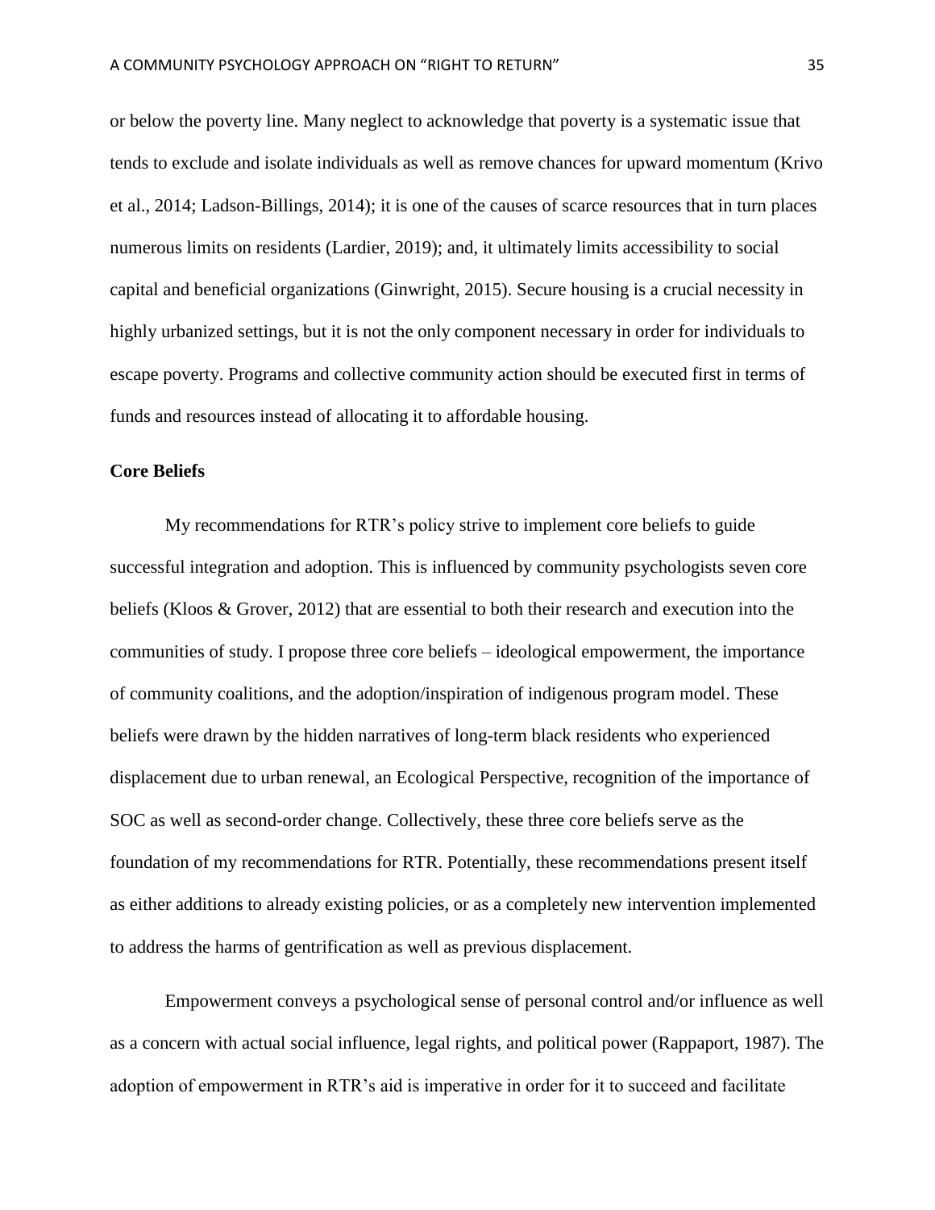or below the poverty line. Many neglect to acknowledge that poverty is a systematic issue that tends to exclude and isolate individuals as well as remove chances for upward momentum (Krivo et al., 2014; Ladson-Billings, 2014); it is one of the causes of scarce resources that in turn places numerous limits on residents (Lardier, 2019); and, it ultimately limits accessibility to social capital and beneficial organizations (Ginwright, 2015). Secure housing is a crucial necessity in highly urbanized settings, but it is not the only component necessary in order for individuals to escape poverty. Programs and collective community action should be executed first in terms of funds and resources instead of allocating it to affordable housing.

**Core Beliefs**

My recommendations for RTR's policy strive to implement core beliefs to guide successful integration and adoption. This is influenced by community psychologists seven core beliefs (Kloos & Grover, 2012) that are essential to both their research and execution into the communities of study. I propose three core beliefs – ideological empowerment, the importance of community coalitions, and the adoption/inspiration of indigenous program model. These beliefs were drawn by the hidden narratives of long-term black residents who experienced displacement due to urban renewal, an Ecological Perspective, recognition of the importance of SOC as well as second-order change. Collectively, these three core beliefs serve as the foundation of my recommendations for RTR. Potentially, these recommendations present itself as either additions to already existing policies, or as a completely new intervention implemented to address the harms of gentrification as well as previous displacement.

Empowerment conveys a psychological sense of personal control and/or influence as well as a concern with actual social influence, legal rights, and political power (Rappaport, 1987). The adoption of empowerment in RTR's aid is imperative in order for it to succeed and facilitate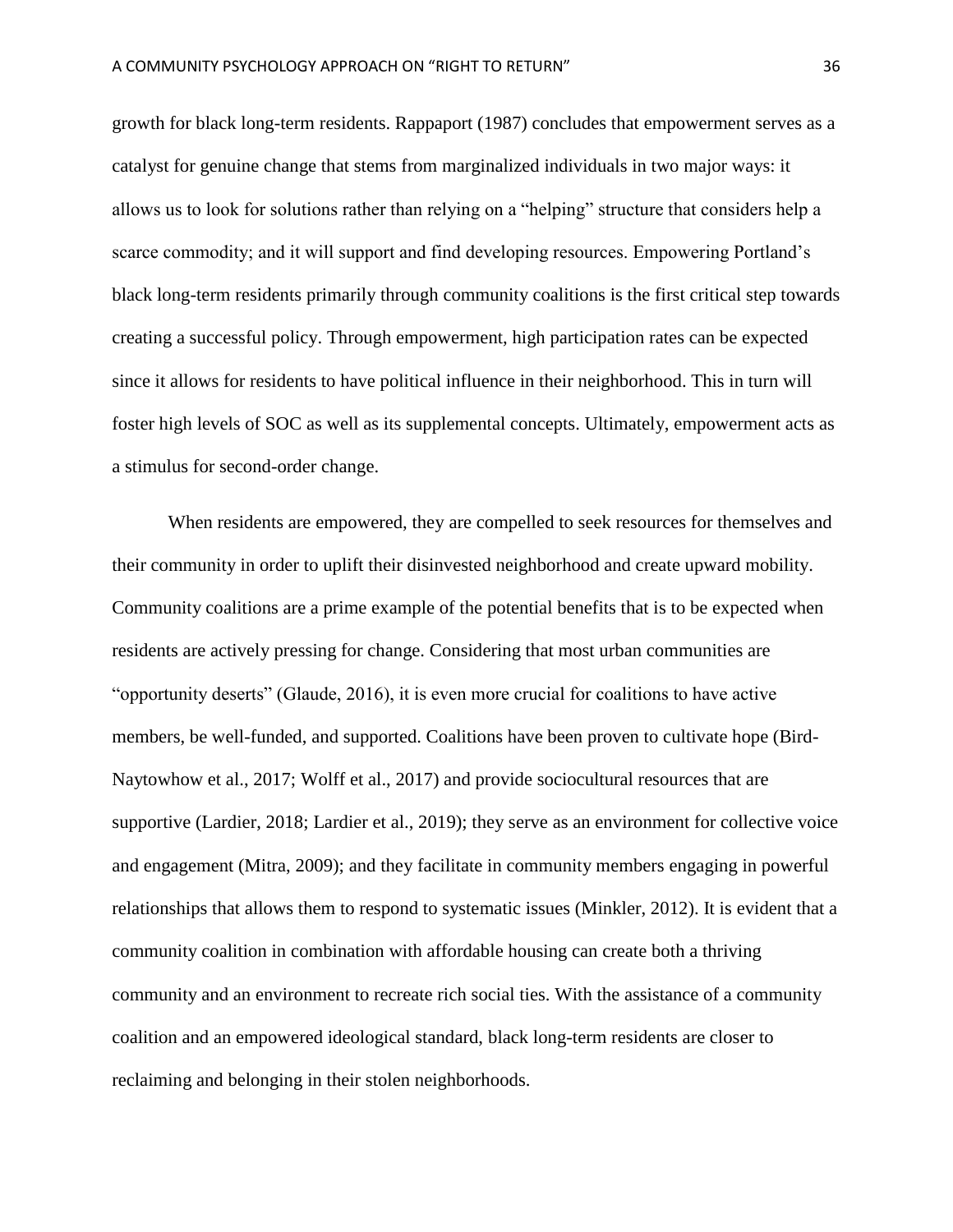growth for black long-term residents. Rappaport (1987) concludes that empowerment serves as a catalyst for genuine change that stems from marginalized individuals in two major ways: it allows us to look for solutions rather than relying on a "helping" structure that considers help a scarce commodity; and it will support and find developing resources. Empowering Portland's black long-term residents primarily through community coalitions is the first critical step towards creating a successful policy. Through empowerment, high participation rates can be expected since it allows for residents to have political influence in their neighborhood. This in turn will foster high levels of SOC as well as its supplemental concepts. Ultimately, empowerment acts as a stimulus for second-order change.

When residents are empowered, they are compelled to seek resources for themselves and their community in order to uplift their disinvested neighborhood and create upward mobility. Community coalitions are a prime example of the potential benefits that is to be expected when residents are actively pressing for change. Considering that most urban communities are "opportunity deserts" (Glaude, 2016), it is even more crucial for coalitions to have active members, be well-funded, and supported. Coalitions have been proven to cultivate hope (Bird-Naytowhow et al., 2017; Wolff et al., 2017) and provide sociocultural resources that are supportive (Lardier, 2018; Lardier et al., 2019); they serve as an environment for collective voice and engagement (Mitra, 2009); and they facilitate in community members engaging in powerful relationships that allows them to respond to systematic issues (Minkler, 2012). It is evident that a community coalition in combination with affordable housing can create both a thriving community and an environment to recreate rich social ties. With the assistance of a community coalition and an empowered ideological standard, black long-term residents are closer to reclaiming and belonging in their stolen neighborhoods.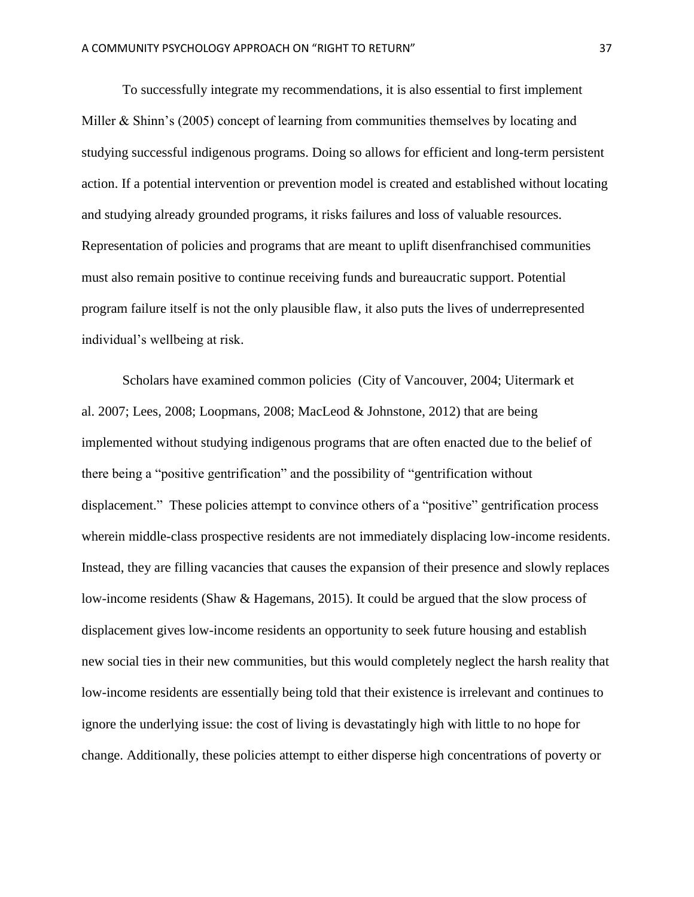To successfully integrate my recommendations, it is also essential to first implement Miller & Shinn's (2005) concept of learning from communities themselves by locating and studying successful indigenous programs. Doing so allows for efficient and long-term persistent action. If a potential intervention or prevention model is created and established without locating and studying already grounded programs, it risks failures and loss of valuable resources. Representation of policies and programs that are meant to uplift disenfranchised communities must also remain positive to continue receiving funds and bureaucratic support. Potential program failure itself is not the only plausible flaw, it also puts the lives of underrepresented individual's wellbeing at risk.

Scholars have examined common policies (City of Vancouver, 2004; Uitermark et al. 2007; Lees, 2008; Loopmans, 2008; MacLeod & Johnstone, 2012) that are being implemented without studying indigenous programs that are often enacted due to the belief of there being a "positive gentrification" and the possibility of "gentrification without displacement." These policies attempt to convince others of a "positive" gentrification process wherein middle-class prospective residents are not immediately displacing low-income residents. Instead, they are filling vacancies that causes the expansion of their presence and slowly replaces low-income residents (Shaw & Hagemans, 2015). It could be argued that the slow process of displacement gives low-income residents an opportunity to seek future housing and establish new social ties in their new communities, but this would completely neglect the harsh reality that low-income residents are essentially being told that their existence is irrelevant and continues to ignore the underlying issue: the cost of living is devastatingly high with little to no hope for change. Additionally, these policies attempt to either disperse high concentrations of poverty or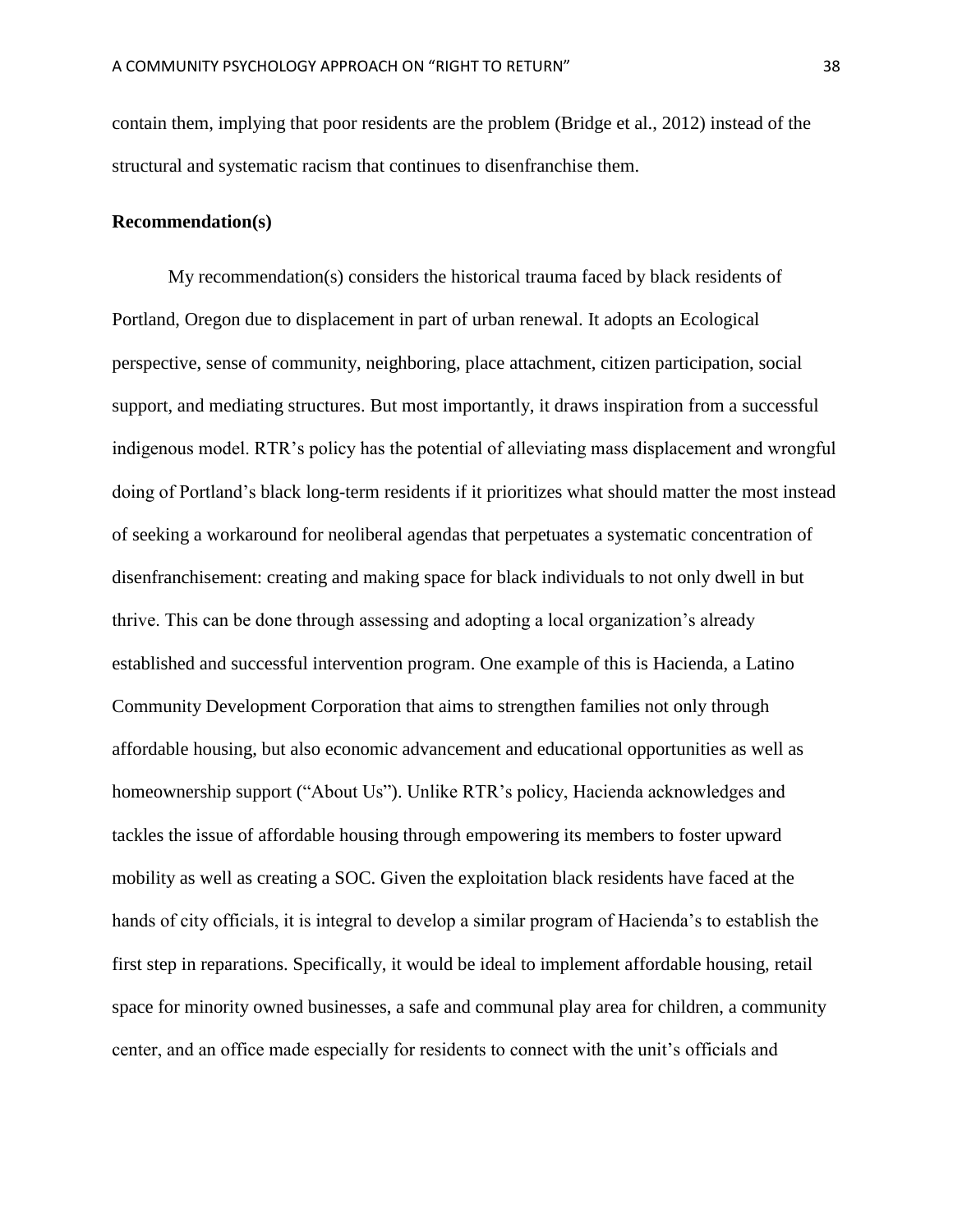contain them, implying that poor residents are the problem (Bridge et al., 2012) instead of the structural and systematic racism that continues to disenfranchise them.

**Recommendation(s)**

My recommendation(s) considers the historical trauma faced by black residents of Portland, Oregon due to displacement in part of urban renewal. It adopts an Ecological perspective, sense of community, neighboring, place attachment, citizen participation, social support, and mediating structures. But most importantly, it draws inspiration from a successful indigenous model. RTR's policy has the potential of alleviating mass displacement and wrongful doing of Portland's black long-term residents if it prioritizes what should matter the most instead of seeking a workaround for neoliberal agendas that perpetuates a systematic concentration of disenfranchisement: creating and making space for black individuals to not only dwell in but thrive. This can be done through assessing and adopting a local organization's already established and successful intervention program. One example of this is Hacienda, a Latino Community Development Corporation that aims to strengthen families not only through affordable housing, but also economic advancement and educational opportunities as well as homeownership support ("About Us"). Unlike RTR's policy, Hacienda acknowledges and tackles the issue of affordable housing through empowering its members to foster upward mobility as well as creating a SOC. Given the exploitation black residents have faced at the hands of city officials, it is integral to develop a similar program of Hacienda's to establish the first step in reparations. Specifically, it would be ideal to implement affordable housing, retail space for minority owned businesses, a safe and communal play area for children, a community center, and an office made especially for residents to connect with the unit's officials and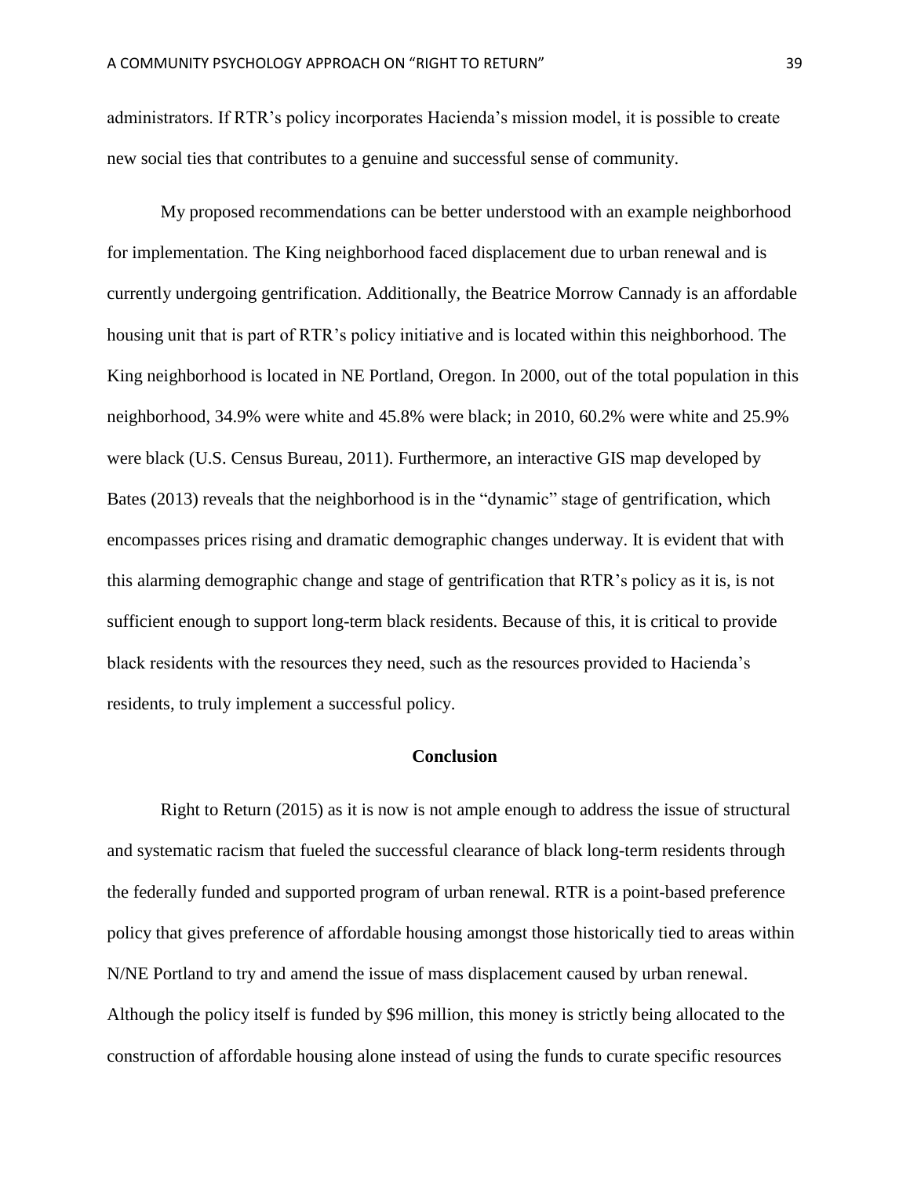administrators. If RTR's policy incorporates Hacienda's mission model, it is possible to create new social ties that contributes to a genuine and successful sense of community.

My proposed recommendations can be better understood with an example neighborhood for implementation. The King neighborhood faced displacement due to urban renewal and is currently undergoing gentrification. Additionally, the Beatrice Morrow Cannady is an affordable housing unit that is part of RTR's policy initiative and is located within this neighborhood. The King neighborhood is located in NE Portland, Oregon. In 2000, out of the total population in this neighborhood, 34.9% were white and 45.8% were black; in 2010, 60.2% were white and 25.9% were black (U.S. Census Bureau, 2011). Furthermore, an interactive GIS map developed by Bates (2013) reveals that the neighborhood is in the "dynamic" stage of gentrification, which encompasses prices rising and dramatic demographic changes underway. It is evident that with this alarming demographic change and stage of gentrification that RTR's policy as it is, is not sufficient enough to support long-term black residents. Because of this, it is critical to provide black residents with the resources they need, such as the resources provided to Hacienda's residents, to truly implement a successful policy.

## Conclusion

Right to Return (2015) as it is now is not ample enough to address the issue of structural and systematic racism that fueled the successful clearance of black long-term residents through the federally funded and supported program of urban renewal. RTR is a point-based preference policy that gives preference of affordable housing amongst those historically tied to areas within N/NE Portland to try and amend the issue of mass displacement caused by urban renewal. Although the policy itself is funded by $96 million, this money is strictly being allocated to the construction of affordable housing alone instead of using the funds to curate specific resources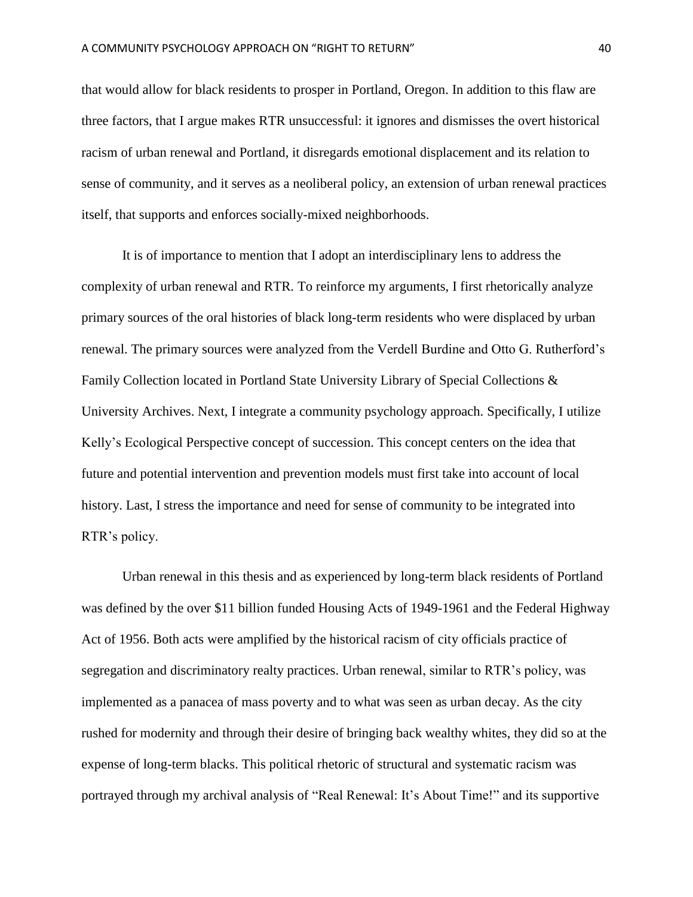that would allow for black residents to prosper in Portland, Oregon. In addition to this flaw are three factors, that I argue makes RTR unsuccessful: it ignores and dismisses the overt historical racism of urban renewal and Portland, it disregards emotional displacement and its relation to sense of community, and it serves as a neoliberal policy, an extension of urban renewal practices itself, that supports and enforces socially-mixed neighborhoods.

It is of importance to mention that I adopt an interdisciplinary lens to address the complexity of urban renewal and RTR. To reinforce my arguments, I first rhetorically analyze primary sources of the oral histories of black long-term residents who were displaced by urban renewal. The primary sources were analyzed from the Verdell Burdine and Otto G. Rutherford's Family Collection located in Portland State University Library of Special Collections & University Archives. Next, I integrate a community psychology approach. Specifically, I utilize Kelly's Ecological Perspective concept of succession. This concept centers on the idea that future and potential intervention and prevention models must first take into account of local history. Last, I stress the importance and need for sense of community to be integrated into RTR's policy.

Urban renewal in this thesis and as experienced by long-term black residents of Portland was defined by the over $11 billion funded Housing Acts of 1949-1961 and the Federal Highway Act of 1956. Both acts were amplified by the historical racism of city officials practice of segregation and discriminatory realty practices. Urban renewal, similar to RTR's policy, was implemented as a panacea of mass poverty and to what was seen as urban decay. As the city rushed for modernity and through their desire of bringing back wealthy whites, they did so at the expense of long-term blacks. This political rhetoric of structural and systematic racism was portrayed through my archival analysis of "Real Renewal: It's About Time!" and its supportive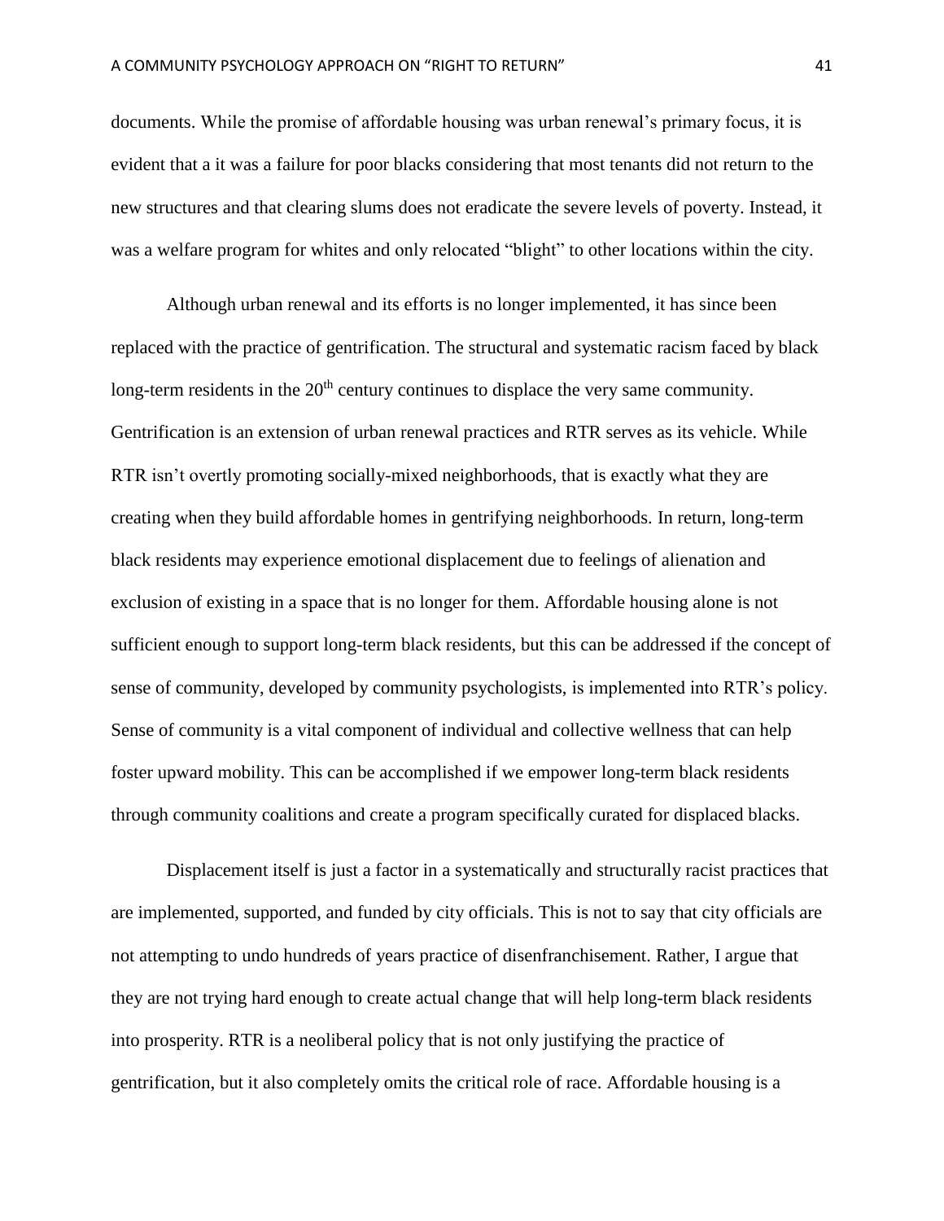documents. While the promise of affordable housing was urban renewal's primary focus, it is evident that a it was a failure for poor blacks considering that most tenants did not return to the new structures and that clearing slums does not eradicate the severe levels of poverty. Instead, it was a welfare program for whites and only relocated "blight" to other locations within the city.

Although urban renewal and its efforts is no longer implemented, it has since been replaced with the practice of gentrification. The structural and systematic racism faced by black long-term residents in the 20th century continues to displace the very same community. Gentrification is an extension of urban renewal practices and RTR serves as its vehicle. While RTR isn't overtly promoting socially-mixed neighborhoods, that is exactly what they are creating when they build affordable homes in gentrifying neighborhoods. In return, long-term black residents may experience emotional displacement due to feelings of alienation and exclusion of existing in a space that is no longer for them. Affordable housing alone is not sufficient enough to support long-term black residents, but this can be addressed if the concept of sense of community, developed by community psychologists, is implemented into RTR's policy. Sense of community is a vital component of individual and collective wellness that can help foster upward mobility. This can be accomplished if we empower long-term black residents through community coalitions and create a program specifically curated for displaced blacks.

Displacement itself is just a factor in a systematically and structurally racist practices that are implemented, supported, and funded by city officials. This is not to say that city officials are not attempting to undo hundreds of years practice of disenfranchisement. Rather, I argue that they are not trying hard enough to create actual change that will help long-term black residents into prosperity. RTR is a neoliberal policy that is not only justifying the practice of gentrification, but it also completely omits the critical role of race. Affordable housing is a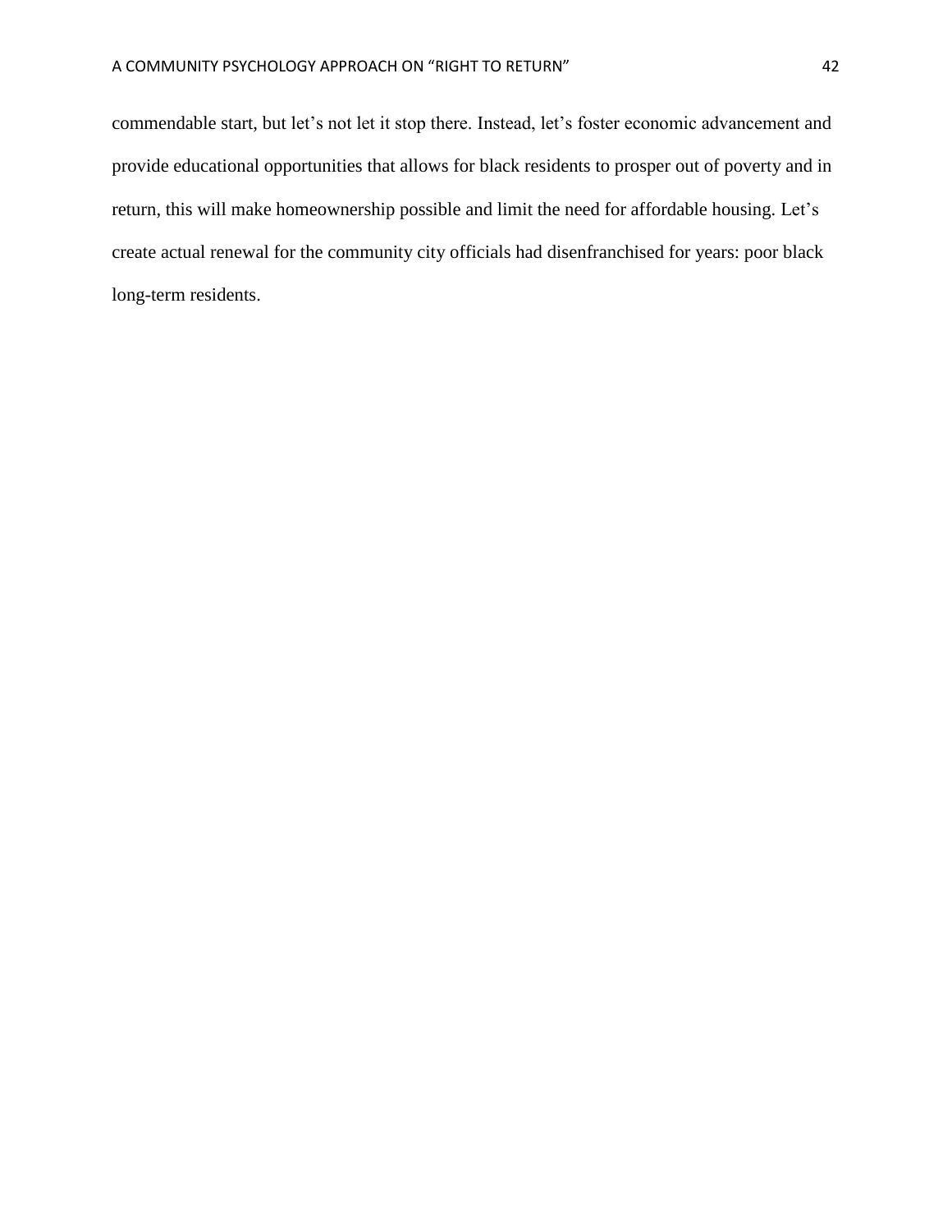commendable start, but let's not let it stop there. Instead, let's foster economic advancement and provide educational opportunities that allows for black residents to prosper out of poverty and in return, this will make homeownership possible and limit the need for affordable housing. Let's create actual renewal for the community city officials had disenfranchised for years: poor black long-term residents.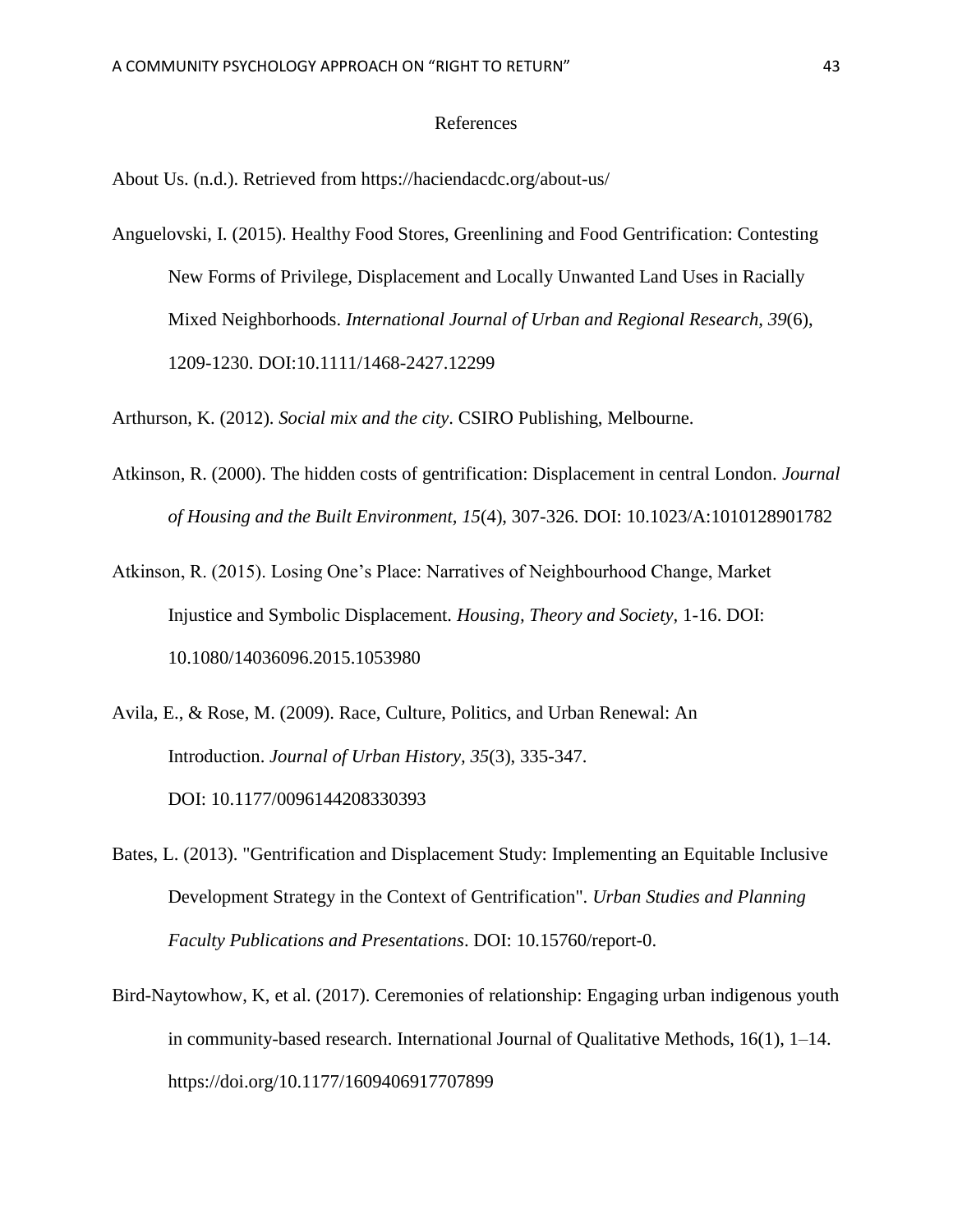# References

About Us. (n.d.). Retrieved from https://haciendacdc.org/about-us/

Anguelovski, I. (2015). Healthy Food Stores, Greenlining and Food Gentrification: Contesting New Forms of Privilege, Displacement and Locally Unwanted Land Uses in Racially Mixed Neighborhoods. *International Journal of Urban and Regional Research, 39*(6), 1209-1230. DOI:10.1111/1468-2427.12299

Arthurson, K. (2012). *Social mix and the city*. CSIRO Publishing, Melbourne.

Atkinson, R. (2000). The hidden costs of gentrification: Displacement in central London. *Journal of Housing and the Built Environment, 15*(4), 307-326. DOI: 10.1023/A:1010128901782

Atkinson, R. (2015). Losing One's Place: Narratives of Neighbourhood Change, Market Injustice and Symbolic Displacement. *Housing, Theory and Society,* 1-16. DOI: 10.1080/14036096.2015.1053980

Avila, E., & Rose, M. (2009). Race, Culture, Politics, and Urban Renewal: An Introduction. *Journal of Urban History, 35*(3), 335-347. DOI: 10.1177/0096144208330393

Bates, L. (2013). "Gentrification and Displacement Study: Implementing an Equitable Inclusive Development Strategy in the Context of Gentrification". *Urban Studies and Planning Faculty Publications and Presentations*. DOI: 10.15760/report-0.

Bird-Naytowhow, K, et al. (2017). Ceremonies of relationship: Engaging urban indigenous youth in community-based research. International Journal of Qualitative Methods, 16(1), 1–14. https://doi.org/10.1177/1609406917707899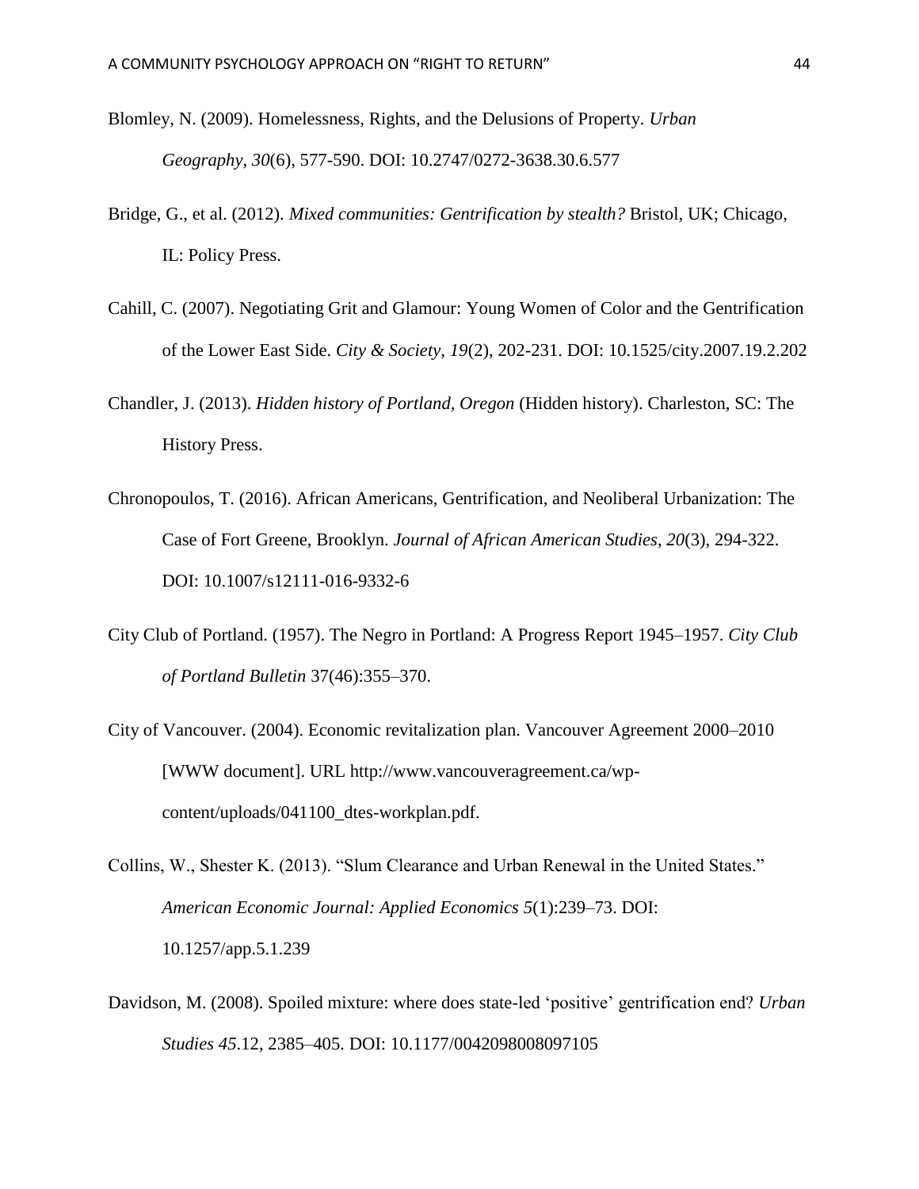Blomley, N. (2009). Homelessness, Rights, and the Delusions of Property. *Urban Geography, 30*(6), 577-590. DOI: 10.2747/0272-3638.30.6.577

Bridge, G., et al. (2012). *Mixed communities: Gentrification by stealth?* Bristol, UK; Chicago, IL: Policy Press.

Cahill, C. (2007). Negotiating Grit and Glamour: Young Women of Color and the Gentrification of the Lower East Side. *City & Society, 19*(2), 202-231. DOI: 10.1525/city.2007.19.2.202

Chandler, J. (2013). *Hidden history of Portland, Oregon* (Hidden history). Charleston, SC: The History Press.

Chronopoulos, T. (2016). African Americans, Gentrification, and Neoliberal Urbanization: The Case of Fort Greene, Brooklyn. *Journal of African American Studies, 20*(3), 294-322. DOI: 10.1007/s12111-016-9332-6

City Club of Portland. (1957). The Negro in Portland: A Progress Report 1945–1957. *City Club of Portland Bulletin* 37(46):355–370.

City of Vancouver. (2004). Economic revitalization plan. Vancouver Agreement 2000–2010 [WWW document]. URL http://www.vancouveragreement.ca/wp-content/uploads/041100_dtes-workplan.pdf.

Collins, W., Shester K. (2013). "Slum Clearance and Urban Renewal in the United States." *American Economic Journal: Applied Economics 5*(1):239–73. DOI: 10.1257/app.5.1.239

Davidson, M. (2008). Spoiled mixture: where does state-led 'positive' gentrification end? *Urban Studies 45*.12, 2385–405. DOI: 10.1177/0042098008097105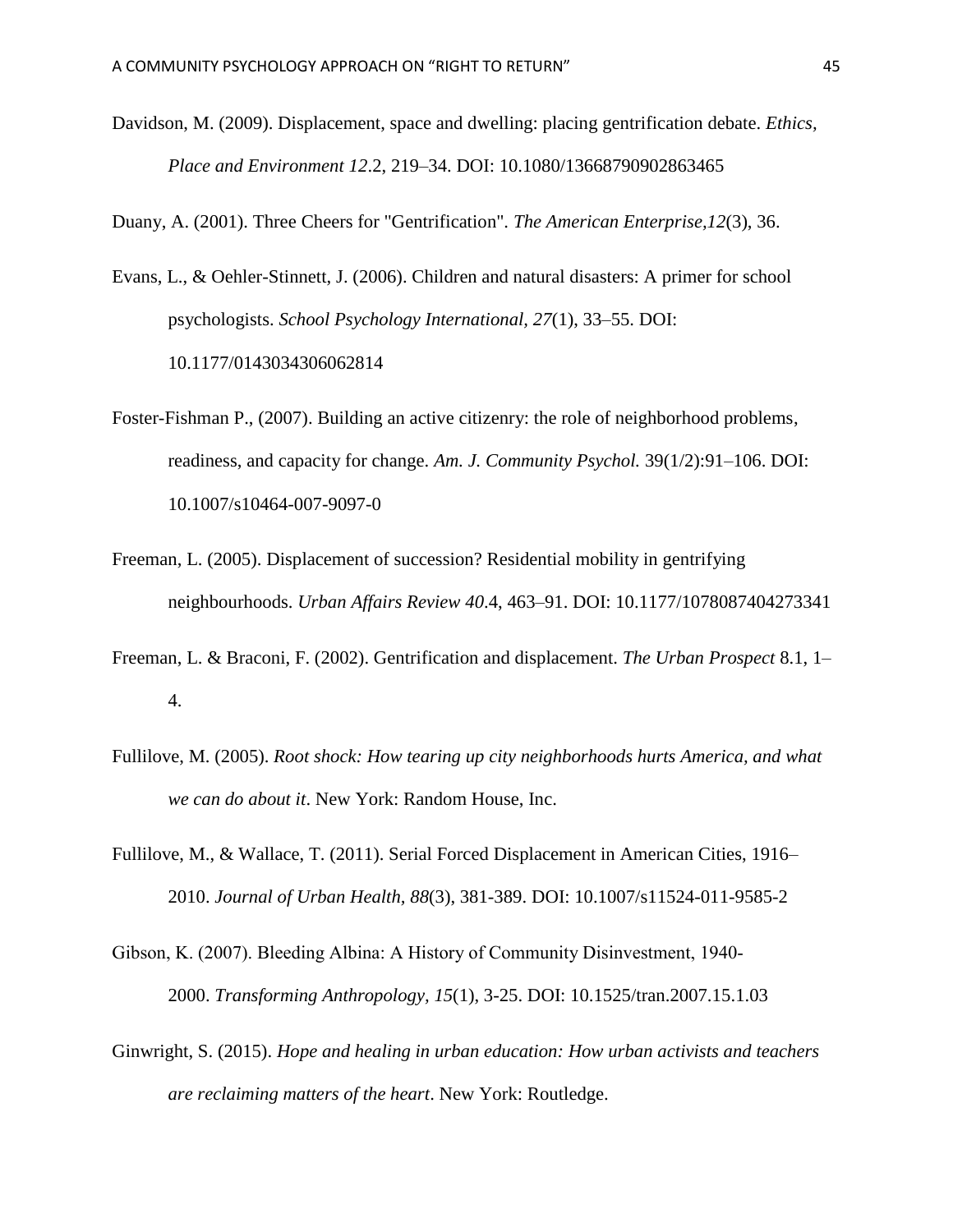Davidson, M. (2009). Displacement, space and dwelling: placing gentrification debate. *Ethics, Place and Environment 12*.2, 219–34. DOI: 10.1080/13668790902863465

Duany, A. (2001). Three Cheers for "Gentrification". *The American Enterprise,12*(3), 36.

Evans, L., & Oehler-Stinnett, J. (2006). Children and natural disasters: A primer for school psychologists. *School Psychology International, 27*(1), 33–55. DOI: 10.1177/0143034306062814

Foster-Fishman P., (2007). Building an active citizenry: the role of neighborhood problems, readiness, and capacity for change. *Am. J. Community Psychol.* 39(1/2):91–106. DOI: 10.1007/s10464-007-9097-0

Freeman, L. (2005). Displacement of succession? Residential mobility in gentrifying neighbourhoods. *Urban Affairs Review 40*.4, 463–91. DOI: 10.1177/1078087404273341

Freeman, L. & Braconi, F. (2002). Gentrification and displacement. *The Urban Prospect* 8.1, 1–4.

Fullilove, M. (2005). *Root shock: How tearing up city neighborhoods hurts America, and what we can do about it*. New York: Random House, Inc.

Fullilove, M., & Wallace, T. (2011). Serial Forced Displacement in American Cities, 1916–2010. *Journal of Urban Health, 88*(3), 381-389. DOI: 10.1007/s11524-011-9585-2

Gibson, K. (2007). Bleeding Albina: A History of Community Disinvestment, 1940-2000. *Transforming Anthropology, 15*(1), 3-25. DOI: 10.1525/tran.2007.15.1.03

Ginwright, S. (2015). *Hope and healing in urban education: How urban activists and teachers are reclaiming matters of the heart*. New York: Routledge.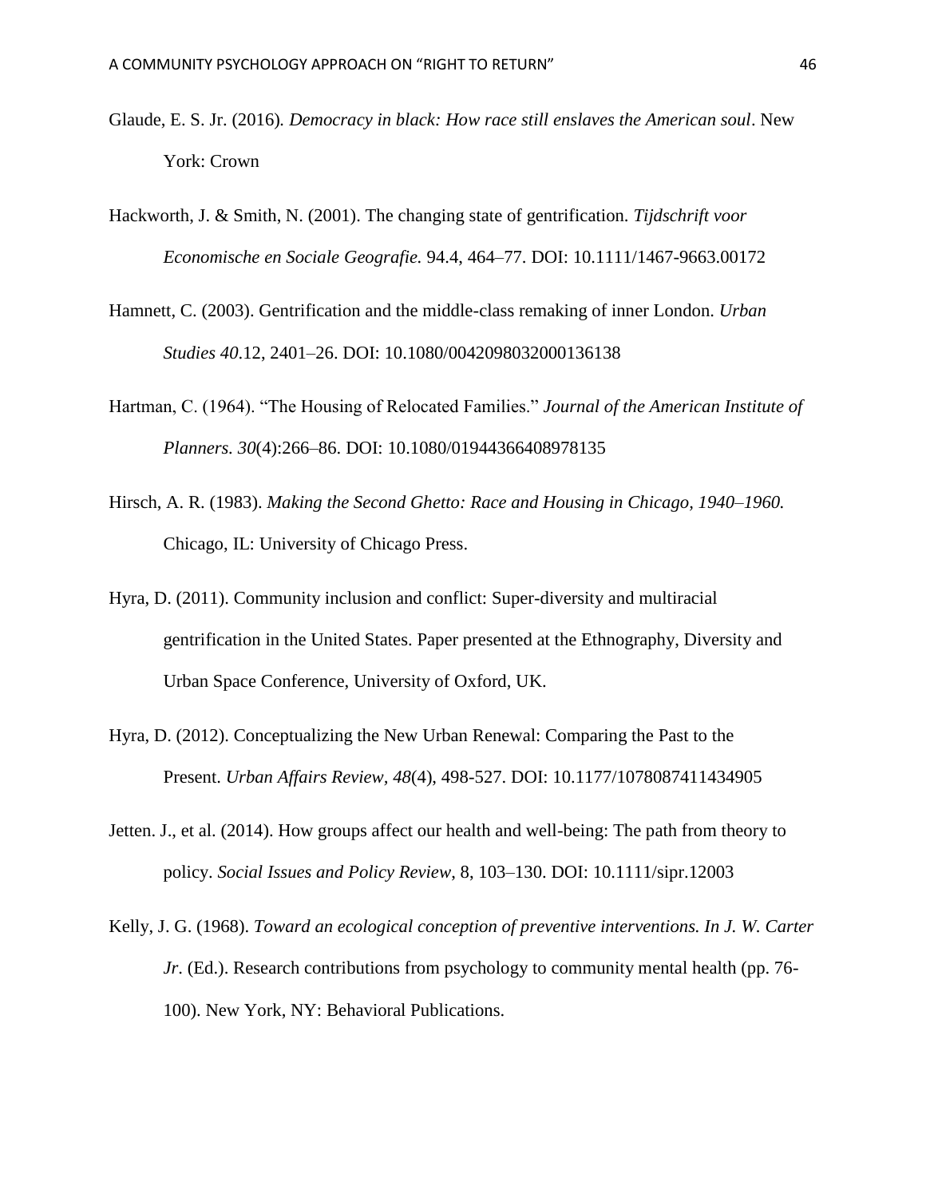Glaude, E. S. Jr. (2016). *Democracy in black: How race still enslaves the American soul*. New York: Crown

Hackworth, J. & Smith, N. (2001). The changing state of gentrification. *Tijdschrift voor Economische en Sociale Geografie.* 94.4, 464–77. DOI: 10.1111/1467-9663.00172

Hamnett, C. (2003). Gentrification and the middle-class remaking of inner London. *Urban Studies 40*.12, 2401–26. DOI: 10.1080/0042098032000136138

Hartman, C. (1964). "The Housing of Relocated Families." *Journal of the American Institute of Planners. 30*(4):266–86. DOI: 10.1080/01944366408978135

Hirsch, A. R. (1983). *Making the Second Ghetto: Race and Housing in Chicago, 1940–1960.* Chicago, IL: University of Chicago Press.

Hyra, D. (2011). Community inclusion and conflict: Super-diversity and multiracial gentrification in the United States. Paper presented at the Ethnography, Diversity and Urban Space Conference, University of Oxford, UK.

Hyra, D. (2012). Conceptualizing the New Urban Renewal: Comparing the Past to the Present. *Urban Affairs Review, 48*(4), 498-527. DOI: 10.1177/1078087411434905

Jetten. J., et al. (2014). How groups affect our health and well-being: The path from theory to policy. *Social Issues and Policy Review*, 8, 103–130. DOI: 10.1111/sipr.12003

Kelly, J. G. (1968). *Toward an ecological conception of preventive interventions. In J. W. Carter Jr.* (Ed.). Research contributions from psychology to community mental health (pp. 76-100). New York, NY: Behavioral Publications.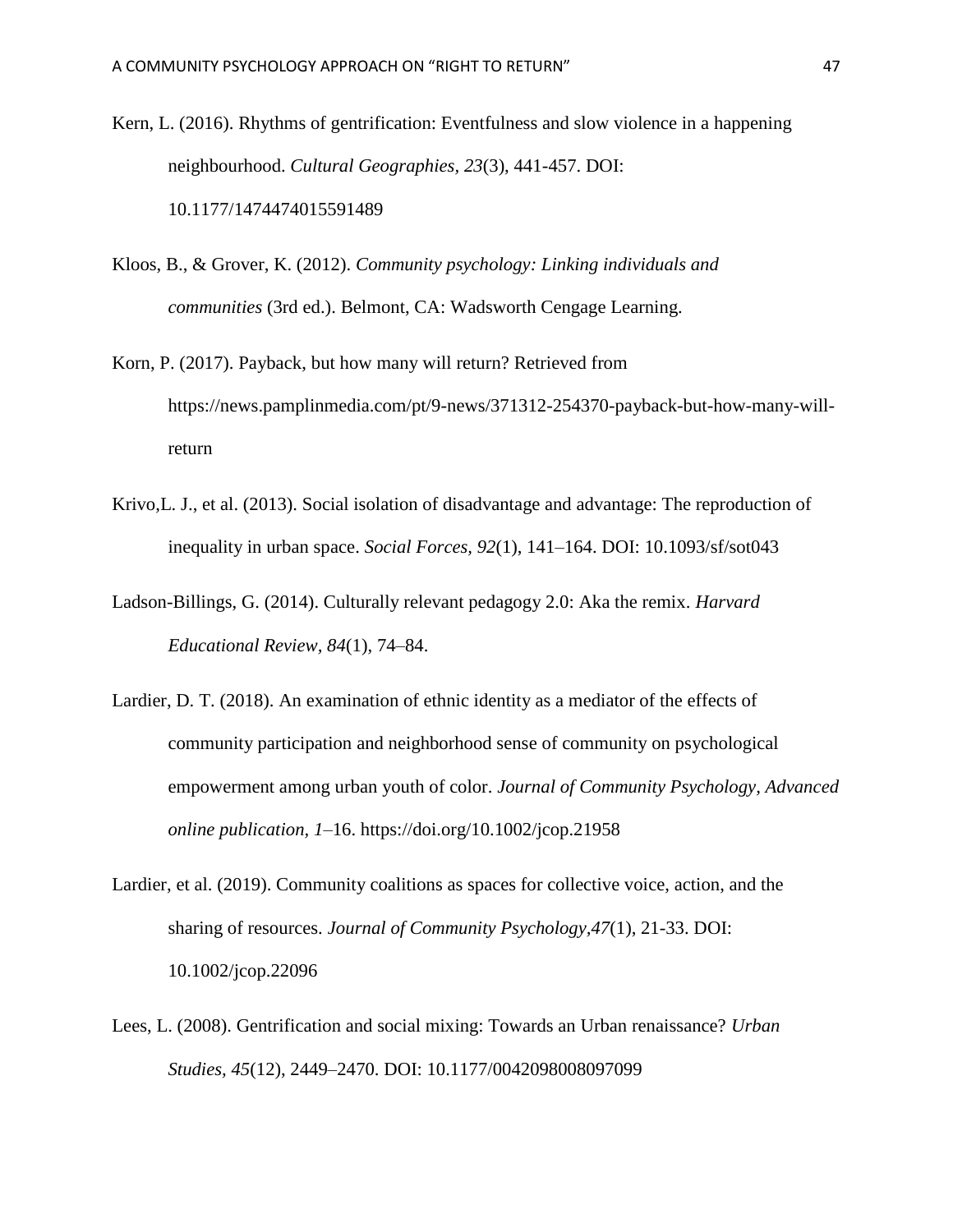Kern, L. (2016). Rhythms of gentrification: Eventfulness and slow violence in a happening neighbourhood. *Cultural Geographies, 23*(3), 441-457. DOI: 10.1177/1474474015591489

Kloos, B., & Grover, K. (2012). *Community psychology: Linking individuals and communities* (3rd ed.). Belmont, CA: Wadsworth Cengage Learning.

Korn, P. (2017). Payback, but how many will return? Retrieved from https://news.pamplinmedia.com/pt/9-news/371312-254370-payback-but-how-many-will-return

Krivo,L. J., et al. (2013). Social isolation of disadvantage and advantage: The reproduction of inequality in urban space. *Social Forces, 92*(1), 141–164. DOI: 10.1093/sf/sot043

Ladson-Billings, G. (2014). Culturally relevant pedagogy 2.0: Aka the remix. *Harvard Educational Review, 84*(1), 74–84.

Lardier, D. T. (2018). An examination of ethnic identity as a mediator of the effects of community participation and neighborhood sense of community on psychological empowerment among urban youth of color. *Journal of Community Psychology, Advanced online publication, 1*–16. https://doi.org/10.1002/jcop.21958

Lardier, et al. (2019). Community coalitions as spaces for collective voice, action, and the sharing of resources. *Journal of Community Psychology,47*(1), 21-33. DOI: 10.1002/jcop.22096

Lees, L. (2008). Gentrification and social mixing: Towards an Urban renaissance? *Urban Studies, 45*(12), 2449–2470. DOI: 10.1177/0042098008097099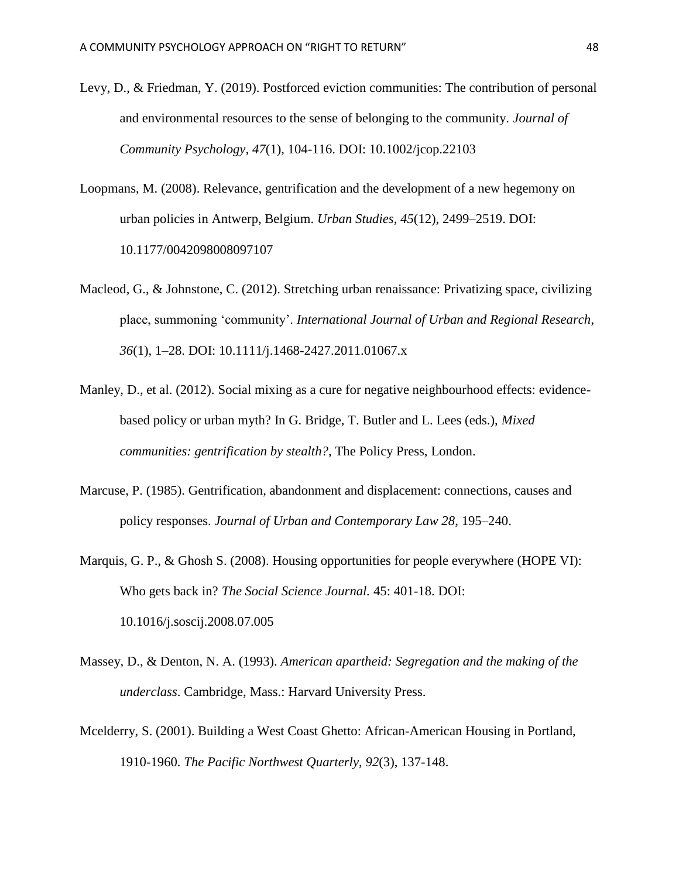Levy, D., & Friedman, Y. (2019). Postforced eviction communities: The contribution of personal and environmental resources to the sense of belonging to the community. *Journal of Community Psychology*, *47*(1), 104-116. DOI: 10.1002/jcop.22103

Loopmans, M. (2008). Relevance, gentrification and the development of a new hegemony on urban policies in Antwerp, Belgium. *Urban Studies*, *45*(12), 2499–2519. DOI: 10.1177/0042098008097107

Macleod, G., & Johnstone, C. (2012). Stretching urban renaissance: Privatizing space, civilizing place, summoning 'community'. *International Journal of Urban and Regional Research*, *36*(1), 1–28. DOI: 10.1111/j.1468-2427.2011.01067.x

Manley, D., et al. (2012). Social mixing as a cure for negative neighbourhood effects: evidence-based policy or urban myth? In G. Bridge, T. Butler and L. Lees (eds.), *Mixed communities: gentrification by stealth?*, The Policy Press, London.

Marcuse, P. (1985). Gentrification, abandonment and displacement: connections, causes and policy responses. *Journal of Urban and Contemporary Law 28*, 195–240.

Marquis, G. P., & Ghosh S. (2008). Housing opportunities for people everywhere (HOPE VI): Who gets back in? *The Social Science Journal*. 45: 401-18. DOI: 10.1016/j.soscij.2008.07.005

Massey, D., & Denton, N. A. (1993). *American apartheid: Segregation and the making of the underclass*. Cambridge, Mass.: Harvard University Press.

Mcelderry, S. (2001). Building a West Coast Ghetto: African-American Housing in Portland, 1910-1960. *The Pacific Northwest Quarterly*, *92*(3), 137-148.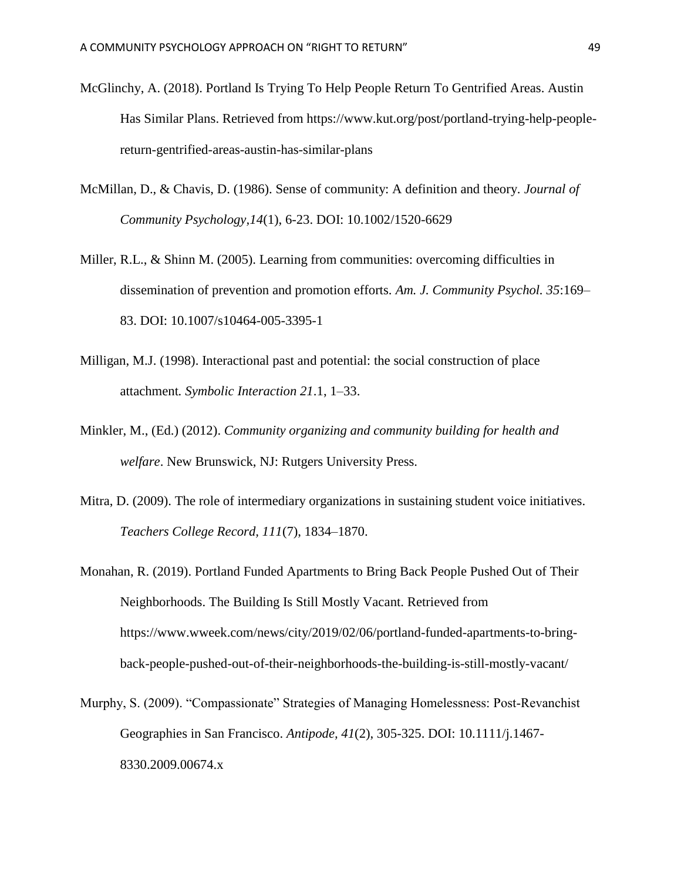McGlinchy, A. (2018). Portland Is Trying To Help People Return To Gentrified Areas. Austin Has Similar Plans. Retrieved from https://www.kut.org/post/portland-trying-help-people-return-gentrified-areas-austin-has-similar-plans

McMillan, D., & Chavis, D. (1986). Sense of community: A definition and theory. *Journal of Community Psychology,14*(1), 6-23. DOI: 10.1002/1520-6629

Miller, R.L., & Shinn M. (2005). Learning from communities: overcoming difficulties in dissemination of prevention and promotion efforts. *Am. J. Community Psychol. 35*:169–83. DOI: 10.1007/s10464-005-3395-1

Milligan, M.J. (1998). Interactional past and potential: the social construction of place attachment*. Symbolic Interaction 21*.1, 1–33.

Minkler, M., (Ed.) (2012). *Community organizing and community building for health and welfare*. New Brunswick, NJ: Rutgers University Press.

Mitra, D. (2009). The role of intermediary organizations in sustaining student voice initiatives. *Teachers College Record, 111*(7), 1834–1870.

Monahan, R. (2019). Portland Funded Apartments to Bring Back People Pushed Out of Their Neighborhoods. The Building Is Still Mostly Vacant. Retrieved from https://www.wweek.com/news/city/2019/02/06/portland-funded-apartments-to-bring-back-people-pushed-out-of-their-neighborhoods-the-building-is-still-mostly-vacant/

Murphy, S. (2009). "Compassionate" Strategies of Managing Homelessness: Post-Revanchist Geographies in San Francisco. *Antipode, 41*(2), 305-325. DOI: 10.1111/j.1467-8330.2009.00674.x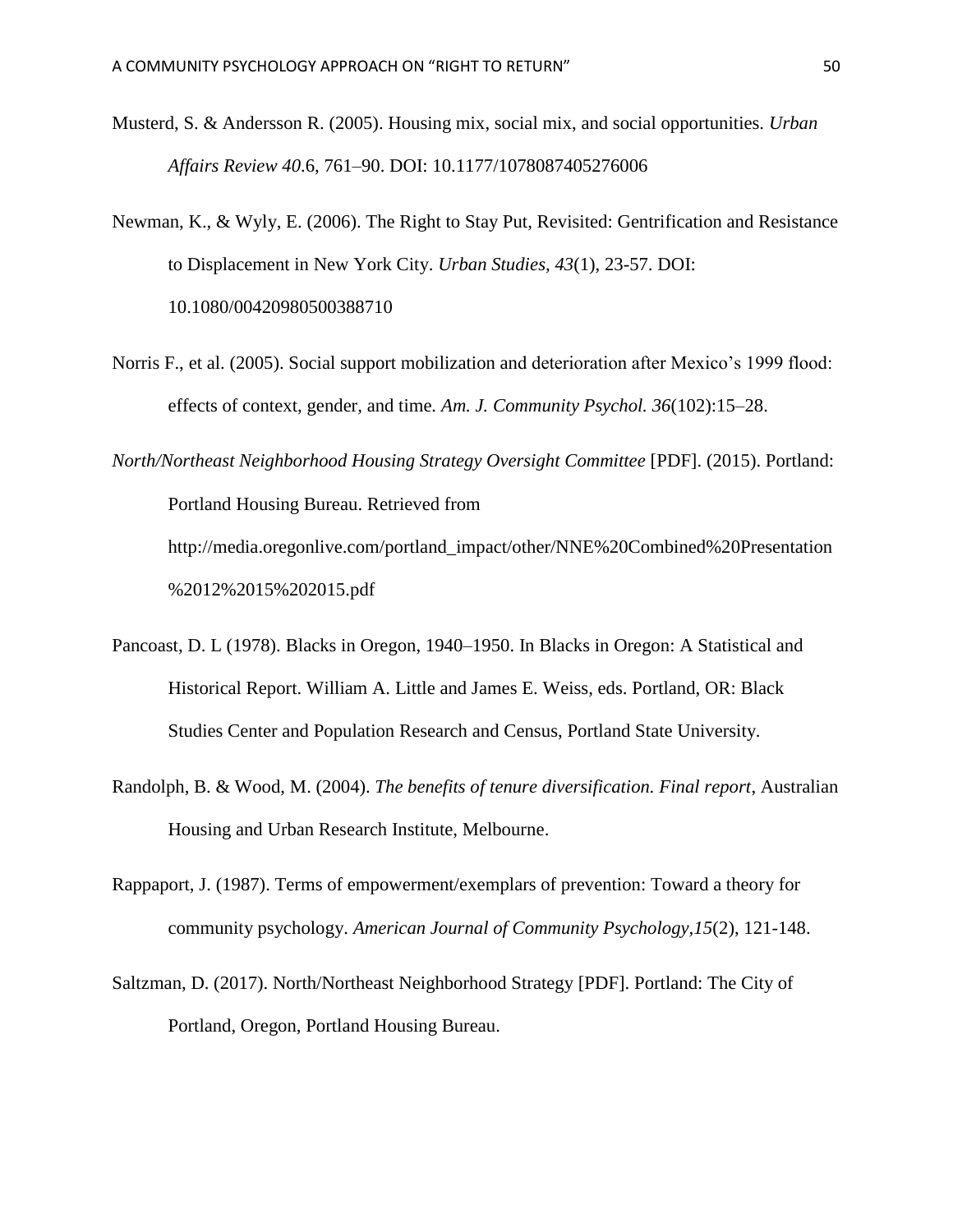Musterd, S. & Andersson R. (2005). Housing mix, social mix, and social opportunities. *Urban Affairs Review 40*.6, 761–90. DOI: 10.1177/1078087405276006

Newman, K., & Wyly, E. (2006). The Right to Stay Put, Revisited: Gentrification and Resistance to Displacement in New York City. *Urban Studies, 43*(1), 23-57. DOI: 10.1080/00420980500388710

Norris F., et al. (2005). Social support mobilization and deterioration after Mexico's 1999 flood: effects of context, gender, and time. *Am. J. Community Psychol. 36*(102):15–28.

*North/Northeast Neighborhood Housing Strategy Oversight Committee* [PDF]. (2015). Portland: Portland Housing Bureau. Retrieved from http://media.oregonlive.com/portland_impact/other/NNE%20Combined%20Presentation%2012%2015%202015.pdf

Pancoast, D. L (1978). Blacks in Oregon, 1940–1950. In Blacks in Oregon: A Statistical and Historical Report. William A. Little and James E. Weiss, eds. Portland, OR: Black Studies Center and Population Research and Census, Portland State University.

Randolph, B. & Wood, M. (2004). *The benefits of tenure diversification. Final report*, Australian Housing and Urban Research Institute, Melbourne.

Rappaport, J. (1987). Terms of empowerment/exemplars of prevention: Toward a theory for community psychology. *American Journal of Community Psychology,15*(2), 121-148.

Saltzman, D. (2017). North/Northeast Neighborhood Strategy [PDF]. Portland: The City of Portland, Oregon, Portland Housing Bureau.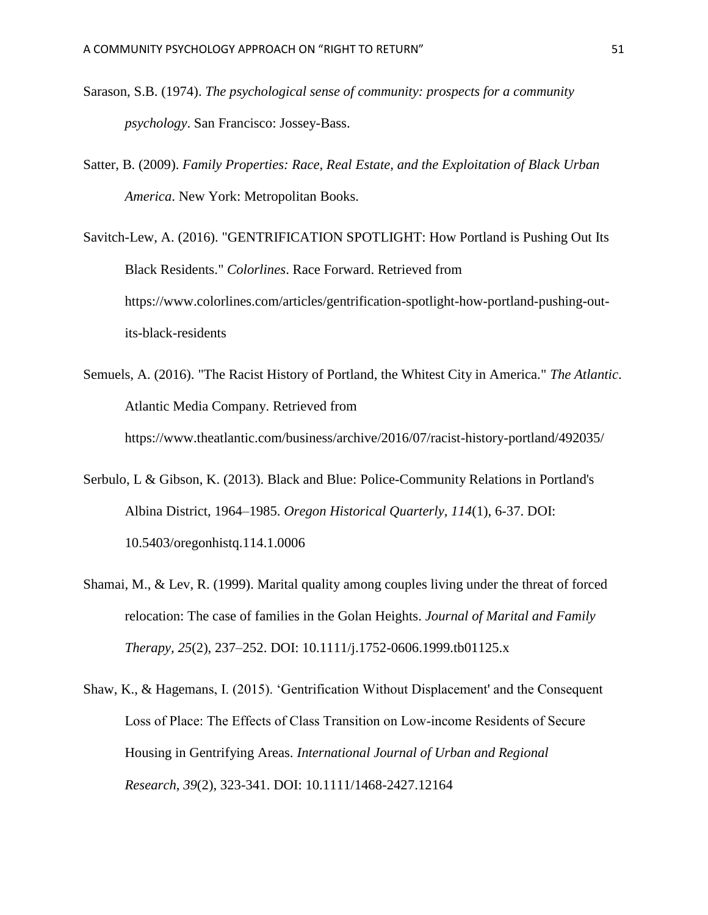Sarason, S.B. (1974). *The psychological sense of community: prospects for a community psychology*. San Francisco: Jossey-Bass.

Satter, B. (2009). *Family Properties: Race, Real Estate, and the Exploitation of Black Urban America*. New York: Metropolitan Books.

Savitch-Lew, A. (2016). "GENTRIFICATION SPOTLIGHT: How Portland is Pushing Out Its Black Residents." *Colorlines*. Race Forward. Retrieved from https://www.colorlines.com/articles/gentrification-spotlight-how-portland-pushing-out-its-black-residents

Semuels, A. (2016). "The Racist History of Portland, the Whitest City in America." *The Atlantic*. Atlantic Media Company. Retrieved from https://www.theatlantic.com/business/archive/2016/07/racist-history-portland/492035/

Serbulo, L & Gibson, K. (2013). Black and Blue: Police-Community Relations in Portland's Albina District, 1964–1985. *Oregon Historical Quarterly, 114*(1), 6-37. DOI: 10.5403/oregonhistq.114.1.0006

Shamai, M., & Lev, R. (1999). Marital quality among couples living under the threat of forced relocation: The case of families in the Golan Heights. *Journal of Marital and Family Therapy, 25*(2), 237–252. DOI: 10.1111/j.1752-0606.1999.tb01125.x

Shaw, K., & Hagemans, I. (2015). 'Gentrification Without Displacement' and the Consequent Loss of Place: The Effects of Class Transition on Low-income Residents of Secure Housing in Gentrifying Areas. *International Journal of Urban and Regional Research, 39*(2), 323-341. DOI: 10.1111/1468-2427.12164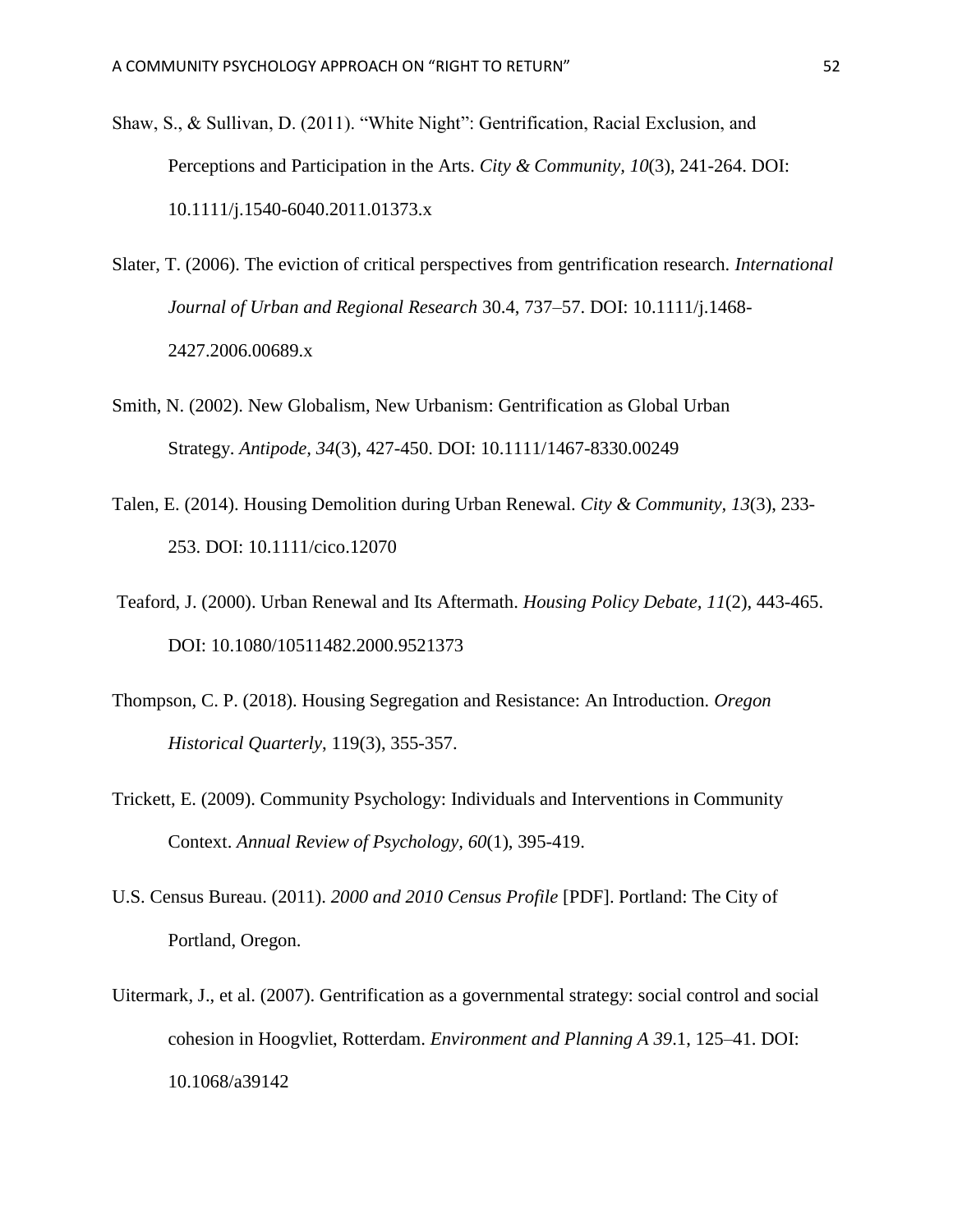Shaw, S., & Sullivan, D. (2011). "White Night": Gentrification, Racial Exclusion, and Perceptions and Participation in the Arts. *City & Community*, *10*(3), 241-264. DOI: 10.1111/j.1540-6040.2011.01373.x

Slater, T. (2006). The eviction of critical perspectives from gentrification research. *International Journal of Urban and Regional Research* 30.4, 737–57. DOI: 10.1111/j.1468-2427.2006.00689.x

Smith, N. (2002). New Globalism, New Urbanism: Gentrification as Global Urban Strategy. *Antipode, 34*(3), 427-450. DOI: 10.1111/1467-8330.00249

Talen, E. (2014). Housing Demolition during Urban Renewal. *City & Community*, *13*(3), 233-253. DOI: 10.1111/cico.12070

Teaford, J. (2000). Urban Renewal and Its Aftermath. *Housing Policy Debate*, *11*(2), 443-465. DOI: 10.1080/10511482.2000.9521373

Thompson, C. P. (2018). Housing Segregation and Resistance: An Introduction. *Oregon Historical Quarterly*, 119(3), 355-357.

Trickett, E. (2009). Community Psychology: Individuals and Interventions in Community Context. *Annual Review of Psychology*, *60*(1), 395-419.

U.S. Census Bureau. (2011). *2000 and 2010 Census Profile* [PDF]. Portland: The City of Portland, Oregon.

Uitermark, J., et al. (2007). Gentrification as a governmental strategy: social control and social cohesion in Hoogvliet, Rotterdam. *Environment and Planning A 39*.1, 125–41. DOI: 10.1068/a39142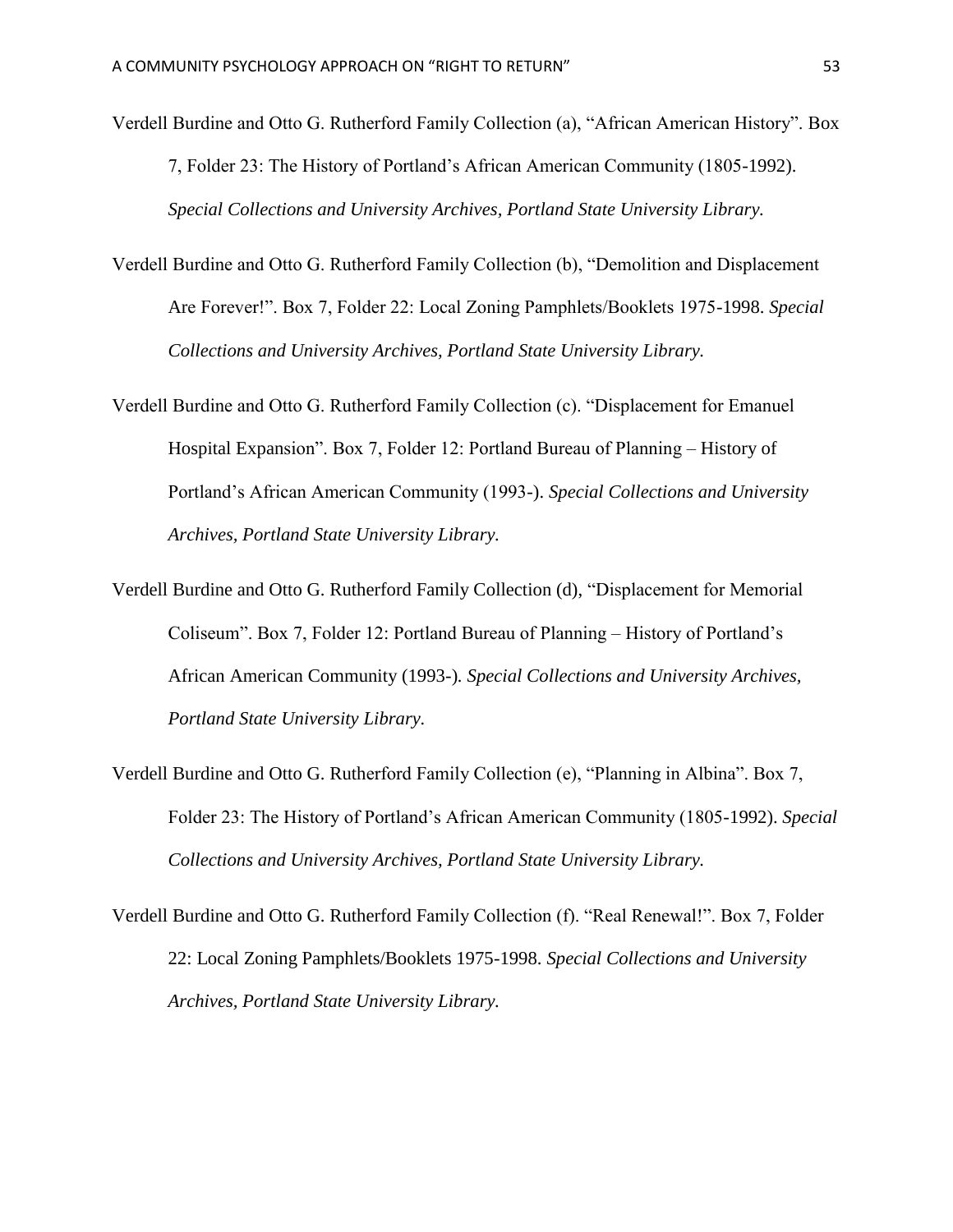Verdell Burdine and Otto G. Rutherford Family Collection (a), “African American History”. Box 7, Folder 23: The History of Portland’s African American Community (1805-1992). *Special Collections and University Archives, Portland State University Library.*

Verdell Burdine and Otto G. Rutherford Family Collection (b), “Demolition and Displacement Are Forever!”. Box 7, Folder 22: Local Zoning Pamphlets/Booklets 1975-1998. *Special Collections and University Archives, Portland State University Library.*

Verdell Burdine and Otto G. Rutherford Family Collection (c). “Displacement for Emanuel Hospital Expansion”. Box 7, Folder 12: Portland Bureau of Planning – History of Portland’s African American Community (1993-). *Special Collections and University Archives, Portland State University Library.*

Verdell Burdine and Otto G. Rutherford Family Collection (d), “Displacement for Memorial Coliseum”. Box 7, Folder 12: Portland Bureau of Planning – History of Portland’s African American Community (1993-)*. Special Collections and University Archives, Portland State University Library*.

Verdell Burdine and Otto G. Rutherford Family Collection (e), “Planning in Albina”. Box 7, Folder 23: The History of Portland’s African American Community (1805-1992). *Special Collections and University Archives, Portland State University Library.*

Verdell Burdine and Otto G. Rutherford Family Collection (f). “Real Renewal!”. Box 7, Folder 22: Local Zoning Pamphlets/Booklets 1975-1998. *Special Collections and University Archives, Portland State University Library.*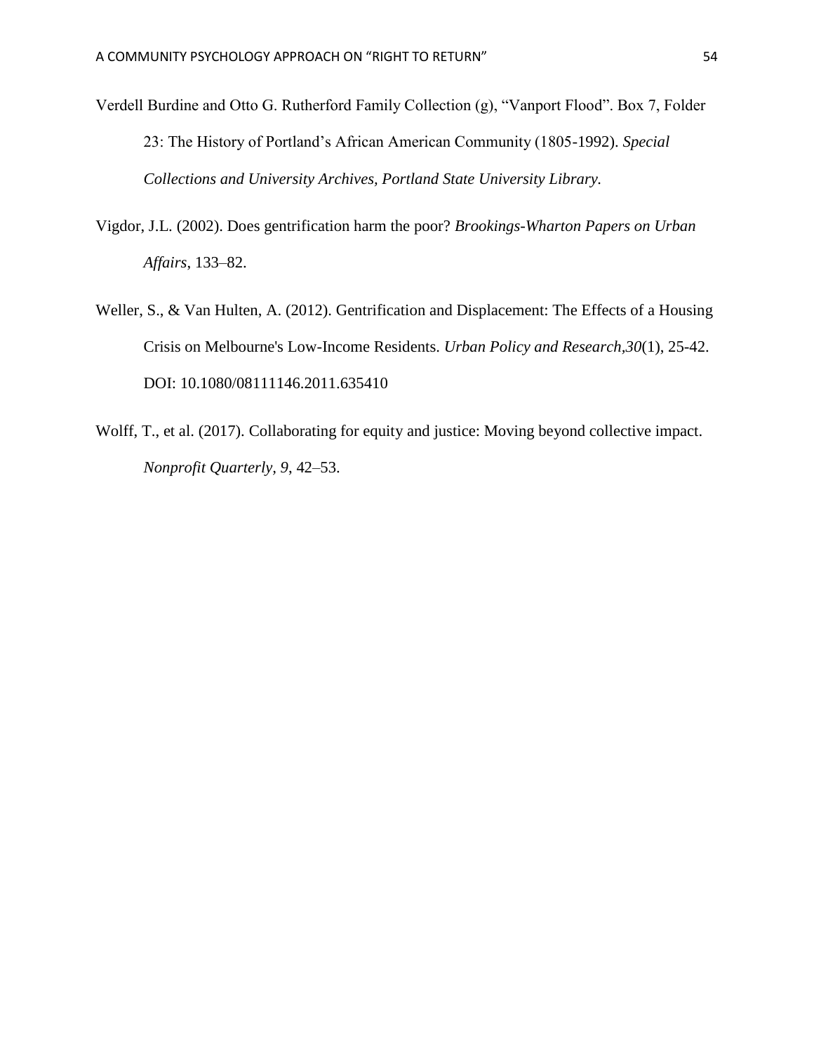Verdell Burdine and Otto G. Rutherford Family Collection (g), "Vanport Flood". Box 7, Folder 23: The History of Portland's African American Community (1805-1992). *Special Collections and University Archives, Portland State University Library.*

Vigdor, J.L. (2002). Does gentrification harm the poor? *Brookings-Wharton Papers on Urban Affairs*, 133–82.

Weller, S., & Van Hulten, A. (2012). Gentrification and Displacement: The Effects of a Housing Crisis on Melbourne's Low-Income Residents. *Urban Policy and Research,30*(1), 25-42. DOI: 10.1080/08111146.2011.635410

Wolff, T., et al. (2017). Collaborating for equity and justice: Moving beyond collective impact. *Nonprofit Quarterly, 9*, 42–53.